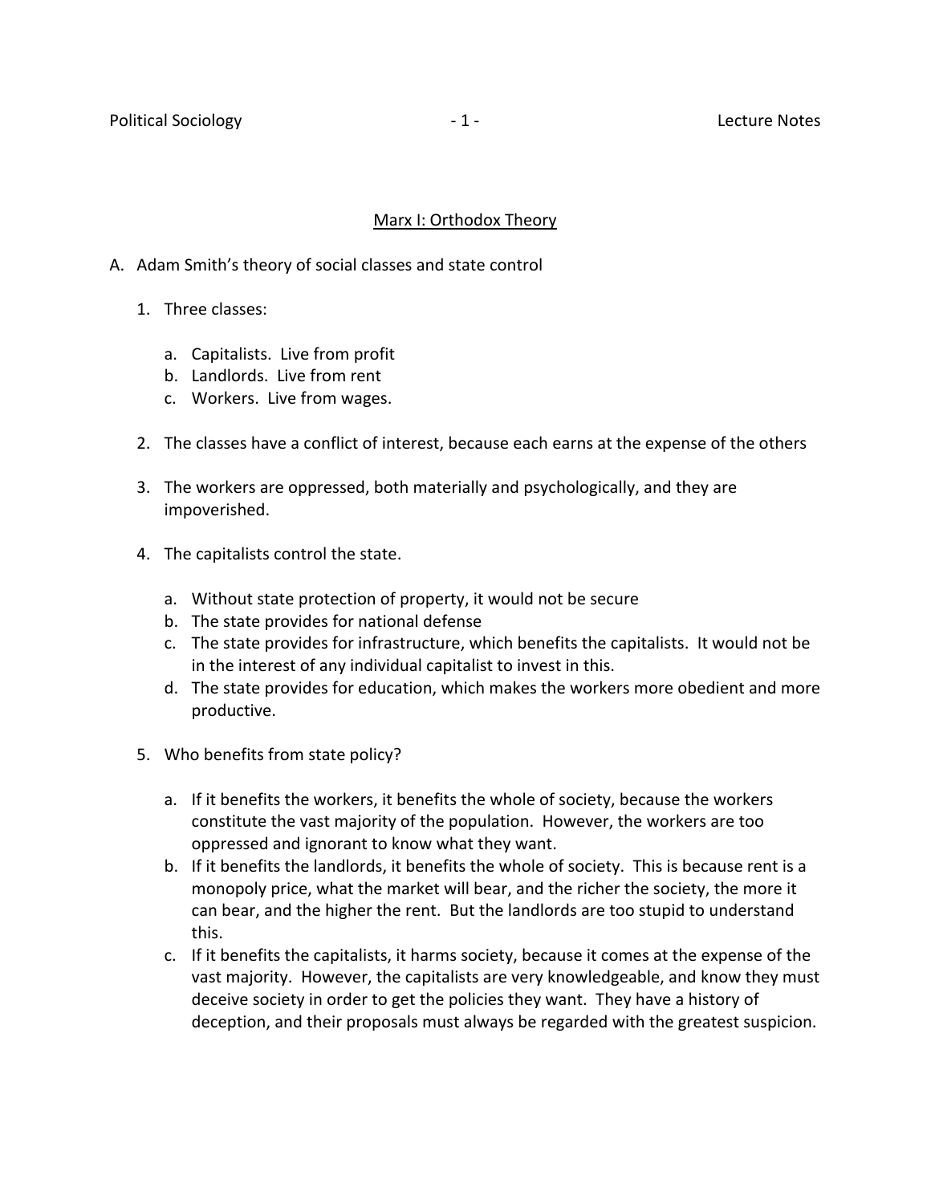# Marx I: Orthodox Theory

A. Adam Smith's theory of social classes and state control

1. Three classes:

    a. Capitalists. Live from profit
    b. Landlords. Live from rent
    c. Workers. Live from wages.

2. The classes have a conflict of interest, because each earns at the expense of the others

3. The workers are oppressed, both materially and psychologically, and they are impoverished.

4. The capitalists control the state.

    a. Without state protection of property, it would not be secure
    b. The state provides for national defense
    c. The state provides for infrastructure, which benefits the capitalists. It would not be in the interest of any individual capitalist to invest in this.
    d. The state provides for education, which makes the workers more obedient and more productive.

5. Who benefits from state policy?

    a. If it benefits the workers, it benefits the whole of society, because the workers constitute the vast majority of the population. However, the workers are too oppressed and ignorant to know what they want.
    b. If it benefits the landlords, it benefits the whole of society. This is because rent is a monopoly price, what the market will bear, and the richer the society, the more it can bear, and the higher the rent. But the landlords are too stupid to understand this.
    c. If it benefits the capitalists, it harms society, because it comes at the expense of the vast majority. However, the capitalists are very knowledgeable, and know they must deceive society in order to get the policies they want. They have a history of deception, and their proposals must always be regarded with the greatest suspicion.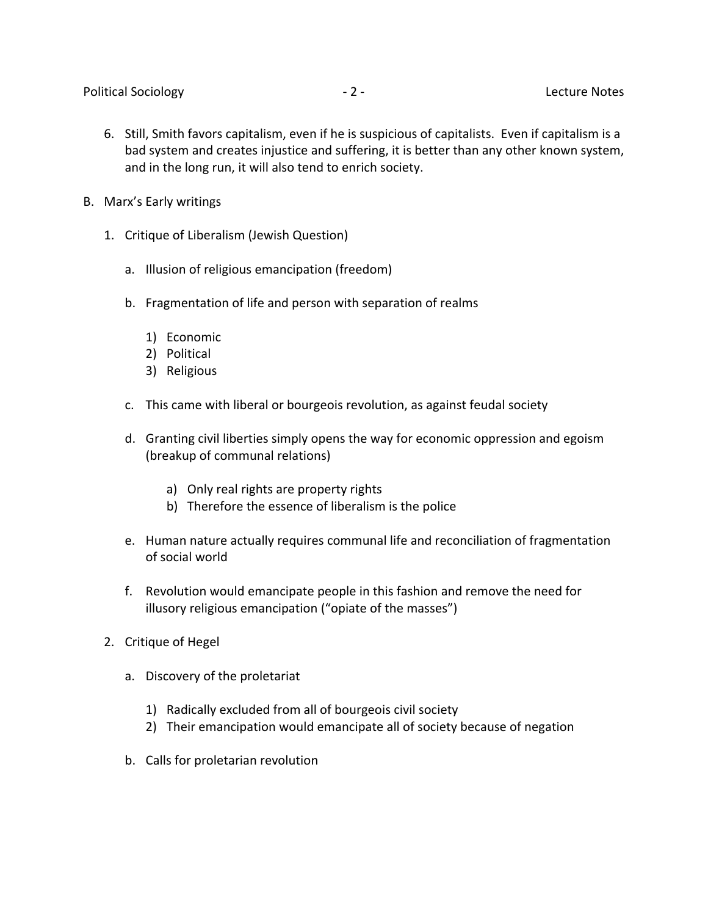6. Still, Smith favors capitalism, even if he is suspicious of capitalists. Even if capitalism is a bad system and creates injustice and suffering, it is better than any other known system, and in the long run, it will also tend to enrich society.

B. Marx's Early writings

   1. Critique of Liberalism (Jewish Question)

      a. Illusion of religious emancipation (freedom)

      b. Fragmentation of life and person with separation of realms

         1) Economic
         2) Political
         3) Religious

      c. This came with liberal or bourgeois revolution, as against feudal society

      d. Granting civil liberties simply opens the way for economic oppression and egoism (breakup of communal relations)

         a) Only real rights are property rights
         b) Therefore the essence of liberalism is the police

      e. Human nature actually requires communal life and reconciliation of fragmentation of social world

      f. Revolution would emancipate people in this fashion and remove the need for illusory religious emancipation ("opiate of the masses")

   2. Critique of Hegel

      a. Discovery of the proletariat

         1) Radically excluded from all of bourgeois civil society
         2) Their emancipation would emancipate all of society because of negation

      b. Calls for proletarian revolution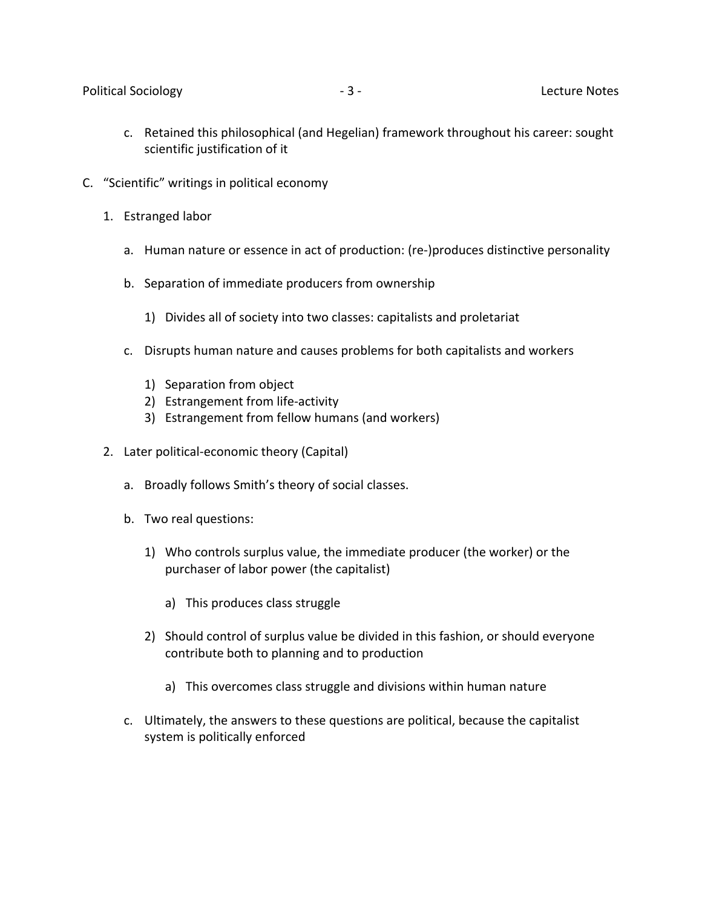c. Retained this philosophical (and Hegelian) framework throughout his career: sought scientific justification of it

C. "Scientific" writings in political economy

   1. Estranged labor

      a. Human nature or essence in act of production: (re-)produces distinctive personality

      b. Separation of immediate producers from ownership

         1) Divides all of society into two classes: capitalists and proletariat

      c. Disrupts human nature and causes problems for both capitalists and workers

         1) Separation from object
         2) Estrangement from life-activity
         3) Estrangement from fellow humans (and workers)

   2. Later political-economic theory (Capital)

      a. Broadly follows Smith's theory of social classes.

      b. Two real questions:

         1) Who controls surplus value, the immediate producer (the worker) or the purchaser of labor power (the capitalist)

            a) This produces class struggle

         2) Should control of surplus value be divided in this fashion, or should everyone contribute both to planning and to production

            a) This overcomes class struggle and divisions within human nature

      c. Ultimately, the answers to these questions are political, because the capitalist system is politically enforced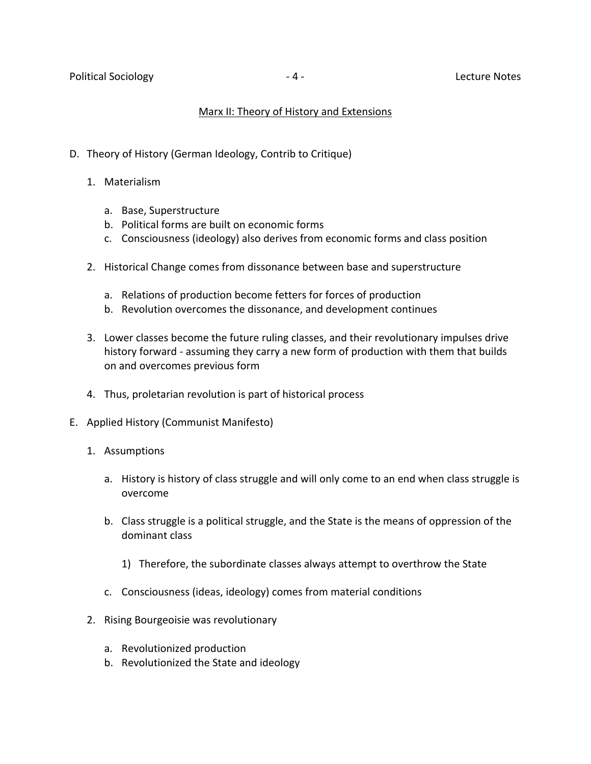## Marx II: Theory of History and Extensions

D. Theory of History (German Ideology, Contrib to Critique)

1. Materialism

    a. Base, Superstructure
    b. Political forms are built on economic forms
    c. Consciousness (ideology) also derives from economic forms and class position

2. Historical Change comes from dissonance between base and superstructure

    a. Relations of production become fetters for forces of production
    b. Revolution overcomes the dissonance, and development continues

3. Lower classes become the future ruling classes, and their revolutionary impulses drive history forward - assuming they carry a new form of production with them that builds on and overcomes previous form

4. Thus, proletarian revolution is part of historical process

E. Applied History (Communist Manifesto)

1. Assumptions

    a. History is history of class struggle and will only come to an end when class struggle is overcome

    b. Class struggle is a political struggle, and the State is the means of oppression of the dominant class

        1) Therefore, the subordinate classes always attempt to overthrow the State

    c. Consciousness (ideas, ideology) comes from material conditions

2. Rising Bourgeoisie was revolutionary

    a. Revolutionized production
    b. Revolutionized the State and ideology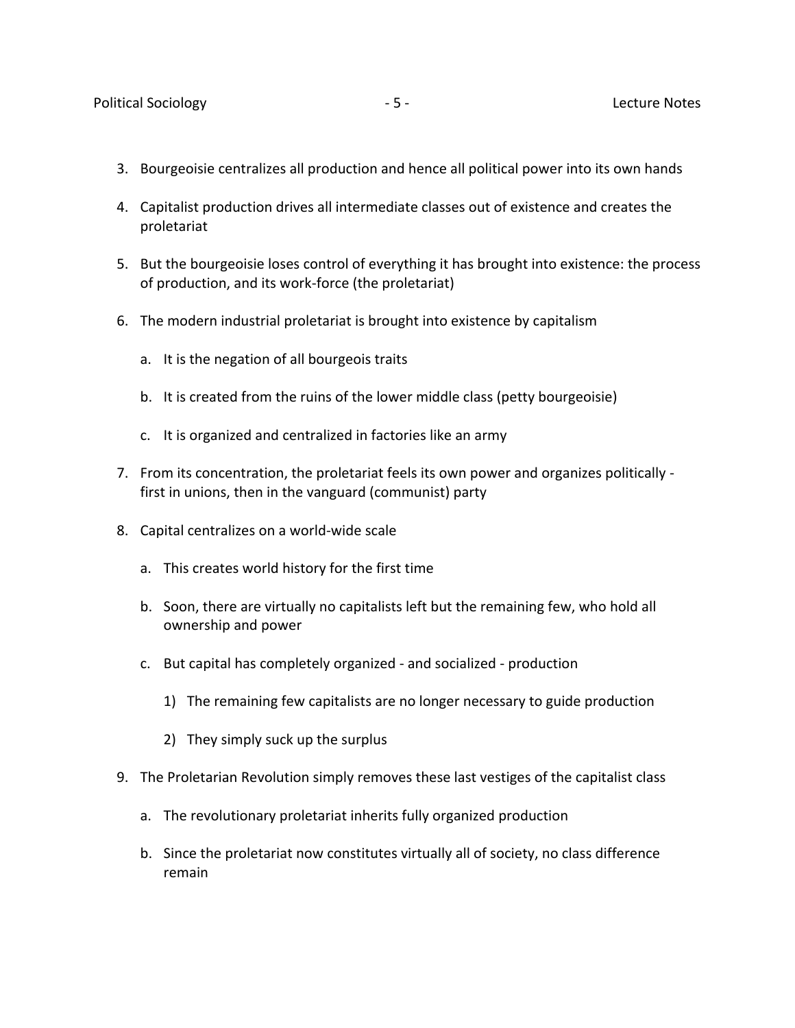3. Bourgeoisie centralizes all production and hence all political power into its own hands

4. Capitalist production drives all intermediate classes out of existence and creates the proletariat

5. But the bourgeoisie loses control of everything it has brought into existence: the process of production, and its work-force (the proletariat)

6. The modern industrial proletariat is brought into existence by capitalism

   a. It is the negation of all bourgeois traits

   b. It is created from the ruins of the lower middle class (petty bourgeoisie)

   c. It is organized and centralized in factories like an army

7. From its concentration, the proletariat feels its own power and organizes politically - first in unions, then in the vanguard (communist) party

8. Capital centralizes on a world-wide scale

   a. This creates world history for the first time

   b. Soon, there are virtually no capitalists left but the remaining few, who hold all ownership and power

   c. But capital has completely organized - and socialized - production

      1) The remaining few capitalists are no longer necessary to guide production

      2) They simply suck up the surplus

9. The Proletarian Revolution simply removes these last vestiges of the capitalist class

   a. The revolutionary proletariat inherits fully organized production

   b. Since the proletariat now constitutes virtually all of society, no class difference remain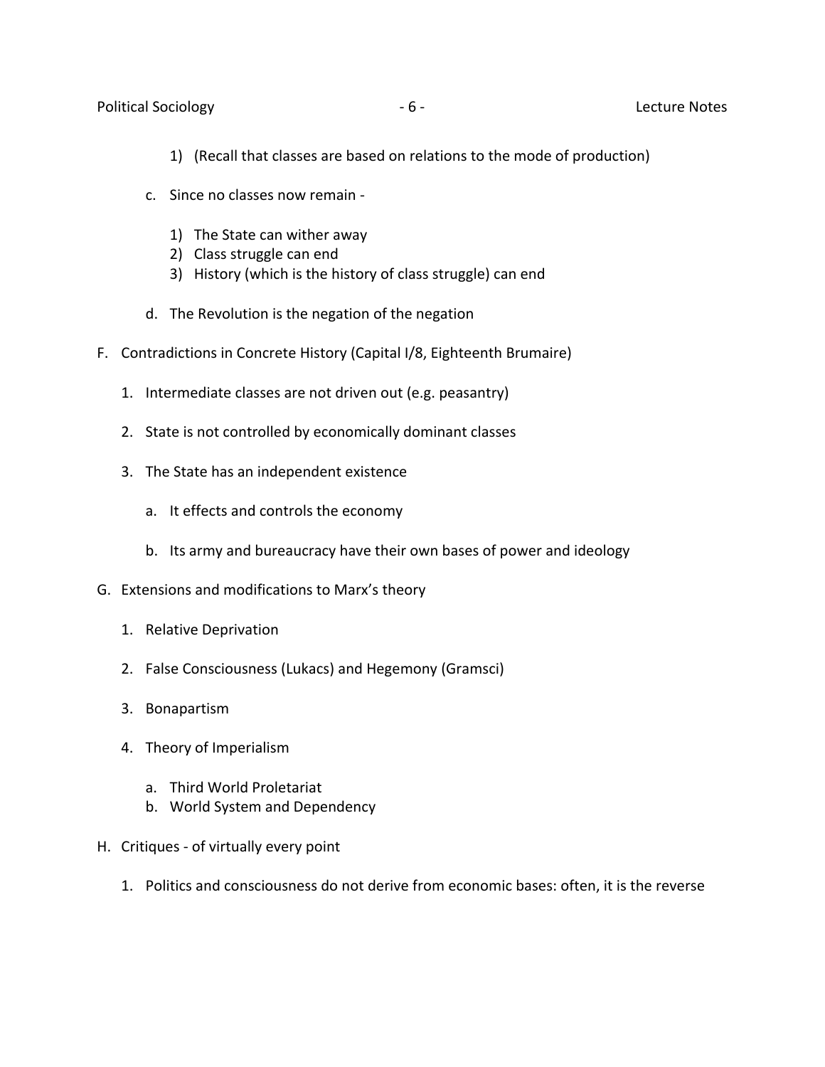1) (Recall that classes are based on relations to the mode of production)

    c. Since no classes now remain -

        1) The State can wither away
        2) Class struggle can end
        3) History (which is the history of class struggle) can end

    d. The Revolution is the negation of the negation

F. Contradictions in Concrete History (Capital I/8, Eighteenth Brumaire)

    1. Intermediate classes are not driven out (e.g. peasantry)

    2. State is not controlled by economically dominant classes

    3. The State has an independent existence

        a. It effects and controls the economy

        b. Its army and bureaucracy have their own bases of power and ideology

G. Extensions and modifications to Marx's theory

    1. Relative Deprivation

    2. False Consciousness (Lukacs) and Hegemony (Gramsci)

    3. Bonapartism

    4. Theory of Imperialism

        a. Third World Proletariat
        b. World System and Dependency

H. Critiques - of virtually every point

    1. Politics and consciousness do not derive from economic bases: often, it is the reverse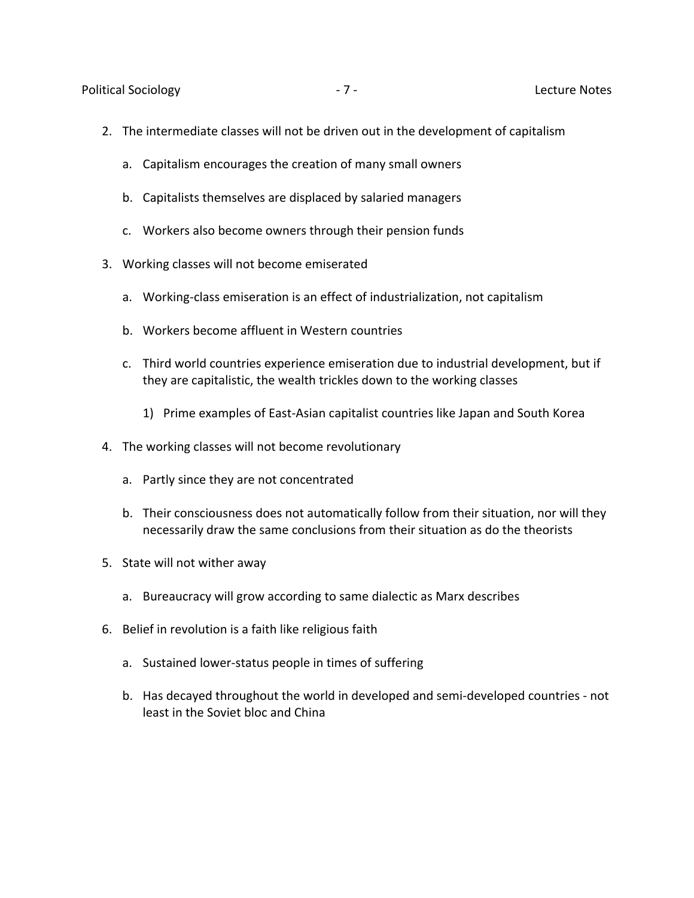2. The intermediate classes will not be driven out in the development of capitalism

    a. Capitalism encourages the creation of many small owners

    b. Capitalists themselves are displaced by salaried managers

    c. Workers also become owners through their pension funds

3. Working classes will not become emiserated

    a. Working-class emiseration is an effect of industrialization, not capitalism

    b. Workers become affluent in Western countries

    c. Third world countries experience emiseration due to industrial development, but if they are capitalistic, the wealth trickles down to the working classes

        1) Prime examples of East-Asian capitalist countries like Japan and South Korea

4. The working classes will not become revolutionary

    a. Partly since they are not concentrated

    b. Their consciousness does not automatically follow from their situation, nor will they necessarily draw the same conclusions from their situation as do the theorists

5. State will not wither away

    a. Bureaucracy will grow according to same dialectic as Marx describes

6. Belief in revolution is a faith like religious faith

    a. Sustained lower-status people in times of suffering

    b. Has decayed throughout the world in developed and semi-developed countries - not least in the Soviet bloc and China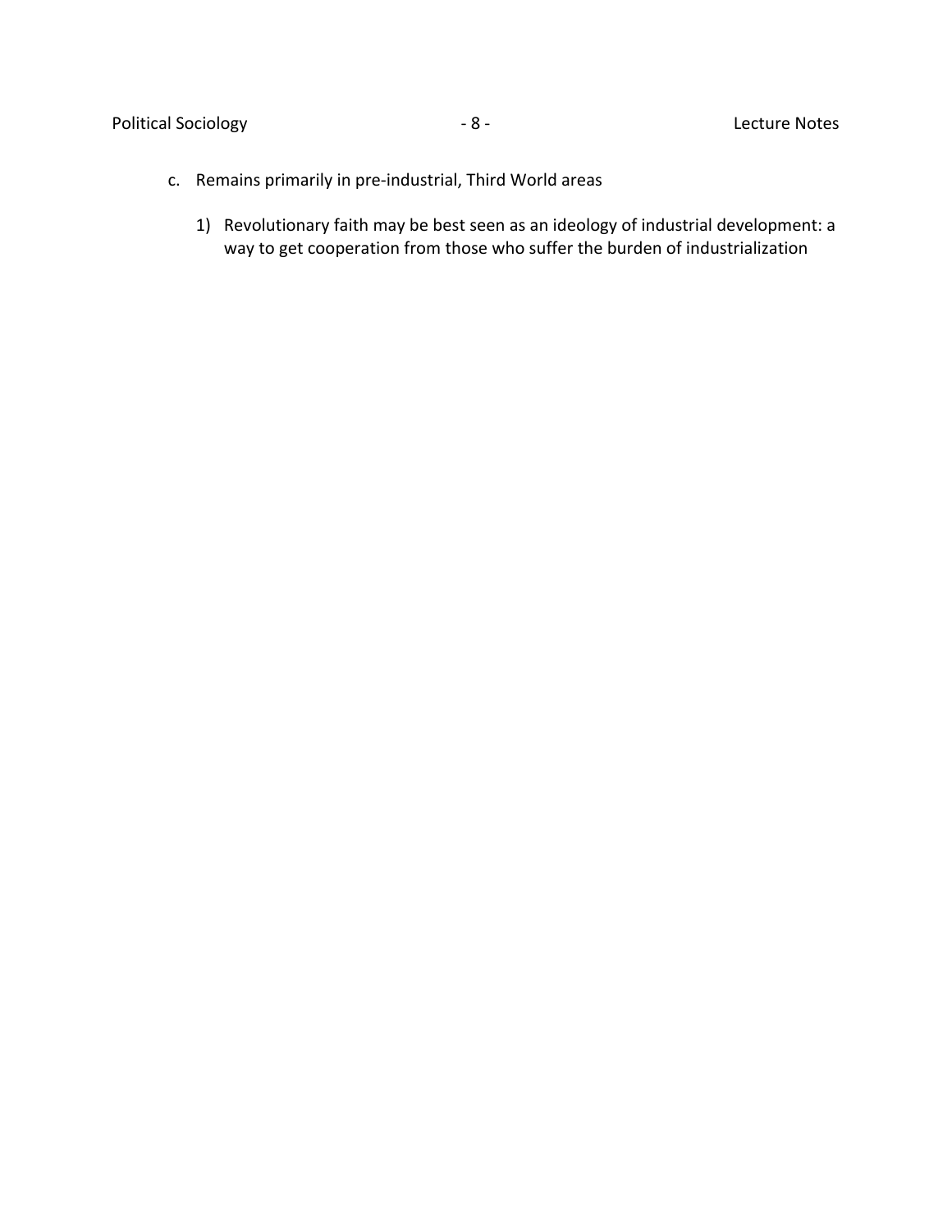c. Remains primarily in pre-industrial, Third World areas

    1) Revolutionary faith may be best seen as an ideology of industrial development: a way to get cooperation from those who suffer the burden of industrialization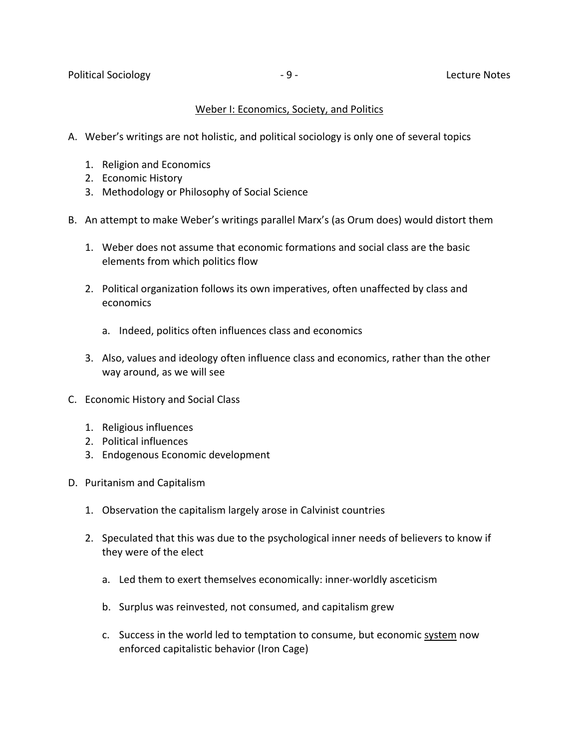## Weber I: Economics, Society, and Politics

A. Weber's writings are not holistic, and political sociology is only one of several topics

1. Religion and Economics
2. Economic History
3. Methodology or Philosophy of Social Science

B. An attempt to make Weber's writings parallel Marx's (as Orum does) would distort them

1. Weber does not assume that economic formations and social class are the basic elements from which politics flow

2. Political organization follows its own imperatives, often unaffected by class and economics

   a. Indeed, politics often influences class and economics

3. Also, values and ideology often influence class and economics, rather than the other way around, as we will see

C. Economic History and Social Class

1. Religious influences
2. Political influences
3. Endogenous Economic development

D. Puritanism and Capitalism

1. Observation the capitalism largely arose in Calvinist countries

2. Speculated that this was due to the psychological inner needs of believers to know if they were of the elect

   a. Led them to exert themselves economically: inner-worldly asceticism

   b. Surplus was reinvested, not consumed, and capitalism grew

   c. Success in the world led to temptation to consume, but economic <u>system</u> now enforced capitalistic behavior (Iron Cage)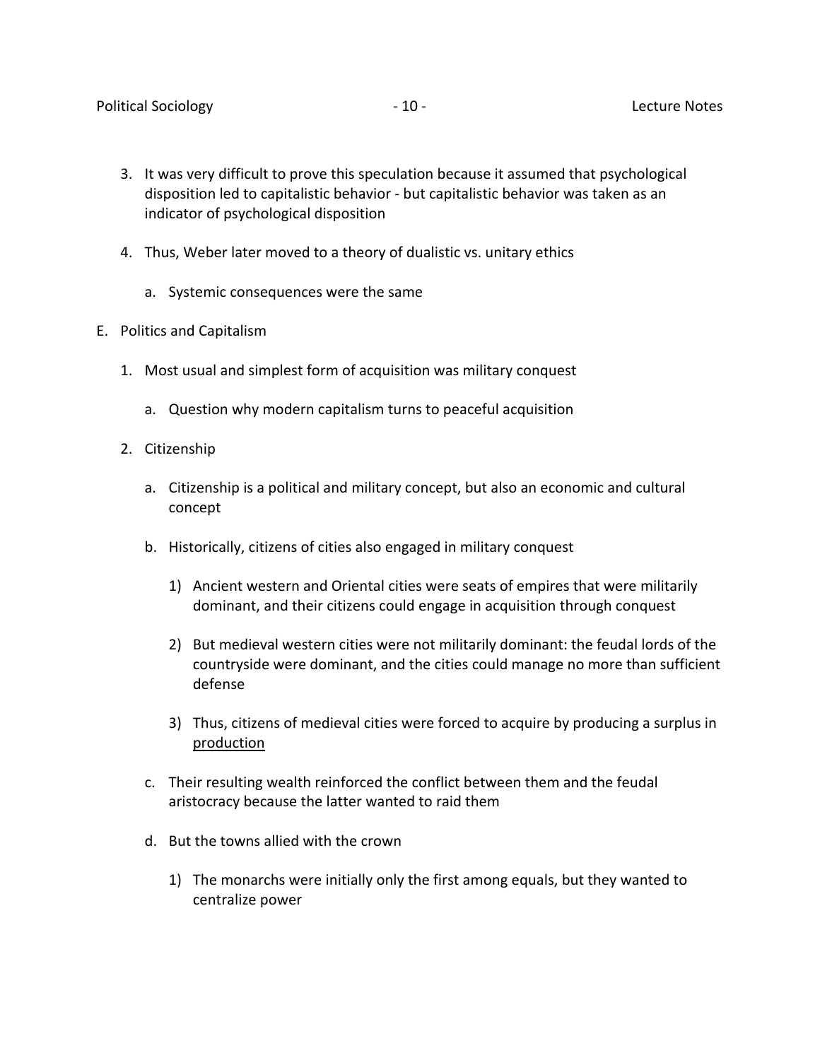3. It was very difficult to prove this speculation because it assumed that psychological disposition led to capitalistic behavior - but capitalistic behavior was taken as an indicator of psychological disposition

4. Thus, Weber later moved to a theory of dualistic vs. unitary ethics

    a. Systemic consequences were the same

E. Politics and Capitalism

1. Most usual and simplest form of acquisition was military conquest

    a. Question why modern capitalism turns to peaceful acquisition

2. Citizenship

    a. Citizenship is a political and military concept, but also an economic and cultural concept

    b. Historically, citizens of cities also engaged in military conquest

        1) Ancient western and Oriental cities were seats of empires that were militarily dominant, and their citizens could engage in acquisition through conquest

        2) But medieval western cities were not militarily dominant: the feudal lords of the countryside were dominant, and the cities could manage no more than sufficient defense

        3) Thus, citizens of medieval cities were forced to acquire by producing a surplus in <u>production</u>

    c. Their resulting wealth reinforced the conflict between them and the feudal aristocracy because the latter wanted to raid them

    d. But the towns allied with the crown

        1) The monarchs were initially only the first among equals, but they wanted to centralize power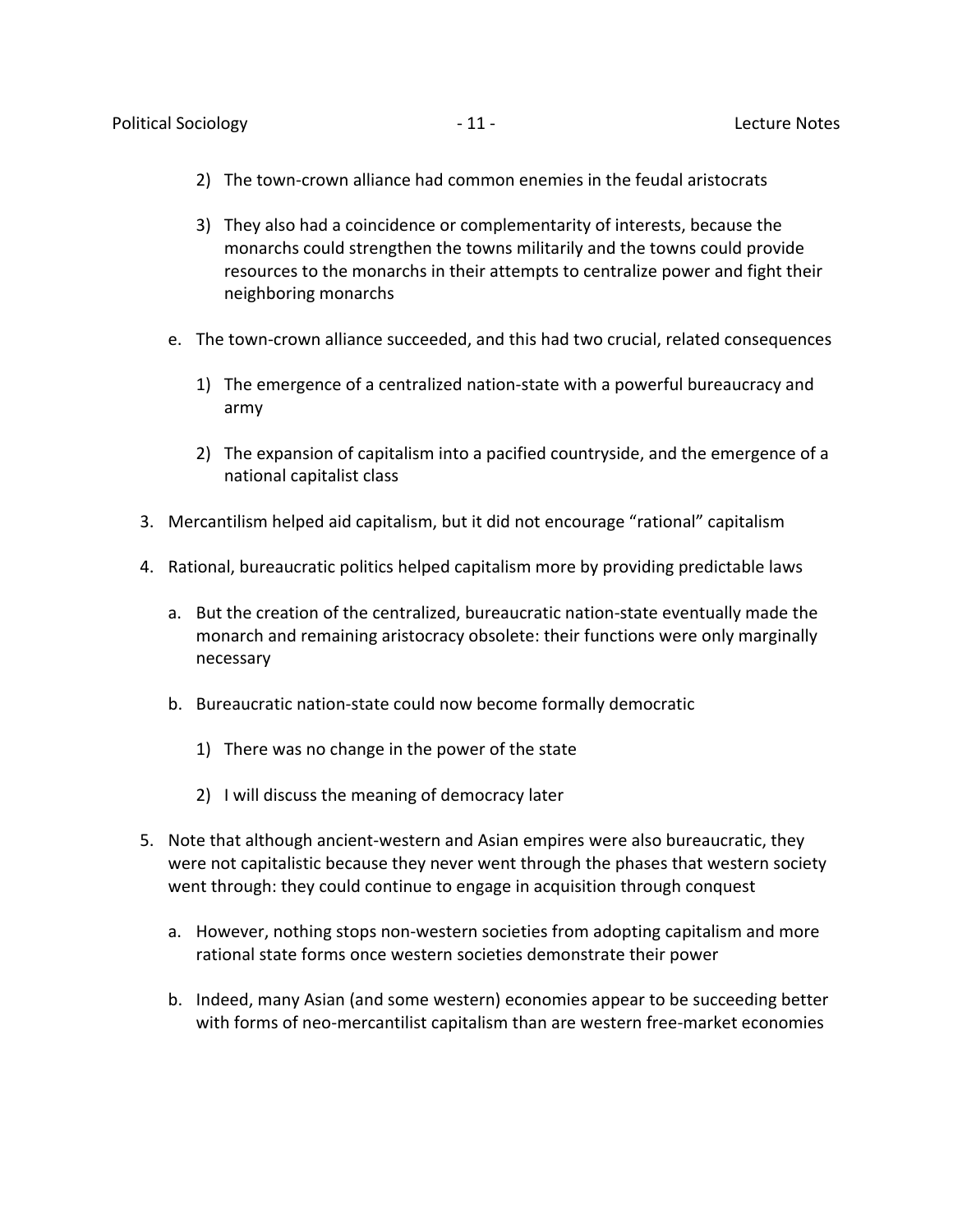2) The town-crown alliance had common enemies in the feudal aristocrats

        3) They also had a coincidence or complementarity of interests, because the monarchs could strengthen the towns militarily and the towns could provide resources to the monarchs in their attempts to centralize power and fight their neighboring monarchs

    e. The town-crown alliance succeeded, and this had two crucial, related consequences

        1) The emergence of a centralized nation-state with a powerful bureaucracy and army

        2) The expansion of capitalism into a pacified countryside, and the emergence of a national capitalist class

3. Mercantilism helped aid capitalism, but it did not encourage “rational” capitalism

4. Rational, bureaucratic politics helped capitalism more by providing predictable laws

    a. But the creation of the centralized, bureaucratic nation-state eventually made the monarch and remaining aristocracy obsolete: their functions were only marginally necessary

    b. Bureaucratic nation-state could now become formally democratic

        1) There was no change in the power of the state

        2) I will discuss the meaning of democracy later

5. Note that although ancient-western and Asian empires were also bureaucratic, they were not capitalistic because they never went through the phases that western society went through: they could continue to engage in acquisition through conquest

    a. However, nothing stops non-western societies from adopting capitalism and more rational state forms once western societies demonstrate their power

    b. Indeed, many Asian (and some western) economies appear to be succeeding better with forms of neo-mercantilist capitalism than are western free-market economies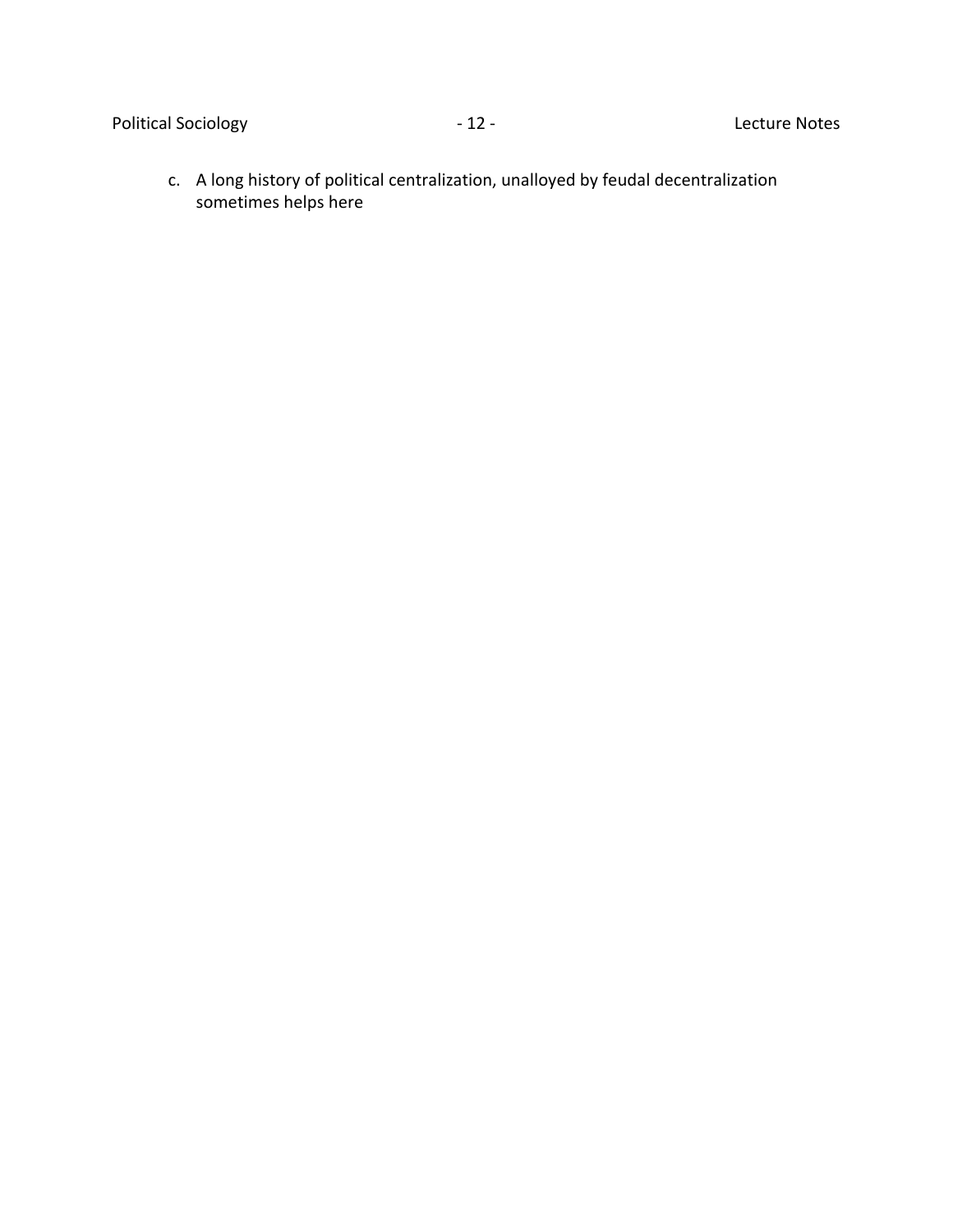c. A long history of political centralization, unalloyed by feudal decentralization sometimes helps here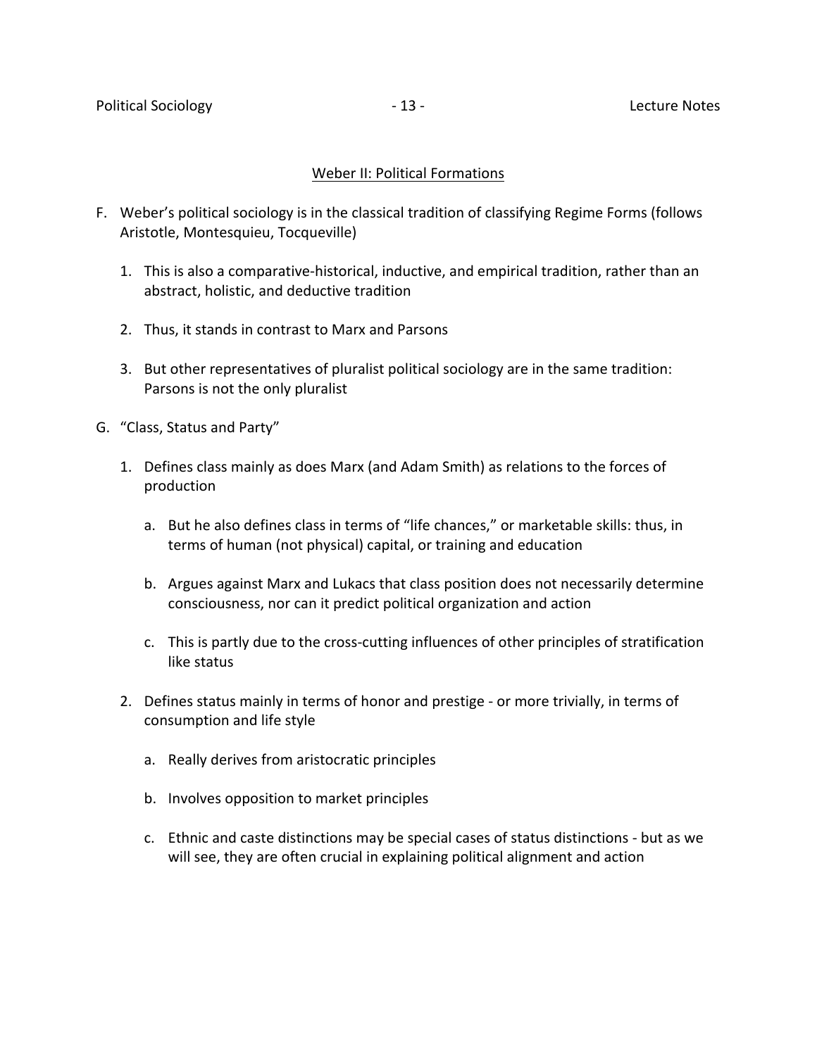## Weber II: Political Formations

F. Weber's political sociology is in the classical tradition of classifying Regime Forms (follows Aristotle, Montesquieu, Tocqueville)

   1. This is also a comparative-historical, inductive, and empirical tradition, rather than an abstract, holistic, and deductive tradition

   2. Thus, it stands in contrast to Marx and Parsons

   3. But other representatives of pluralist political sociology are in the same tradition: Parsons is not the only pluralist

G. "Class, Status and Party"

   1. Defines class mainly as does Marx (and Adam Smith) as relations to the forces of production

      a. But he also defines class in terms of "life chances," or marketable skills: thus, in terms of human (not physical) capital, or training and education

      b. Argues against Marx and Lukacs that class position does not necessarily determine consciousness, nor can it predict political organization and action

      c. This is partly due to the cross-cutting influences of other principles of stratification like status

   2. Defines status mainly in terms of honor and prestige - or more trivially, in terms of consumption and life style

      a. Really derives from aristocratic principles

      b. Involves opposition to market principles

      c. Ethnic and caste distinctions may be special cases of status distinctions - but as we will see, they are often crucial in explaining political alignment and action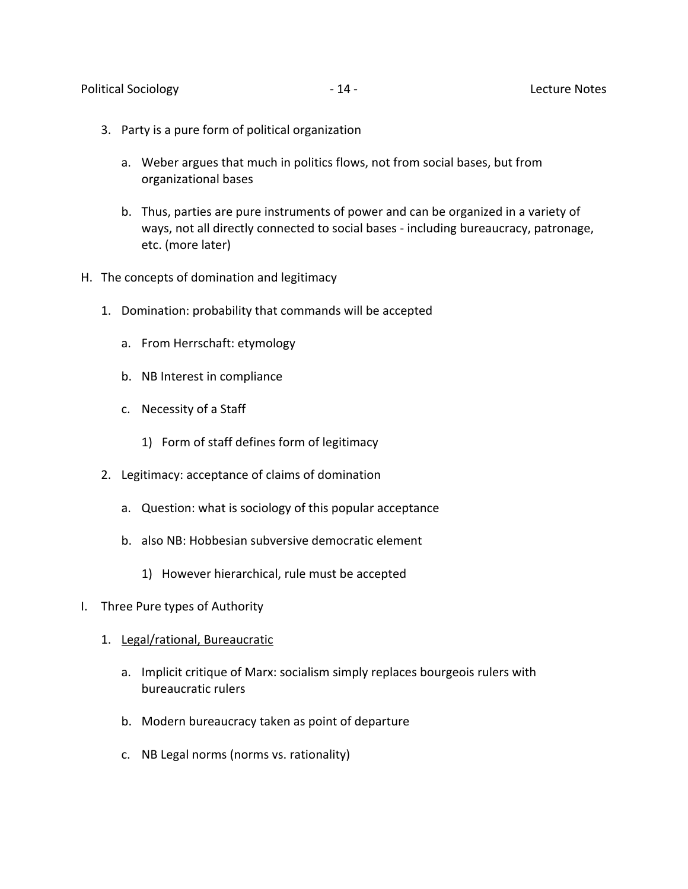3. Party is a pure form of political organization

    a. Weber argues that much in politics flows, not from social bases, but from organizational bases

    b. Thus, parties are pure instruments of power and can be organized in a variety of ways, not all directly connected to social bases - including bureaucracy, patronage, etc. (more later)

H. The concepts of domination and legitimacy

1. Domination: probability that commands will be accepted

    a. From Herrschaft: etymology

    b. NB Interest in compliance

    c. Necessity of a Staff

        1) Form of staff defines form of legitimacy

2. Legitimacy: acceptance of claims of domination

    a. Question: what is sociology of this popular acceptance

    b. also NB: Hobbesian subversive democratic element

        1) However hierarchical, rule must be accepted

I. Three Pure types of Authority

1. <u>Legal/rational, Bureaucratic</u>

    a. Implicit critique of Marx: socialism simply replaces bourgeois rulers with bureaucratic rulers

    b. Modern bureaucracy taken as point of departure

    c. NB Legal norms (norms vs. rationality)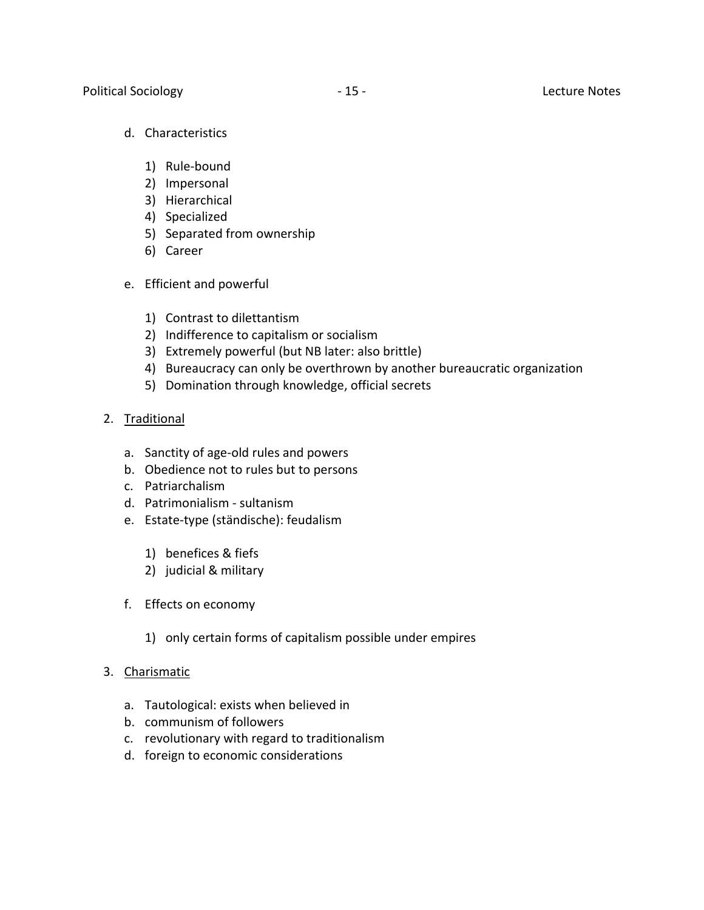d. Characteristics

    1) Rule-bound
    2) Impersonal
    3) Hierarchical
    4) Specialized
    5) Separated from ownership
    6) Career

e. Efficient and powerful

    1) Contrast to dilettantism
    2) Indifference to capitalism or socialism
    3) Extremely powerful (but NB later: also brittle)
    4) Bureaucracy can only be overthrown by another bureaucratic organization
    5) Domination through knowledge, official secrets

2. <u>Traditional</u>

    a. Sanctity of age-old rules and powers
    b. Obedience not to rules but to persons
    c. Patriarchalism
    d. Patrimonialism - sultanism
    e. Estate-type (ständische): feudalism

        1) benefices & fiefs
        2) judicial & military

    f. Effects on economy

        1) only certain forms of capitalism possible under empires

3. <u>Charismatic</u>

    a. Tautological: exists when believed in
    b. communism of followers
    c. revolutionary with regard to traditionalism
    d. foreign to economic considerations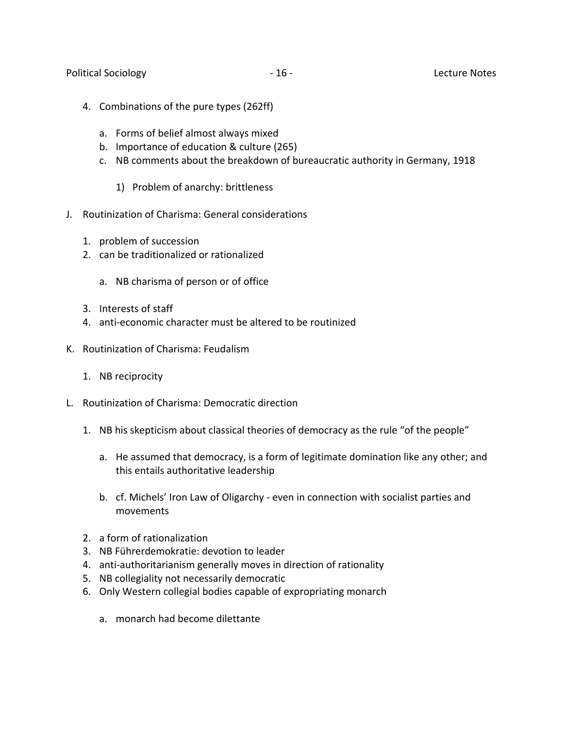4. Combinations of the pure types (262ff)

    a. Forms of belief almost always mixed
    b. Importance of education & culture (265)
    c. NB comments about the breakdown of bureaucratic authority in Germany, 1918

        1) Problem of anarchy: brittleness

J. Routinization of Charisma: General considerations

    1. problem of succession
    2. can be traditionalized or rationalized

        a. NB charisma of person or of office

    3. Interests of staff
    4. anti-economic character must be altered to be routinized

K. Routinization of Charisma: Feudalism

    1. NB reciprocity

L. Routinization of Charisma: Democratic direction

    1. NB his skepticism about classical theories of democracy as the rule "of the people"

        a. He assumed that democracy, is a form of legitimate domination like any other; and this entails authoritative leadership

        b. cf. Michels' Iron Law of Oligarchy - even in connection with socialist parties and movements

    2. a form of rationalization
    3. NB Führerdemokratie: devotion to leader
    4. anti-authoritarianism generally moves in direction of rationality
    5. NB collegiality not necessarily democratic
    6. Only Western collegial bodies capable of expropriating monarch

        a. monarch had become dilettante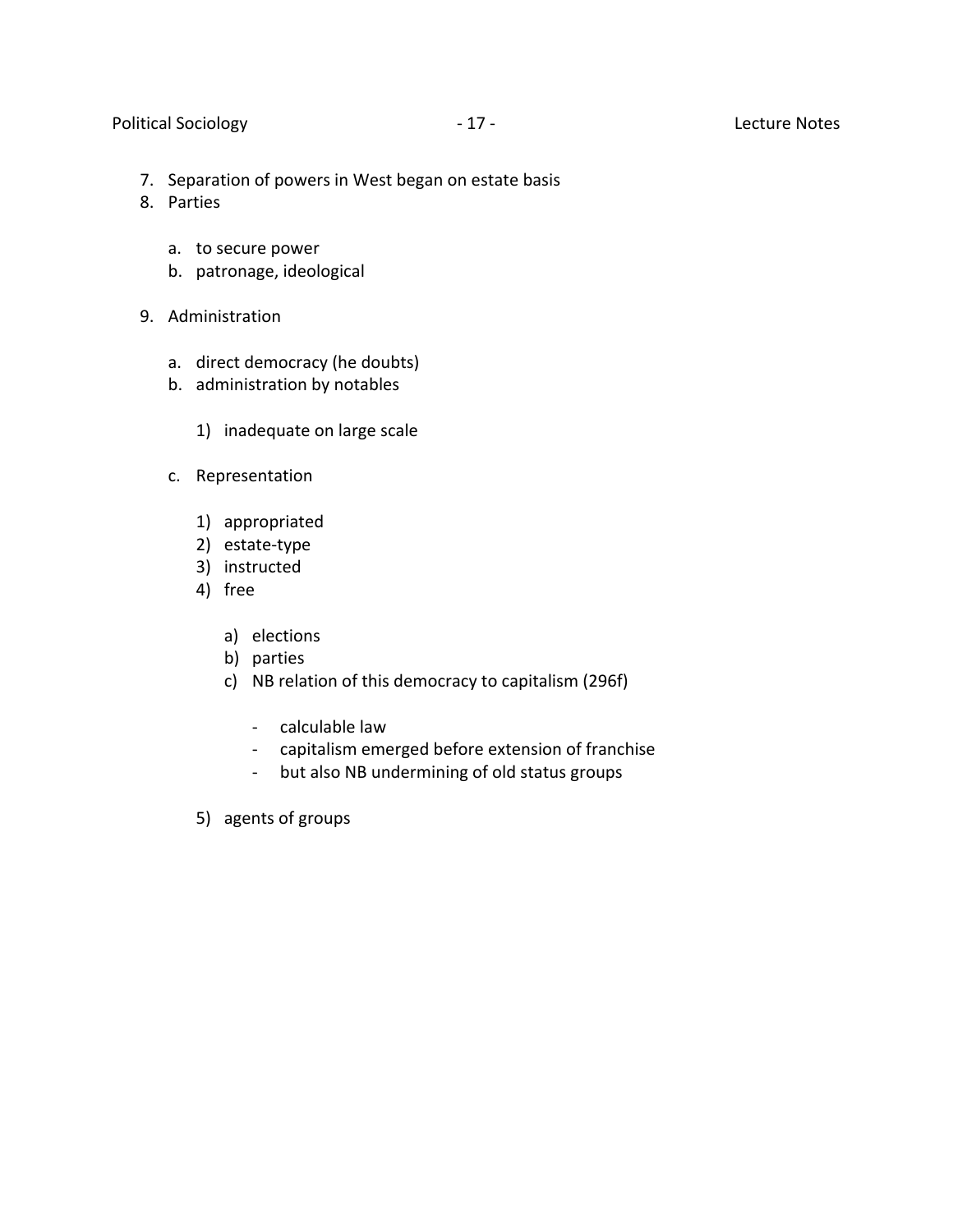7. Separation of powers in West began on estate basis
8. Parties

    a. to secure power
    b. patronage, ideological

9. Administration

    a. direct democracy (he doubts)
    b. administration by notables

        1) inadequate on large scale

    c. Representation

        1) appropriated
        2) estate-type
        3) instructed
        4) free

            a) elections
            b) parties
            c) NB relation of this democracy to capitalism (296f)

                - calculable law
                - capitalism emerged before extension of franchise
                - but also NB undermining of old status groups

        5) agents of groups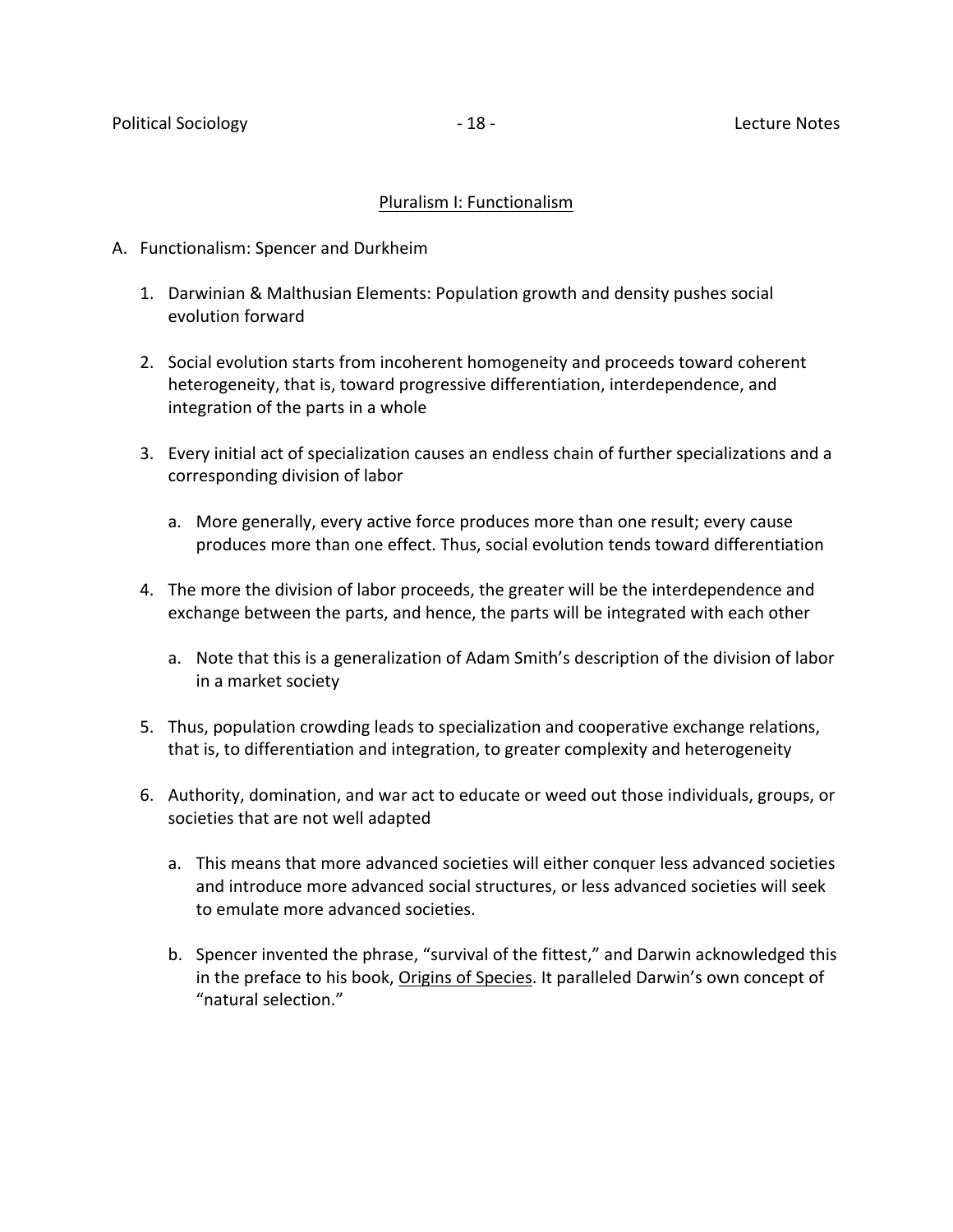## Pluralism I: Functionalism

A. Functionalism: Spencer and Durkheim

1. Darwinian & Malthusian Elements: Population growth and density pushes social evolution forward

2. Social evolution starts from incoherent homogeneity and proceeds toward coherent heterogeneity, that is, toward progressive differentiation, interdependence, and integration of the parts in a whole

3. Every initial act of specialization causes an endless chain of further specializations and a corresponding division of labor

    a. More generally, every active force produces more than one result; every cause produces more than one effect. Thus, social evolution tends toward differentiation

4. The more the division of labor proceeds, the greater will be the interdependence and exchange between the parts, and hence, the parts will be integrated with each other

    a. Note that this is a generalization of Adam Smith's description of the division of labor in a market society

5. Thus, population crowding leads to specialization and cooperative exchange relations, that is, to differentiation and integration, to greater complexity and heterogeneity

6. Authority, domination, and war act to educate or weed out those individuals, groups, or societies that are not well adapted

    a. This means that more advanced societies will either conquer less advanced societies and introduce more advanced social structures, or less advanced societies will seek to emulate more advanced societies.

    b. Spencer invented the phrase, "survival of the fittest," and Darwin acknowledged this in the preface to his book, Origins of Species. It paralleled Darwin's own concept of "natural selection."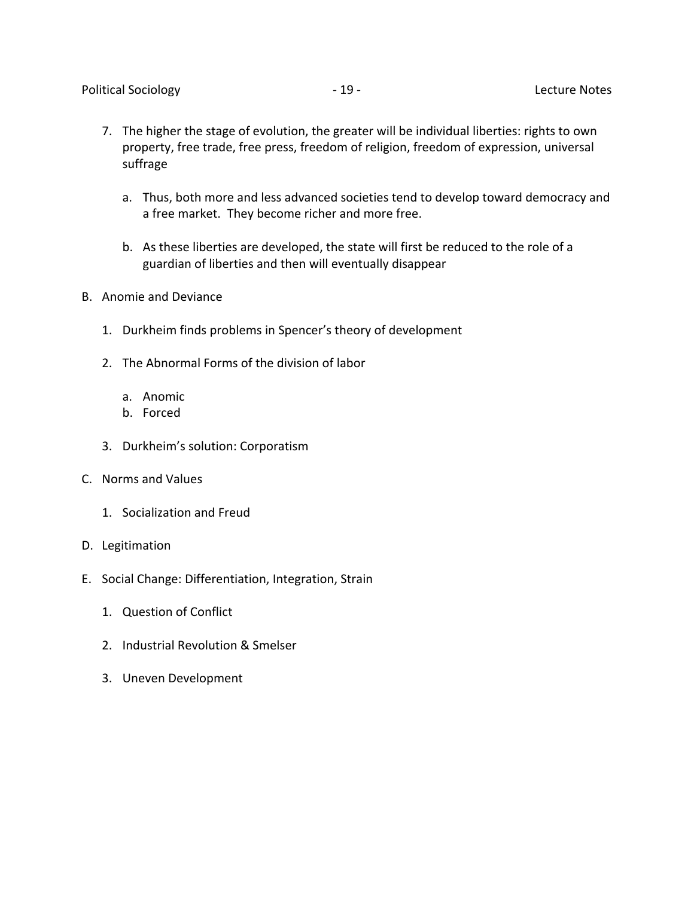7. The higher the stage of evolution, the greater will be individual liberties: rights to own property, free trade, free press, freedom of religion, freedom of expression, universal suffrage

   a. Thus, both more and less advanced societies tend to develop toward democracy and a free market. They become richer and more free.

   b. As these liberties are developed, the state will first be reduced to the role of a guardian of liberties and then will eventually disappear

B. Anomie and Deviance

   1. Durkheim finds problems in Spencer's theory of development

   2. The Abnormal Forms of the division of labor

      a. Anomic
      b. Forced

   3. Durkheim's solution: Corporatism

C. Norms and Values

   1. Socialization and Freud

D. Legitimation

E. Social Change: Differentiation, Integration, Strain

   1. Question of Conflict

   2. Industrial Revolution & Smelser

   3. Uneven Development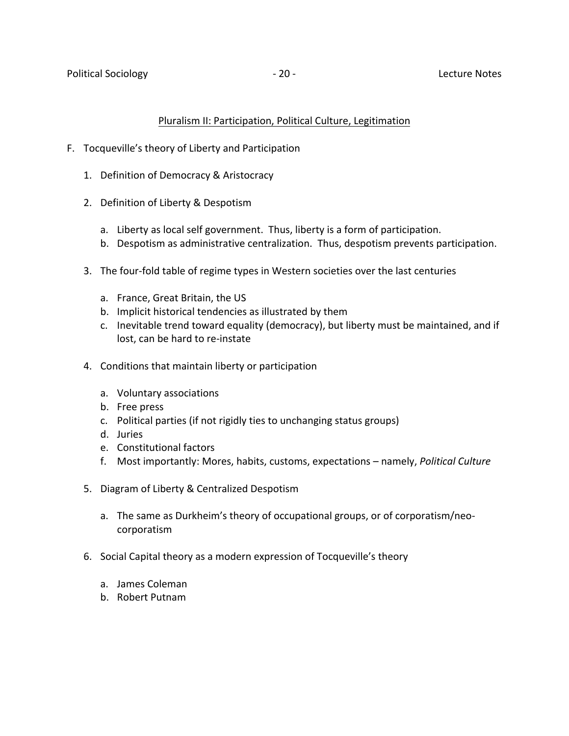## Pluralism II: Participation, Political Culture, Legitimation

F. Tocqueville's theory of Liberty and Participation

1. Definition of Democracy & Aristocracy

2. Definition of Liberty & Despotism

   a. Liberty as local self government. Thus, liberty is a form of participation.
   b. Despotism as administrative centralization. Thus, despotism prevents participation.

3. The four-fold table of regime types in Western societies over the last centuries

   a. France, Great Britain, the US
   b. Implicit historical tendencies as illustrated by them
   c. Inevitable trend toward equality (democracy), but liberty must be maintained, and if lost, can be hard to re-instate

4. Conditions that maintain liberty or participation

   a. Voluntary associations
   b. Free press
   c. Political parties (if not rigidly ties to unchanging status groups)
   d. Juries
   e. Constitutional factors
   f. Most importantly: Mores, habits, customs, expectations – namely, *Political Culture*

5. Diagram of Liberty & Centralized Despotism

   a. The same as Durkheim's theory of occupational groups, or of corporatism/neo-corporatism

6. Social Capital theory as a modern expression of Tocqueville's theory

   a. James Coleman
   b. Robert Putnam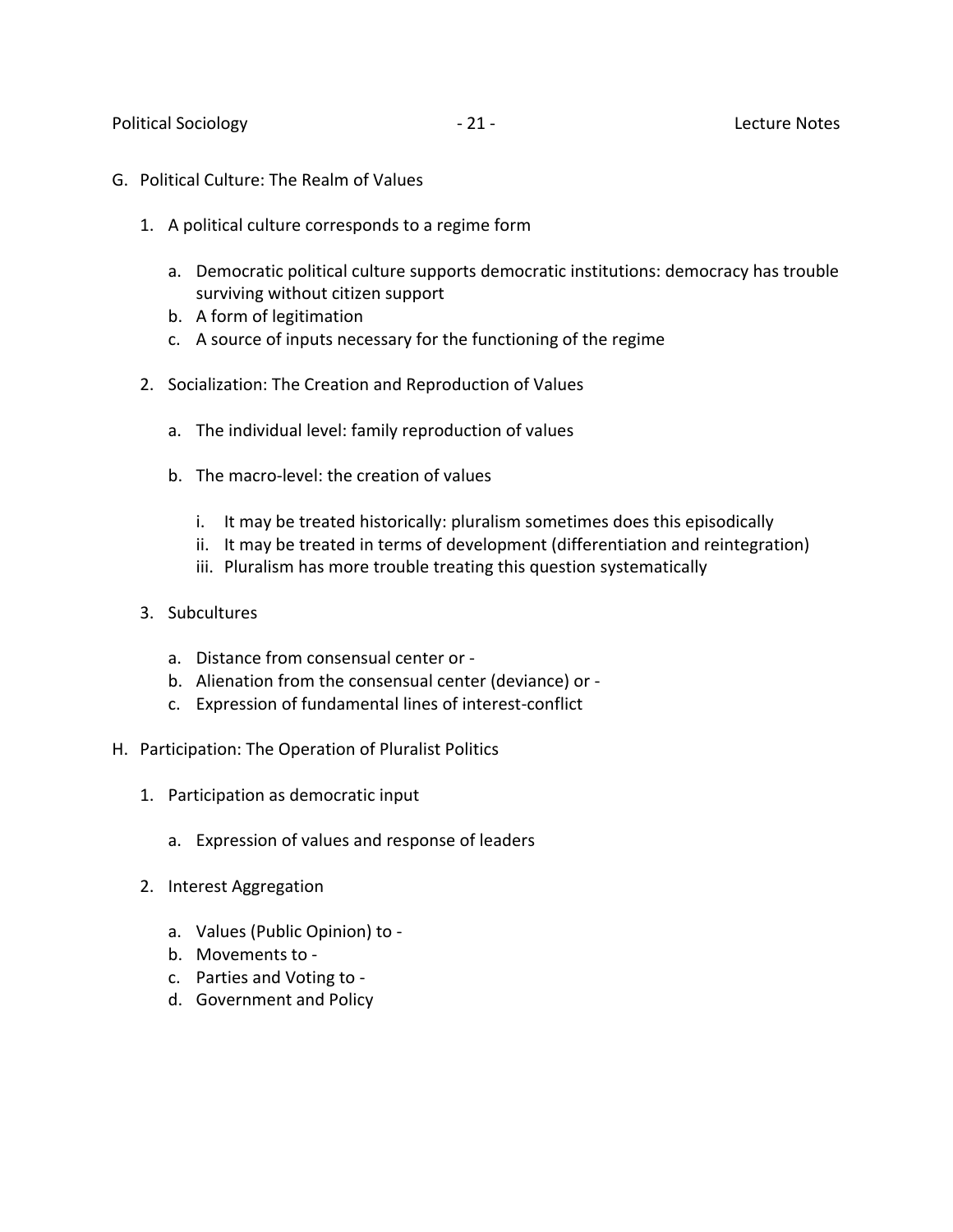G. Political Culture: The Realm of Values

   1. A political culture corresponds to a regime form

      a. Democratic political culture supports democratic institutions: democracy has trouble surviving without citizen support
      b. A form of legitimation
      c. A source of inputs necessary for the functioning of the regime

   2. Socialization: The Creation and Reproduction of Values

      a. The individual level: family reproduction of values

      b. The macro-level: the creation of values

         i. It may be treated historically: pluralism sometimes does this episodically
         ii. It may be treated in terms of development (differentiation and reintegration)
         iii. Pluralism has more trouble treating this question systematically

   3. Subcultures

      a. Distance from consensual center or -
      b. Alienation from the consensual center (deviance) or -
      c. Expression of fundamental lines of interest-conflict

H. Participation: The Operation of Pluralist Politics

   1. Participation as democratic input

      a. Expression of values and response of leaders

   2. Interest Aggregation

      a. Values (Public Opinion) to -
      b. Movements to -
      c. Parties and Voting to -
      d. Government and Policy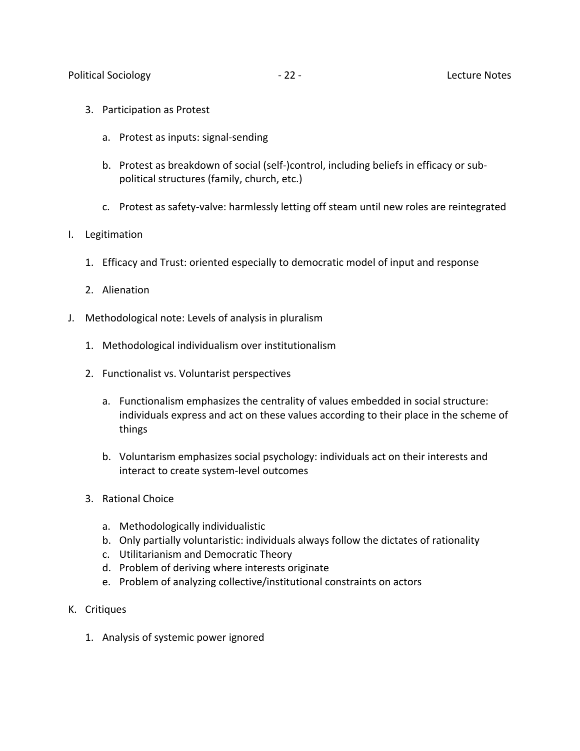3. Participation as Protest

   a. Protest as inputs: signal-sending

   b. Protest as breakdown of social (self-)control, including beliefs in efficacy or sub-political structures (family, church, etc.)

   c. Protest as safety-valve: harmlessly letting off steam until new roles are reintegrated

I. Legitimation

   1. Efficacy and Trust: oriented especially to democratic model of input and response

   2. Alienation

J. Methodological note: Levels of analysis in pluralism

   1. Methodological individualism over institutionalism

   2. Functionalist vs. Voluntarist perspectives

      a. Functionalism emphasizes the centrality of values embedded in social structure: individuals express and act on these values according to their place in the scheme of things

      b. Voluntarism emphasizes social psychology: individuals act on their interests and interact to create system-level outcomes

   3. Rational Choice

      a. Methodologically individualistic
      b. Only partially voluntaristic: individuals always follow the dictates of rationality
      c. Utilitarianism and Democratic Theory
      d. Problem of deriving where interests originate
      e. Problem of analyzing collective/institutional constraints on actors

K. Critiques

   1. Analysis of systemic power ignored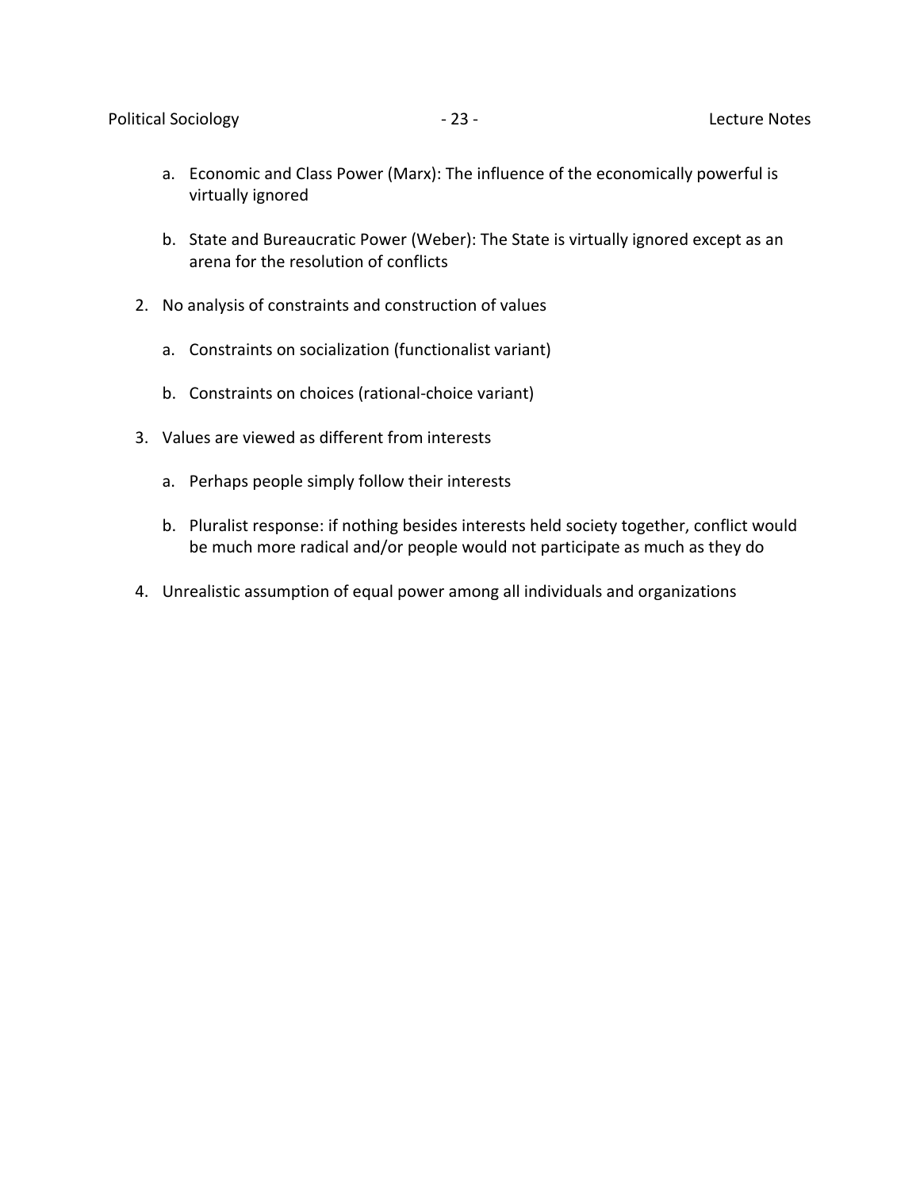a. Economic and Class Power (Marx): The influence of the economically powerful is virtually ignored

   b. State and Bureaucratic Power (Weber): The State is virtually ignored except as an arena for the resolution of conflicts

2. No analysis of constraints and construction of values

   a. Constraints on socialization (functionalist variant)

   b. Constraints on choices (rational-choice variant)

3. Values are viewed as different from interests

   a. Perhaps people simply follow their interests

   b. Pluralist response: if nothing besides interests held society together, conflict would be much more radical and/or people would not participate as much as they do

4. Unrealistic assumption of equal power among all individuals and organizations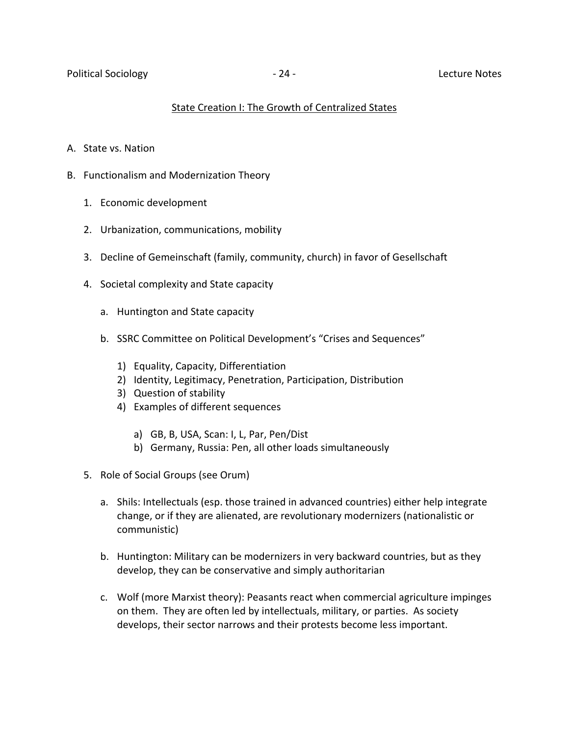## State Creation I: The Growth of Centralized States

A. State vs. Nation

B. Functionalism and Modernization Theory

   1. Economic development

   2. Urbanization, communications, mobility

   3. Decline of Gemeinschaft (family, community, church) in favor of Gesellschaft

   4. Societal complexity and State capacity

      a. Huntington and State capacity

      b. SSRC Committee on Political Development's "Crises and Sequences"

         1) Equality, Capacity, Differentiation
         2) Identity, Legitimacy, Penetration, Participation, Distribution
         3) Question of stability
         4) Examples of different sequences

            a) GB, B, USA, Scan: I, L, Par, Pen/Dist
            b) Germany, Russia: Pen, all other loads simultaneously

   5. Role of Social Groups (see Orum)

      a. Shils: Intellectuals (esp. those trained in advanced countries) either help integrate change, or if they are alienated, are revolutionary modernizers (nationalistic or communistic)

      b. Huntington: Military can be modernizers in very backward countries, but as they develop, they can be conservative and simply authoritarian

      c. Wolf (more Marxist theory): Peasants react when commercial agriculture impinges on them. They are often led by intellectuals, military, or parties. As society develops, their sector narrows and their protests become less important.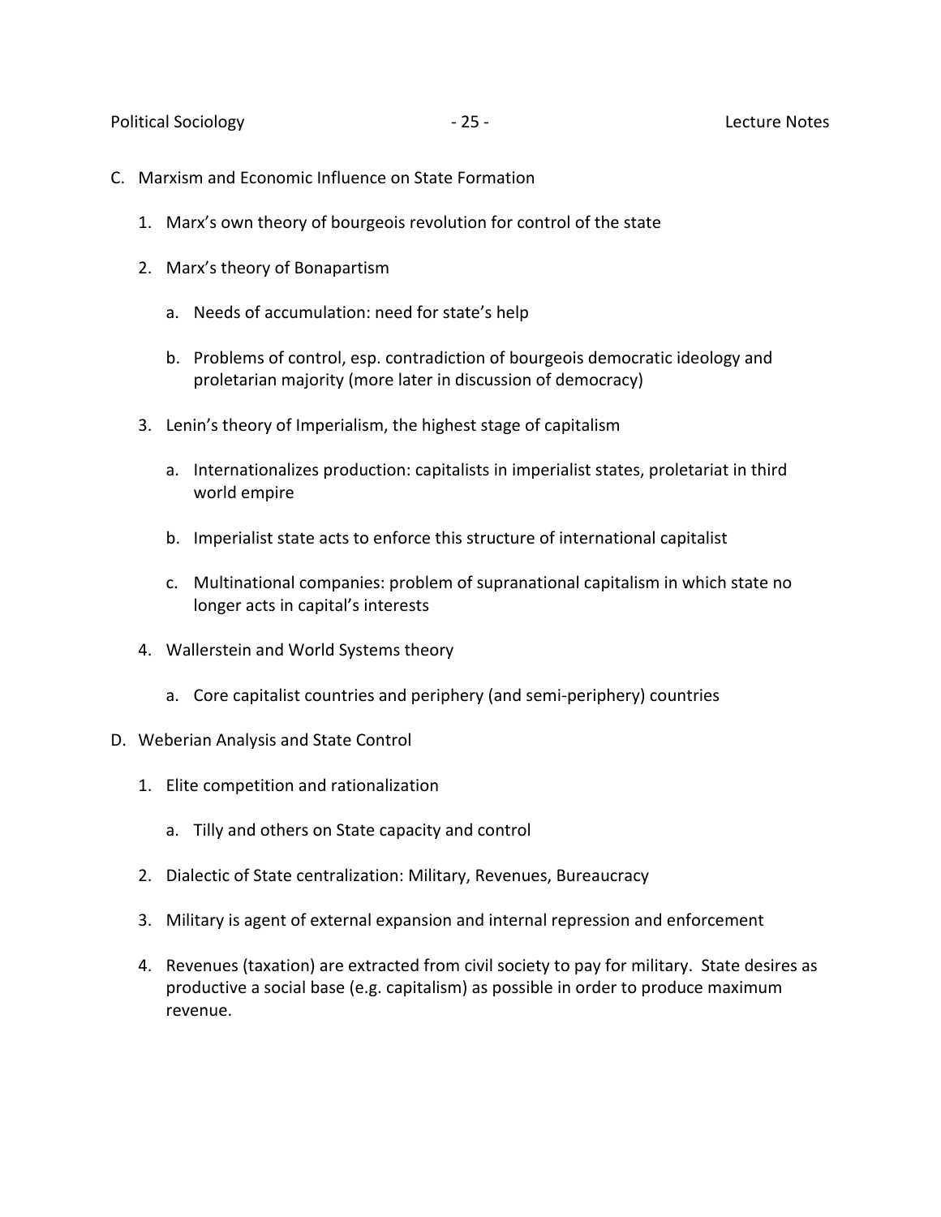C. Marxism and Economic Influence on State Formation

   1. Marx's own theory of bourgeois revolution for control of the state

   2. Marx's theory of Bonapartism

      a. Needs of accumulation: need for state's help

      b. Problems of control, esp. contradiction of bourgeois democratic ideology and proletarian majority (more later in discussion of democracy)

   3. Lenin's theory of Imperialism, the highest stage of capitalism

      a. Internationalizes production: capitalists in imperialist states, proletariat in third world empire

      b. Imperialist state acts to enforce this structure of international capitalist

      c. Multinational companies: problem of supranational capitalism in which state no longer acts in capital's interests

   4. Wallerstein and World Systems theory

      a. Core capitalist countries and periphery (and semi-periphery) countries

D. Weberian Analysis and State Control

   1. Elite competition and rationalization

      a. Tilly and others on State capacity and control

   2. Dialectic of State centralization: Military, Revenues, Bureaucracy

   3. Military is agent of external expansion and internal repression and enforcement

   4. Revenues (taxation) are extracted from civil society to pay for military. State desires as productive a social base (e.g. capitalism) as possible in order to produce maximum revenue.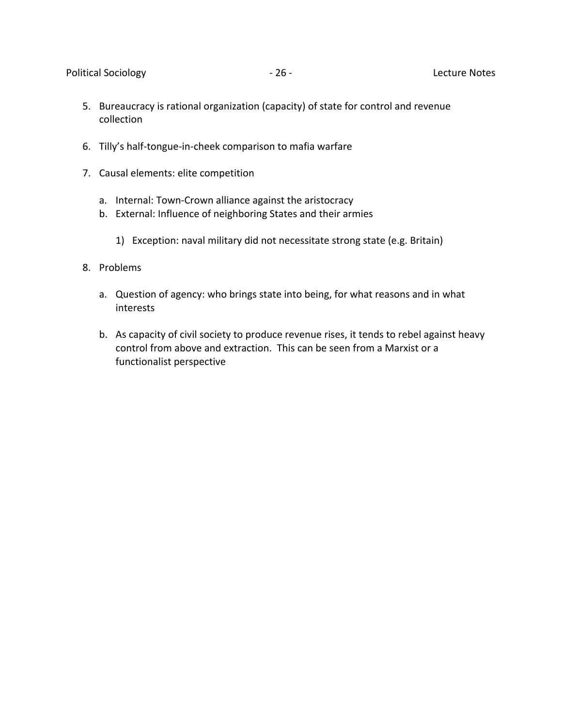5. Bureaucracy is rational organization (capacity) of state for control and revenue collection

6. Tilly's half-tongue-in-cheek comparison to mafia warfare

7. Causal elements: elite competition

    a. Internal: Town-Crown alliance against the aristocracy

    b. External: Influence of neighboring States and their armies

        1) Exception: naval military did not necessitate strong state (e.g. Britain)

8. Problems

    a. Question of agency: who brings state into being, for what reasons and in what interests

    b. As capacity of civil society to produce revenue rises, it tends to rebel against heavy control from above and extraction. This can be seen from a Marxist or a functionalist perspective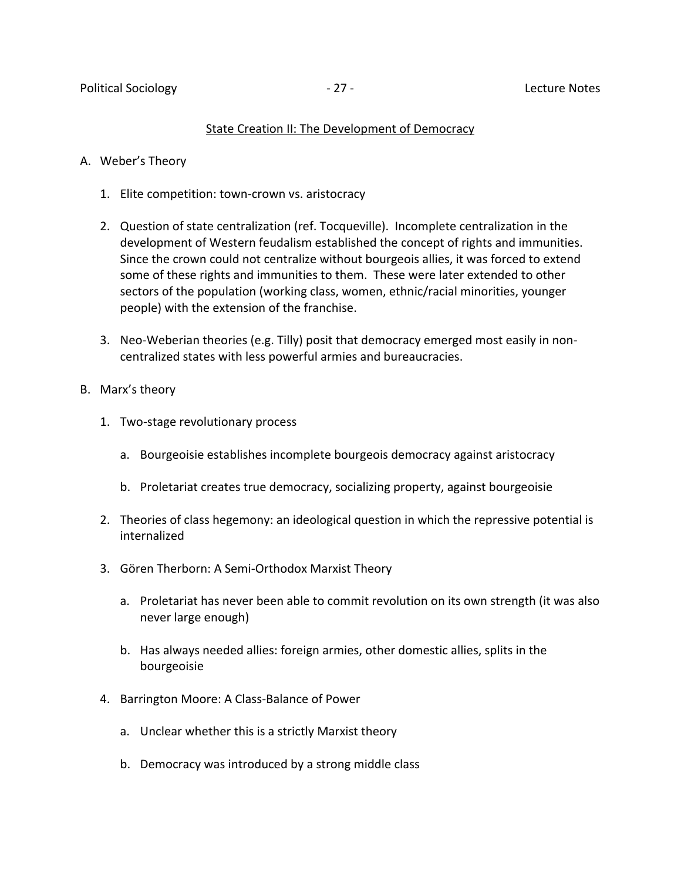## State Creation II: The Development of Democracy

A. Weber's Theory

1. Elite competition: town-crown vs. aristocracy

2. Question of state centralization (ref. Tocqueville). Incomplete centralization in the development of Western feudalism established the concept of rights and immunities. Since the crown could not centralize without bourgeois allies, it was forced to extend some of these rights and immunities to them. These were later extended to other sectors of the population (working class, women, ethnic/racial minorities, younger people) with the extension of the franchise.

3. Neo-Weberian theories (e.g. Tilly) posit that democracy emerged most easily in non-centralized states with less powerful armies and bureaucracies.

B. Marx's theory

1. Two-stage revolutionary process

   a. Bourgeoisie establishes incomplete bourgeois democracy against aristocracy

   b. Proletariat creates true democracy, socializing property, against bourgeoisie

2. Theories of class hegemony: an ideological question in which the repressive potential is internalized

3. Gören Therborn: A Semi-Orthodox Marxist Theory

   a. Proletariat has never been able to commit revolution on its own strength (it was also never large enough)

   b. Has always needed allies: foreign armies, other domestic allies, splits in the bourgeoisie

4. Barrington Moore: A Class-Balance of Power

   a. Unclear whether this is a strictly Marxist theory

   b. Democracy was introduced by a strong middle class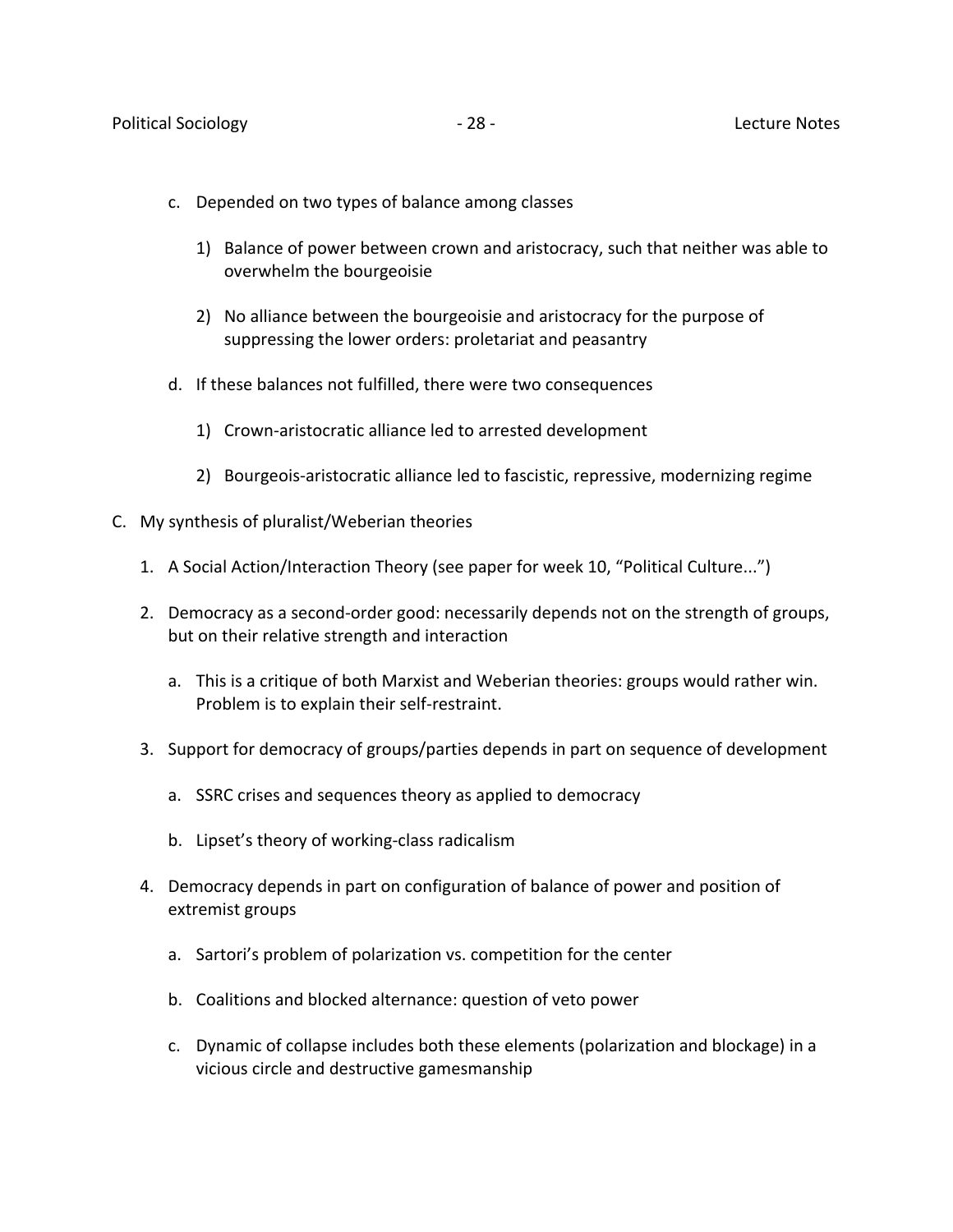c. Depended on two types of balance among classes

   1) Balance of power between crown and aristocracy, such that neither was able to overwhelm the bourgeoisie

   2) No alliance between the bourgeoisie and aristocracy for the purpose of suppressing the lower orders: proletariat and peasantry

d. If these balances not fulfilled, there were two consequences

   1) Crown-aristocratic alliance led to arrested development

   2) Bourgeois-aristocratic alliance led to fascistic, repressive, modernizing regime

C. My synthesis of pluralist/Weberian theories

   1. A Social Action/Interaction Theory (see paper for week 10, "Political Culture...")

   2. Democracy as a second-order good: necessarily depends not on the strength of groups, but on their relative strength and interaction

      a. This is a critique of both Marxist and Weberian theories: groups would rather win. Problem is to explain their self-restraint.

   3. Support for democracy of groups/parties depends in part on sequence of development

      a. SSRC crises and sequences theory as applied to democracy

      b. Lipset's theory of working-class radicalism

   4. Democracy depends in part on configuration of balance of power and position of extremist groups

      a. Sartori's problem of polarization vs. competition for the center

      b. Coalitions and blocked alternance: question of veto power

      c. Dynamic of collapse includes both these elements (polarization and blockage) in a vicious circle and destructive gamesmanship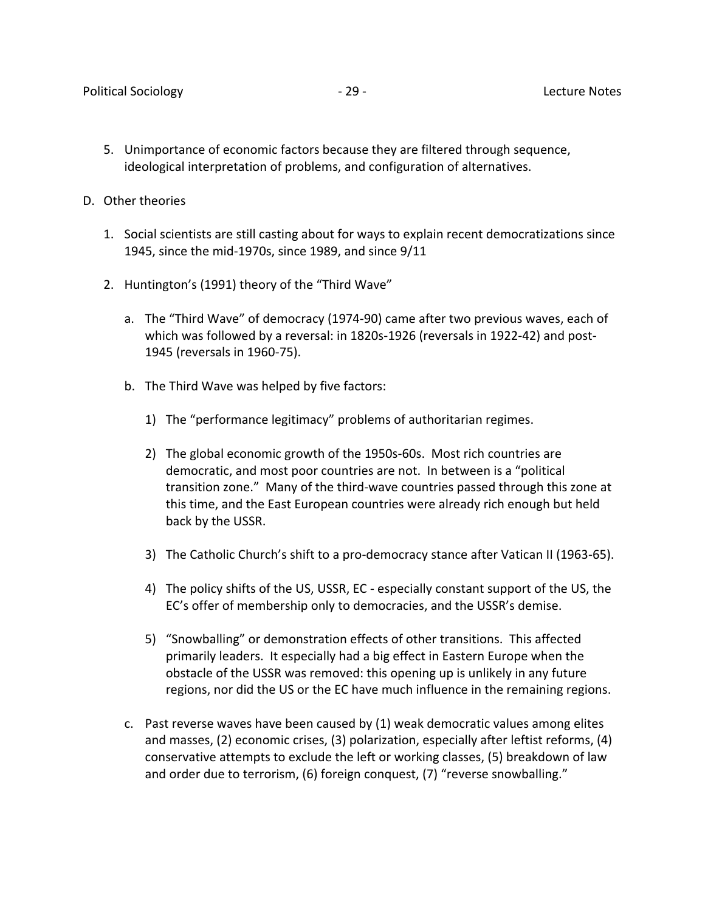5. Unimportance of economic factors because they are filtered through sequence, ideological interpretation of problems, and configuration of alternatives.

D. Other theories

1. Social scientists are still casting about for ways to explain recent democratizations since 1945, since the mid-1970s, since 1989, and since 9/11

2. Huntington's (1991) theory of the "Third Wave"

   a. The "Third Wave" of democracy (1974-90) came after two previous waves, each of which was followed by a reversal: in 1820s-1926 (reversals in 1922-42) and post-1945 (reversals in 1960-75).

   b. The Third Wave was helped by five factors:

      1) The "performance legitimacy" problems of authoritarian regimes.

      2) The global economic growth of the 1950s-60s. Most rich countries are democratic, and most poor countries are not. In between is a "political transition zone." Many of the third-wave countries passed through this zone at this time, and the East European countries were already rich enough but held back by the USSR.

      3) The Catholic Church's shift to a pro-democracy stance after Vatican II (1963-65).

      4) The policy shifts of the US, USSR, EC - especially constant support of the US, the EC's offer of membership only to democracies, and the USSR's demise.

      5) "Snowballing" or demonstration effects of other transitions. This affected primarily leaders. It especially had a big effect in Eastern Europe when the obstacle of the USSR was removed: this opening up is unlikely in any future regions, nor did the US or the EC have much influence in the remaining regions.

   c. Past reverse waves have been caused by (1) weak democratic values among elites and masses, (2) economic crises, (3) polarization, especially after leftist reforms, (4) conservative attempts to exclude the left or working classes, (5) breakdown of law and order due to terrorism, (6) foreign conquest, (7) "reverse snowballing."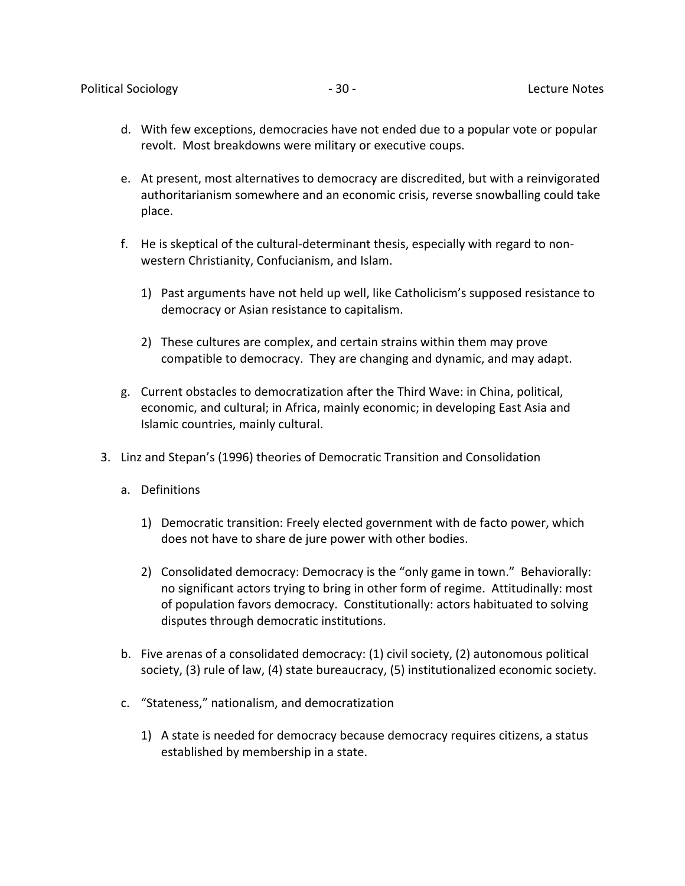d. With few exceptions, democracies have not ended due to a popular vote or popular revolt. Most breakdowns were military or executive coups.

e. At present, most alternatives to democracy are discredited, but with a reinvigorated authoritarianism somewhere and an economic crisis, reverse snowballing could take place.

f. He is skeptical of the cultural-determinant thesis, especially with regard to non-western Christianity, Confucianism, and Islam.

   1) Past arguments have not held up well, like Catholicism's supposed resistance to democracy or Asian resistance to capitalism.

   2) These cultures are complex, and certain strains within them may prove compatible to democracy. They are changing and dynamic, and may adapt.

g. Current obstacles to democratization after the Third Wave: in China, political, economic, and cultural; in Africa, mainly economic; in developing East Asia and Islamic countries, mainly cultural.

3. Linz and Stepan's (1996) theories of Democratic Transition and Consolidation

   a. Definitions

      1) Democratic transition: Freely elected government with de facto power, which does not have to share de jure power with other bodies.

      2) Consolidated democracy: Democracy is the "only game in town." Behaviorally: no significant actors trying to bring in other form of regime. Attitudinally: most of population favors democracy. Constitutionally: actors habituated to solving disputes through democratic institutions.

   b. Five arenas of a consolidated democracy: (1) civil society, (2) autonomous political society, (3) rule of law, (4) state bureaucracy, (5) institutionalized economic society.

   c. "Stateness," nationalism, and democratization

      1) A state is needed for democracy because democracy requires citizens, a status established by membership in a state.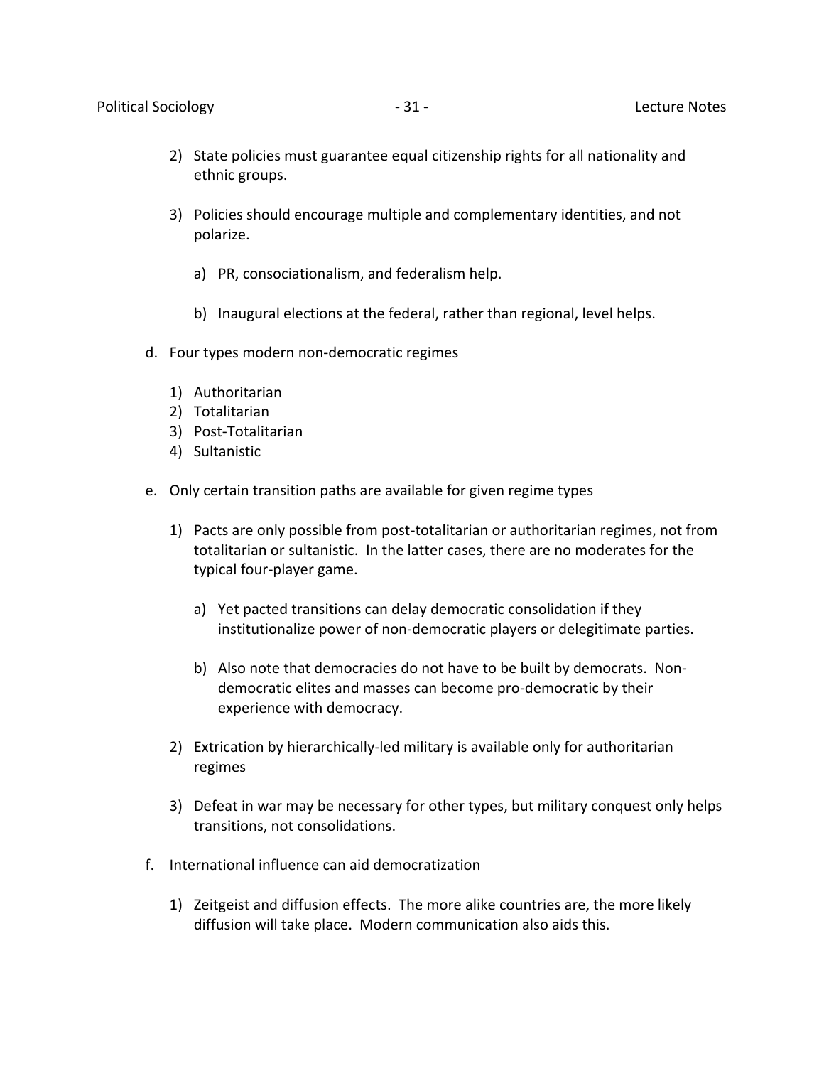2) State policies must guarantee equal citizenship rights for all nationality and ethnic groups.

3) Policies should encourage multiple and complementary identities, and not polarize.

    a) PR, consociationalism, and federalism help.

    b) Inaugural elections at the federal, rather than regional, level helps.

d. Four types modern non-democratic regimes

    1) Authoritarian
    2) Totalitarian
    3) Post-Totalitarian
    4) Sultanistic

e. Only certain transition paths are available for given regime types

    1) Pacts are only possible from post-totalitarian or authoritarian regimes, not from totalitarian or sultanistic. In the latter cases, there are no moderates for the typical four-player game.

        a) Yet pacted transitions can delay democratic consolidation if they institutionalize power of non-democratic players or delegitimate parties.

        b) Also note that democracies do not have to be built by democrats. Non-democratic elites and masses can become pro-democratic by their experience with democracy.

    2) Extrication by hierarchically-led military is available only for authoritarian regimes

    3) Defeat in war may be necessary for other types, but military conquest only helps transitions, not consolidations.

f. International influence can aid democratization

    1) Zeitgeist and diffusion effects. The more alike countries are, the more likely diffusion will take place. Modern communication also aids this.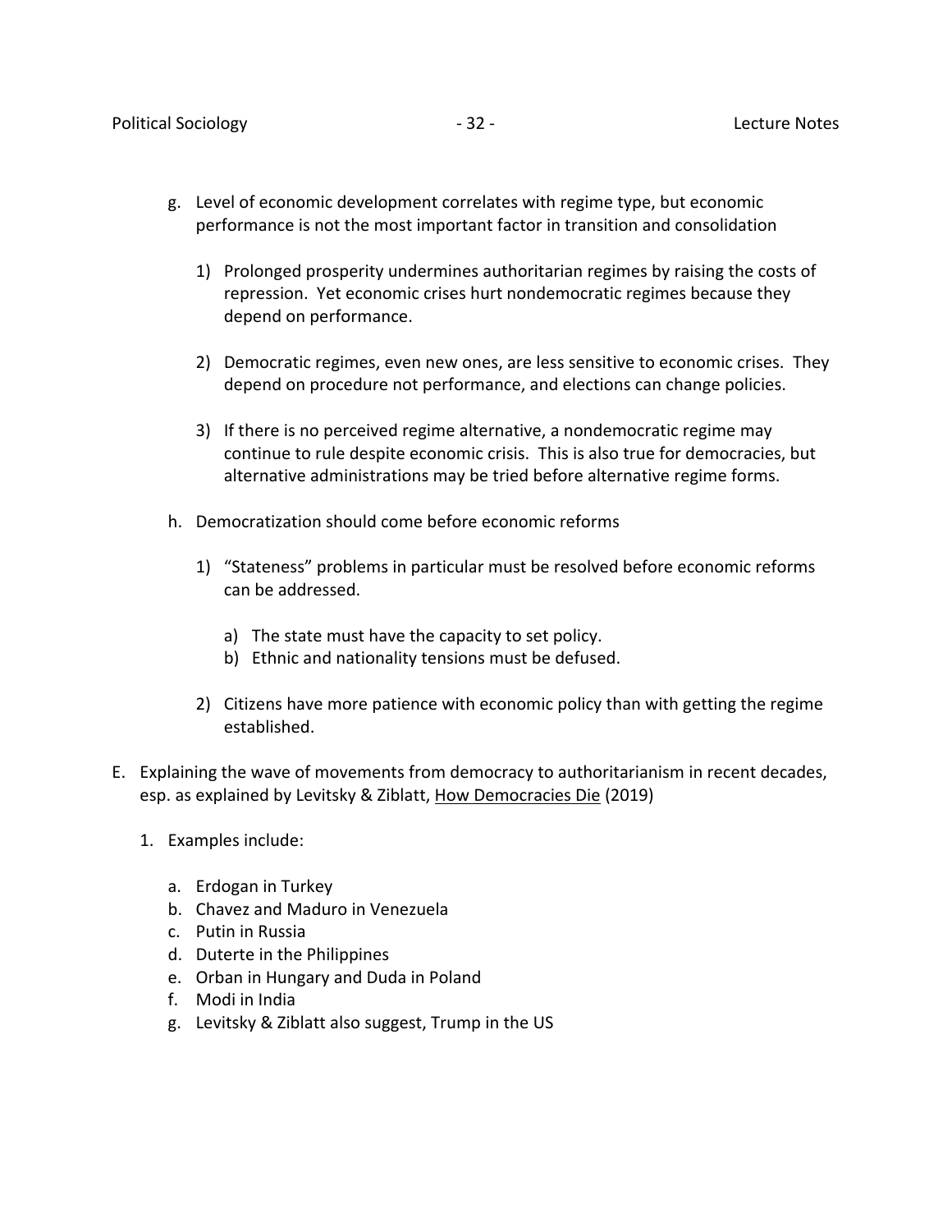g. Level of economic development correlates with regime type, but economic performance is not the most important factor in transition and consolidation

    1) Prolonged prosperity undermines authoritarian regimes by raising the costs of repression. Yet economic crises hurt nondemocratic regimes because they depend on performance.

    2) Democratic regimes, even new ones, are less sensitive to economic crises. They depend on procedure not performance, and elections can change policies.

    3) If there is no perceived regime alternative, a nondemocratic regime may continue to rule despite economic crisis. This is also true for democracies, but alternative administrations may be tried before alternative regime forms.

h. Democratization should come before economic reforms

    1) "Stateness" problems in particular must be resolved before economic reforms can be addressed.

        a) The state must have the capacity to set policy.
        b) Ethnic and nationality tensions must be defused.

    2) Citizens have more patience with economic policy than with getting the regime established.

E. Explaining the wave of movements from democracy to authoritarianism in recent decades, esp. as explained by Levitsky & Ziblatt, <u>How Democracies Die</u> (2019)

1. Examples include:

    a. Erdogan in Turkey
    b. Chavez and Maduro in Venezuela
    c. Putin in Russia
    d. Duterte in the Philippines
    e. Orban in Hungary and Duda in Poland
    f. Modi in India
    g. Levitsky & Ziblatt also suggest, Trump in the US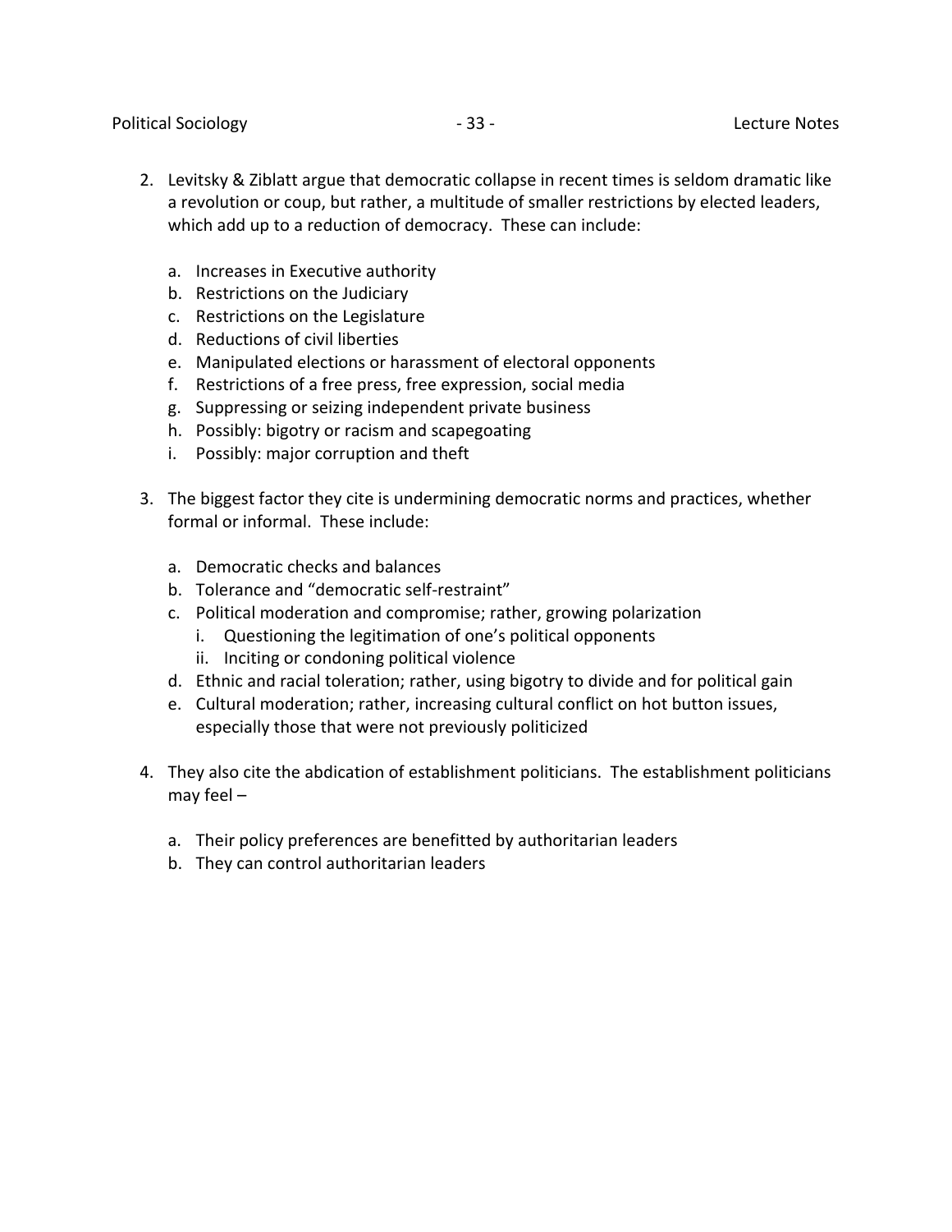2. Levitsky & Ziblatt argue that democratic collapse in recent times is seldom dramatic like a revolution or coup, but rather, a multitude of smaller restrictions by elected leaders, which add up to a reduction of democracy. These can include:

   a. Increases in Executive authority
   b. Restrictions on the Judiciary
   c. Restrictions on the Legislature
   d. Reductions of civil liberties
   e. Manipulated elections or harassment of electoral opponents
   f. Restrictions of a free press, free expression, social media
   g. Suppressing or seizing independent private business
   h. Possibly: bigotry or racism and scapegoating
   i. Possibly: major corruption and theft

3. The biggest factor they cite is undermining democratic norms and practices, whether formal or informal. These include:

   a. Democratic checks and balances
   b. Tolerance and "democratic self-restraint"
   c. Political moderation and compromise; rather, growing polarization
      i. Questioning the legitimation of one's political opponents
      ii. Inciting or condoning political violence
   d. Ethnic and racial toleration; rather, using bigotry to divide and for political gain
   e. Cultural moderation; rather, increasing cultural conflict on hot button issues, especially those that were not previously politicized

4. They also cite the abdication of establishment politicians. The establishment politicians may feel –

   a. Their policy preferences are benefitted by authoritarian leaders
   b. They can control authoritarian leaders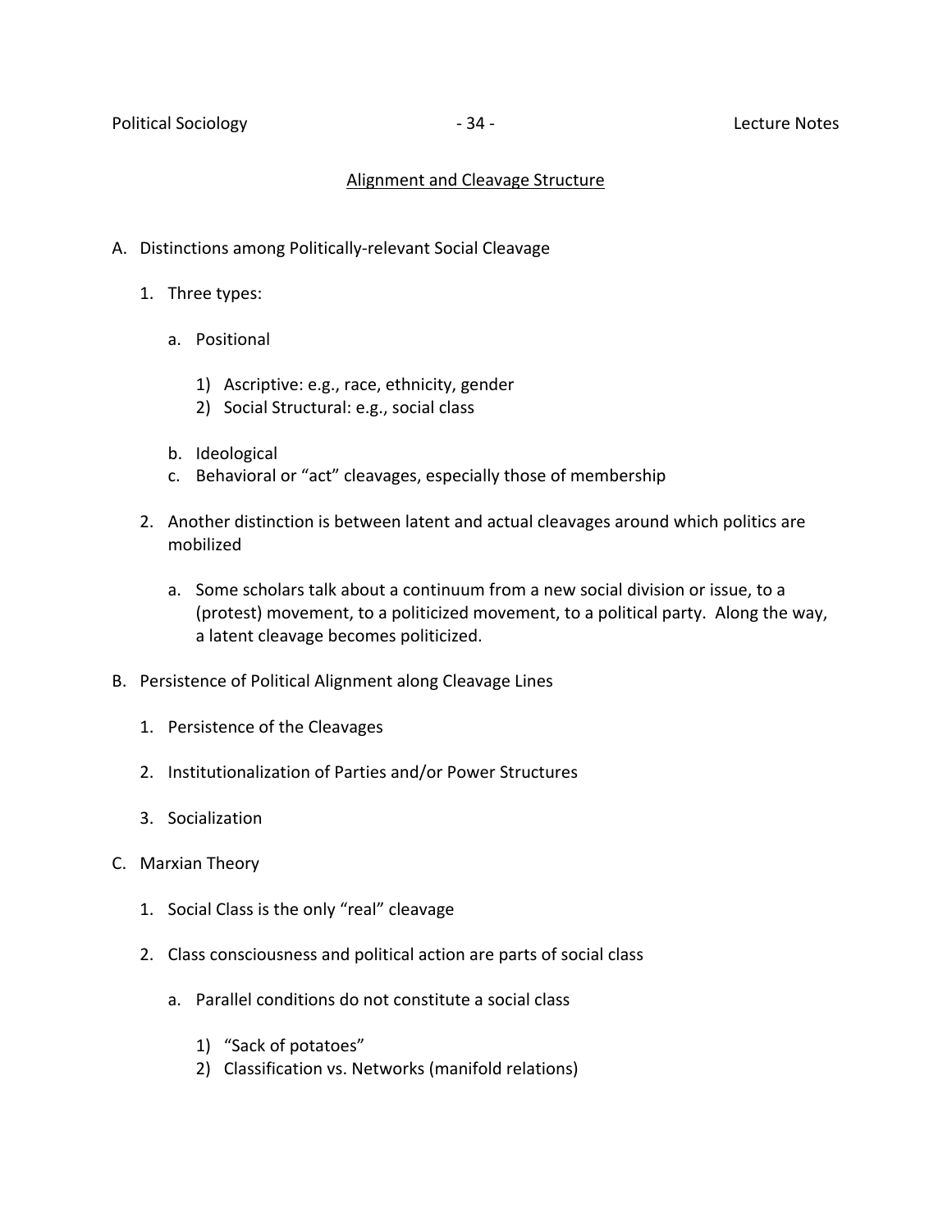## Alignment and Cleavage Structure

A. Distinctions among Politically-relevant Social Cleavage

   1. Three types:

      a. Positional

         1) Ascriptive: e.g., race, ethnicity, gender
         2) Social Structural: e.g., social class

      b. Ideological
      c. Behavioral or "act" cleavages, especially those of membership

   2. Another distinction is between latent and actual cleavages around which politics are mobilized

      a. Some scholars talk about a continuum from a new social division or issue, to a (protest) movement, to a politicized movement, to a political party. Along the way, a latent cleavage becomes politicized.

B. Persistence of Political Alignment along Cleavage Lines

   1. Persistence of the Cleavages

   2. Institutionalization of Parties and/or Power Structures

   3. Socialization

C. Marxian Theory

   1. Social Class is the only "real" cleavage

   2. Class consciousness and political action are parts of social class

      a. Parallel conditions do not constitute a social class

         1) "Sack of potatoes"
         2) Classification vs. Networks (manifold relations)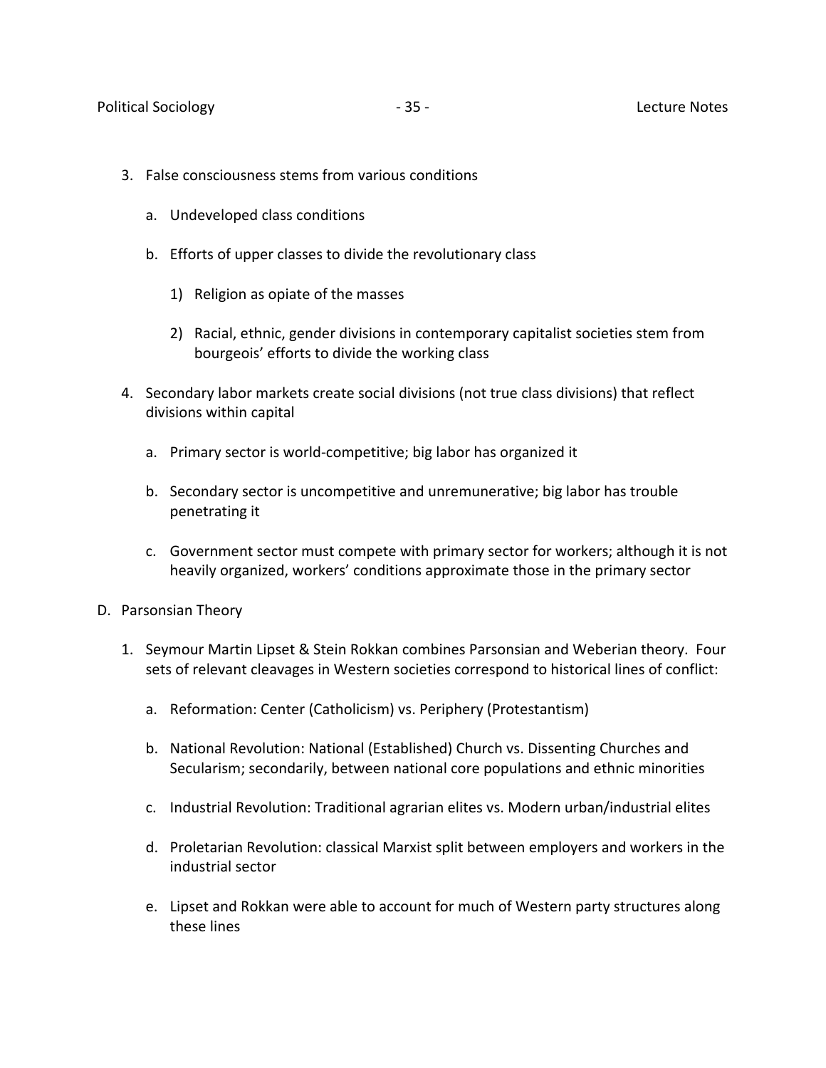3. False consciousness stems from various conditions

    a. Undeveloped class conditions

    b. Efforts of upper classes to divide the revolutionary class

        1) Religion as opiate of the masses

        2) Racial, ethnic, gender divisions in contemporary capitalist societies stem from bourgeois' efforts to divide the working class

4. Secondary labor markets create social divisions (not true class divisions) that reflect divisions within capital

    a. Primary sector is world-competitive; big labor has organized it

    b. Secondary sector is uncompetitive and unremunerative; big labor has trouble penetrating it

    c. Government sector must compete with primary sector for workers; although it is not heavily organized, workers' conditions approximate those in the primary sector

D. Parsonsian Theory

1. Seymour Martin Lipset & Stein Rokkan combines Parsonsian and Weberian theory. Four sets of relevant cleavages in Western societies correspond to historical lines of conflict:

    a. Reformation: Center (Catholicism) vs. Periphery (Protestantism)

    b. National Revolution: National (Established) Church vs. Dissenting Churches and Secularism; secondarily, between national core populations and ethnic minorities

    c. Industrial Revolution: Traditional agrarian elites vs. Modern urban/industrial elites

    d. Proletarian Revolution: classical Marxist split between employers and workers in the industrial sector

    e. Lipset and Rokkan were able to account for much of Western party structures along these lines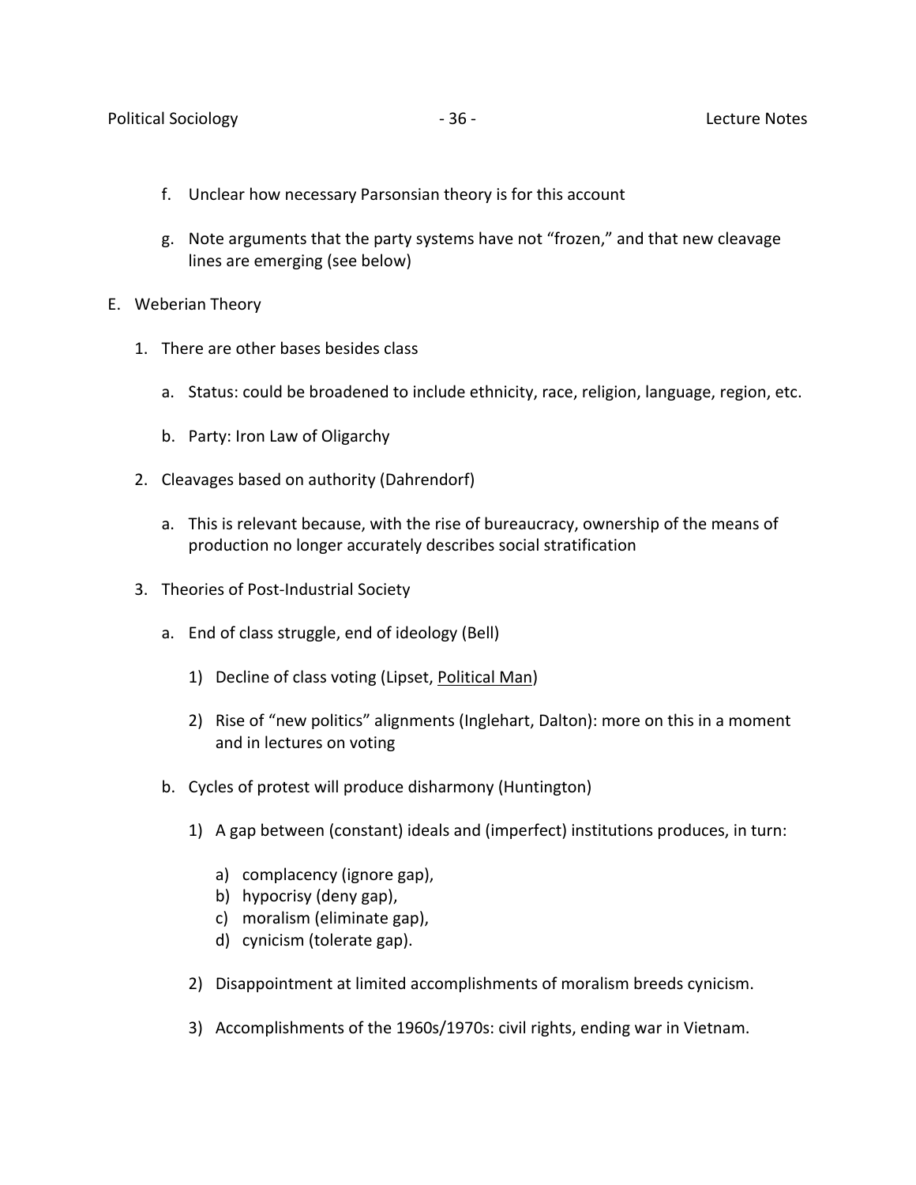f. Unclear how necessary Parsonsian theory is for this account

g. Note arguments that the party systems have not "frozen," and that new cleavage lines are emerging (see below)

E. Weberian Theory

1. There are other bases besides class

   a. Status: could be broadened to include ethnicity, race, religion, language, region, etc.

   b. Party: Iron Law of Oligarchy

2. Cleavages based on authority (Dahrendorf)

   a. This is relevant because, with the rise of bureaucracy, ownership of the means of production no longer accurately describes social stratification

3. Theories of Post-Industrial Society

   a. End of class struggle, end of ideology (Bell)

      1) Decline of class voting (Lipset, <u>Political Man</u>)

      2) Rise of "new politics" alignments (Inglehart, Dalton): more on this in a moment and in lectures on voting

   b. Cycles of protest will produce disharmony (Huntington)

      1) A gap between (constant) ideals and (imperfect) institutions produces, in turn:

         a) complacency (ignore gap),
         b) hypocrisy (deny gap),
         c) moralism (eliminate gap),
         d) cynicism (tolerate gap).

      2) Disappointment at limited accomplishments of moralism breeds cynicism.

      3) Accomplishments of the 1960s/1970s: civil rights, ending war in Vietnam.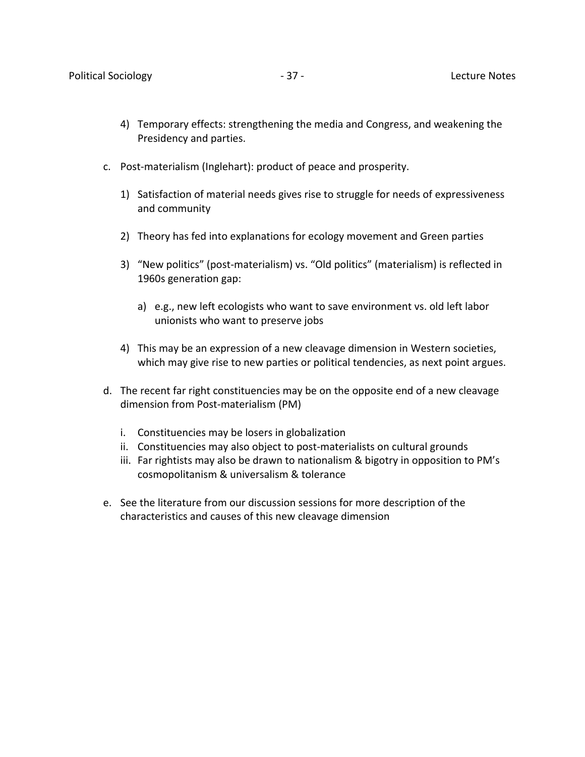4) Temporary effects: strengthening the media and Congress, and weakening the Presidency and parties.

c. Post-materialism (Inglehart): product of peace and prosperity.

   1) Satisfaction of material needs gives rise to struggle for needs of expressiveness and community

   2) Theory has fed into explanations for ecology movement and Green parties

   3) "New politics" (post-materialism) vs. "Old politics" (materialism) is reflected in 1960s generation gap:

      a) e.g., new left ecologists who want to save environment vs. old left labor unionists who want to preserve jobs

   4) This may be an expression of a new cleavage dimension in Western societies, which may give rise to new parties or political tendencies, as next point argues.

d. The recent far right constituencies may be on the opposite end of a new cleavage dimension from Post-materialism (PM)

   i. Constituencies may be losers in globalization
   ii. Constituencies may also object to post-materialists on cultural grounds
   iii. Far rightists may also be drawn to nationalism & bigotry in opposition to PM's cosmopolitanism & universalism & tolerance

e. See the literature from our discussion sessions for more description of the characteristics and causes of this new cleavage dimension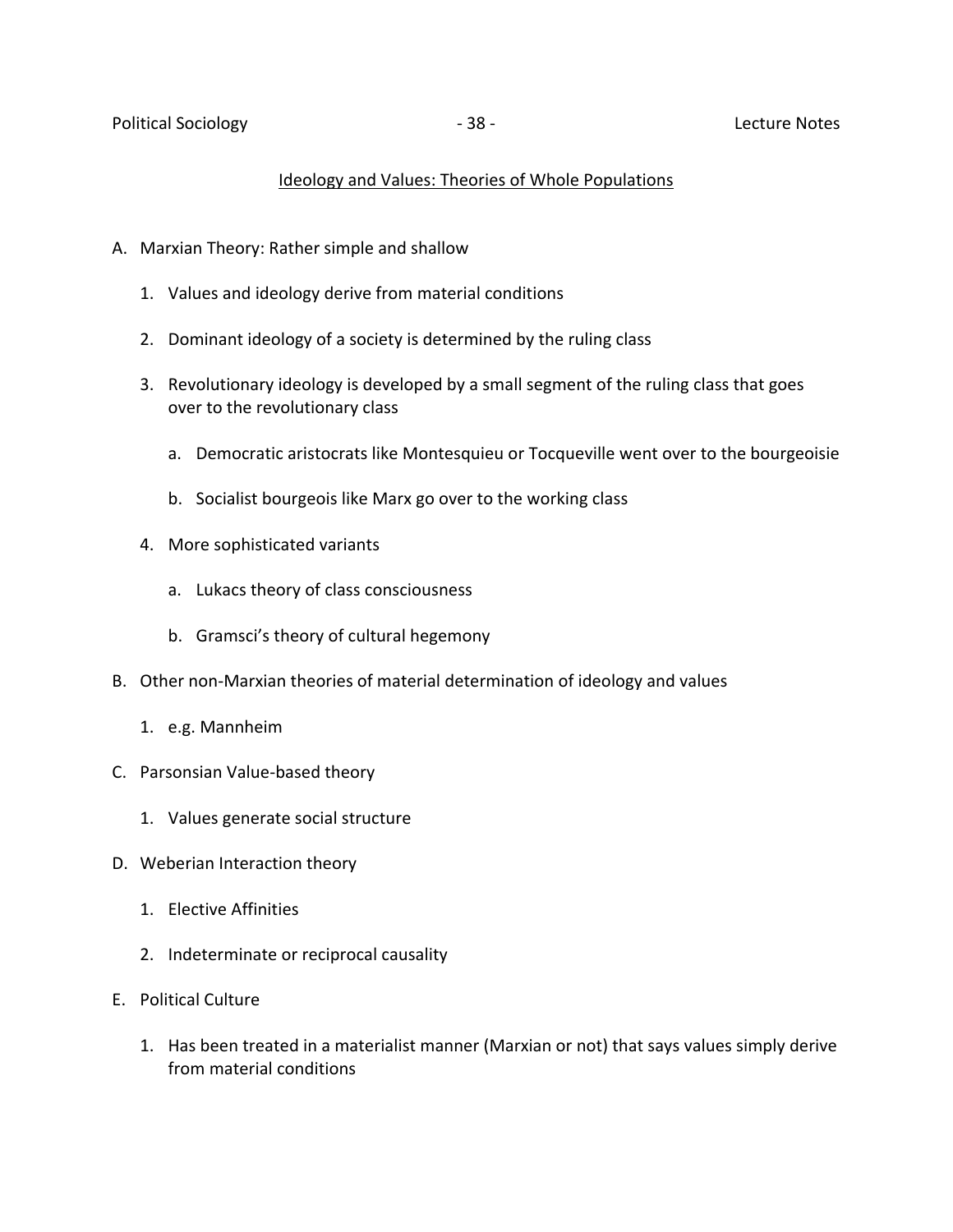## Ideology and Values: Theories of Whole Populations

A. Marxian Theory: Rather simple and shallow

   1. Values and ideology derive from material conditions

   2. Dominant ideology of a society is determined by the ruling class

   3. Revolutionary ideology is developed by a small segment of the ruling class that goes over to the revolutionary class

      a. Democratic aristocrats like Montesquieu or Tocqueville went over to the bourgeoisie

      b. Socialist bourgeois like Marx go over to the working class

   4. More sophisticated variants

      a. Lukacs theory of class consciousness

      b. Gramsci's theory of cultural hegemony

B. Other non-Marxian theories of material determination of ideology and values

   1. e.g. Mannheim

C. Parsonsian Value-based theory

   1. Values generate social structure

D. Weberian Interaction theory

   1. Elective Affinities

   2. Indeterminate or reciprocal causality

E. Political Culture

   1. Has been treated in a materialist manner (Marxian or not) that says values simply derive from material conditions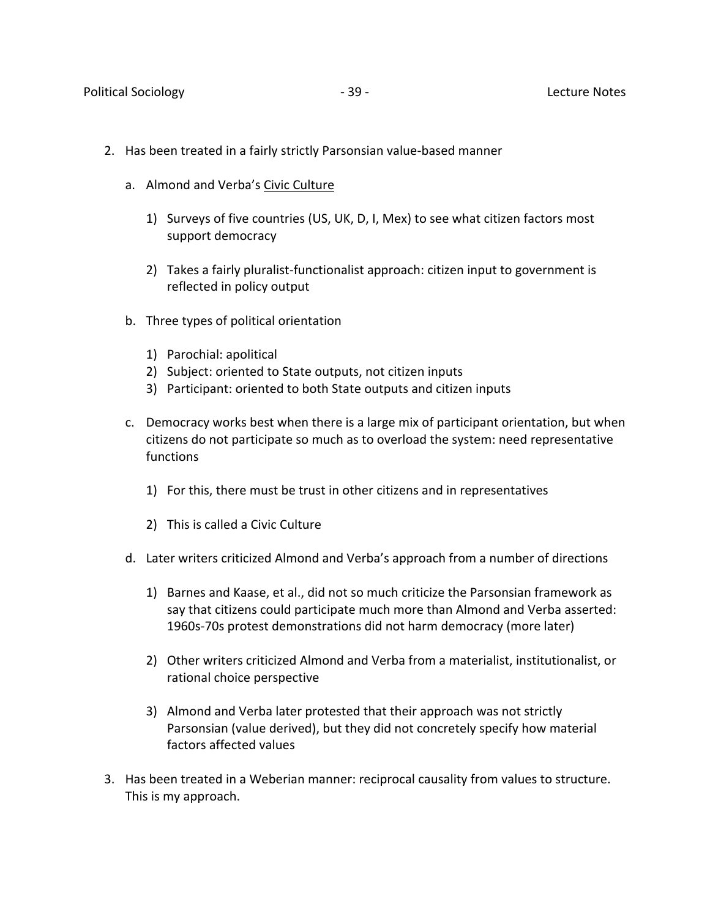2. Has been treated in a fairly strictly Parsonsian value-based manner

   a. Almond and Verba's <u>Civic Culture</u>

      1) Surveys of five countries (US, UK, D, I, Mex) to see what citizen factors most support democracy

      2) Takes a fairly pluralist-functionalist approach: citizen input to government is reflected in policy output

   b. Three types of political orientation

      1) Parochial: apolitical
      2) Subject: oriented to State outputs, not citizen inputs
      3) Participant: oriented to both State outputs and citizen inputs

   c. Democracy works best when there is a large mix of participant orientation, but when citizens do not participate so much as to overload the system: need representative functions

      1) For this, there must be trust in other citizens and in representatives

      2) This is called a Civic Culture

   d. Later writers criticized Almond and Verba's approach from a number of directions

      1) Barnes and Kaase, et al., did not so much criticize the Parsonsian framework as say that citizens could participate much more than Almond and Verba asserted: 1960s-70s protest demonstrations did not harm democracy (more later)

      2) Other writers criticized Almond and Verba from a materialist, institutionalist, or rational choice perspective

      3) Almond and Verba later protested that their approach was not strictly Parsonsian (value derived), but they did not concretely specify how material factors affected values

3. Has been treated in a Weberian manner: reciprocal causality from values to structure. This is my approach.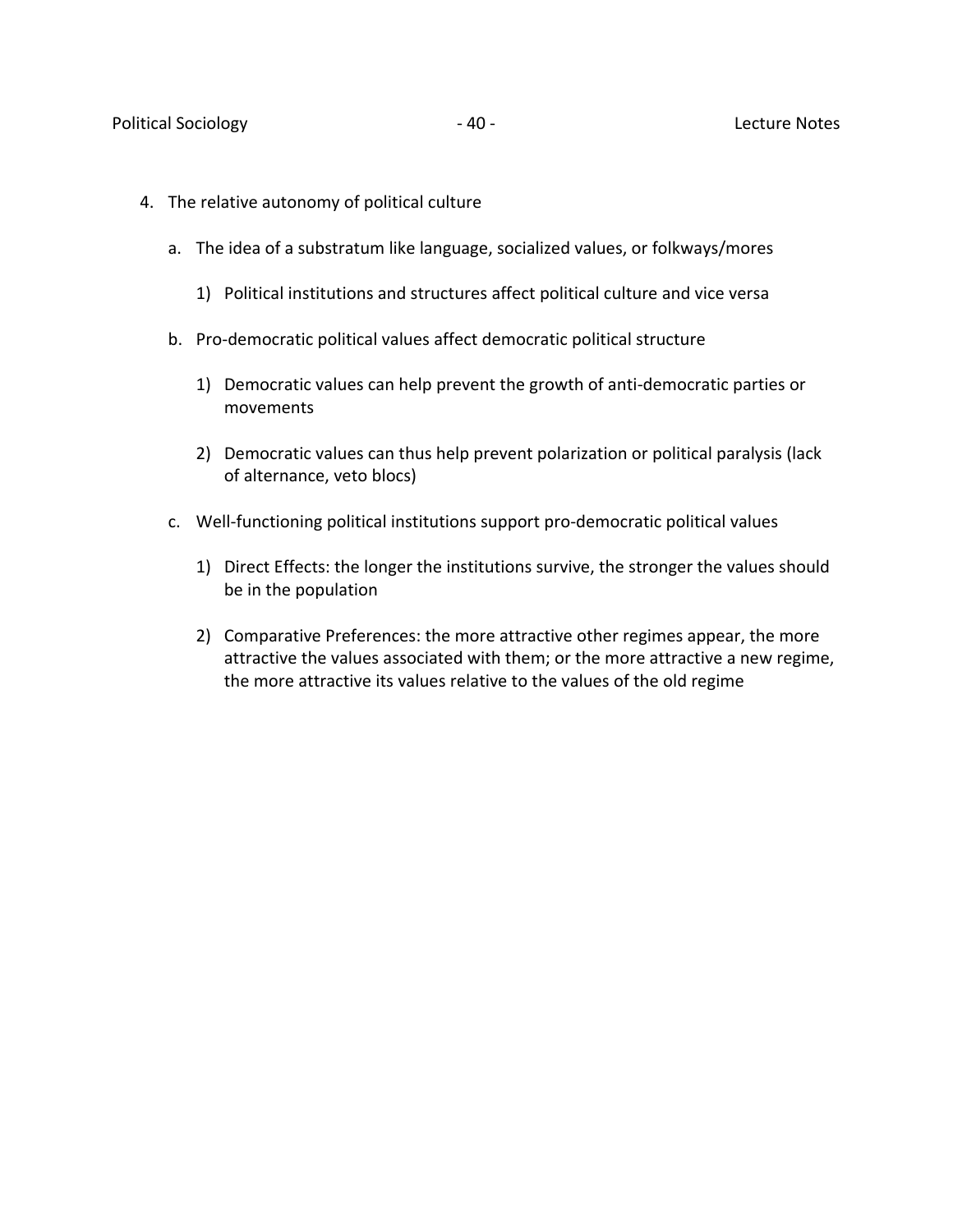4. The relative autonomy of political culture

   a. The idea of a substratum like language, socialized values, or folkways/mores

      1) Political institutions and structures affect political culture and vice versa

   b. Pro-democratic political values affect democratic political structure

      1) Democratic values can help prevent the growth of anti-democratic parties or movements

      2) Democratic values can thus help prevent polarization or political paralysis (lack of alternance, veto blocs)

   c. Well-functioning political institutions support pro-democratic political values

      1) Direct Effects: the longer the institutions survive, the stronger the values should be in the population

      2) Comparative Preferences: the more attractive other regimes appear, the more attractive the values associated with them; or the more attractive a new regime, the more attractive its values relative to the values of the old regime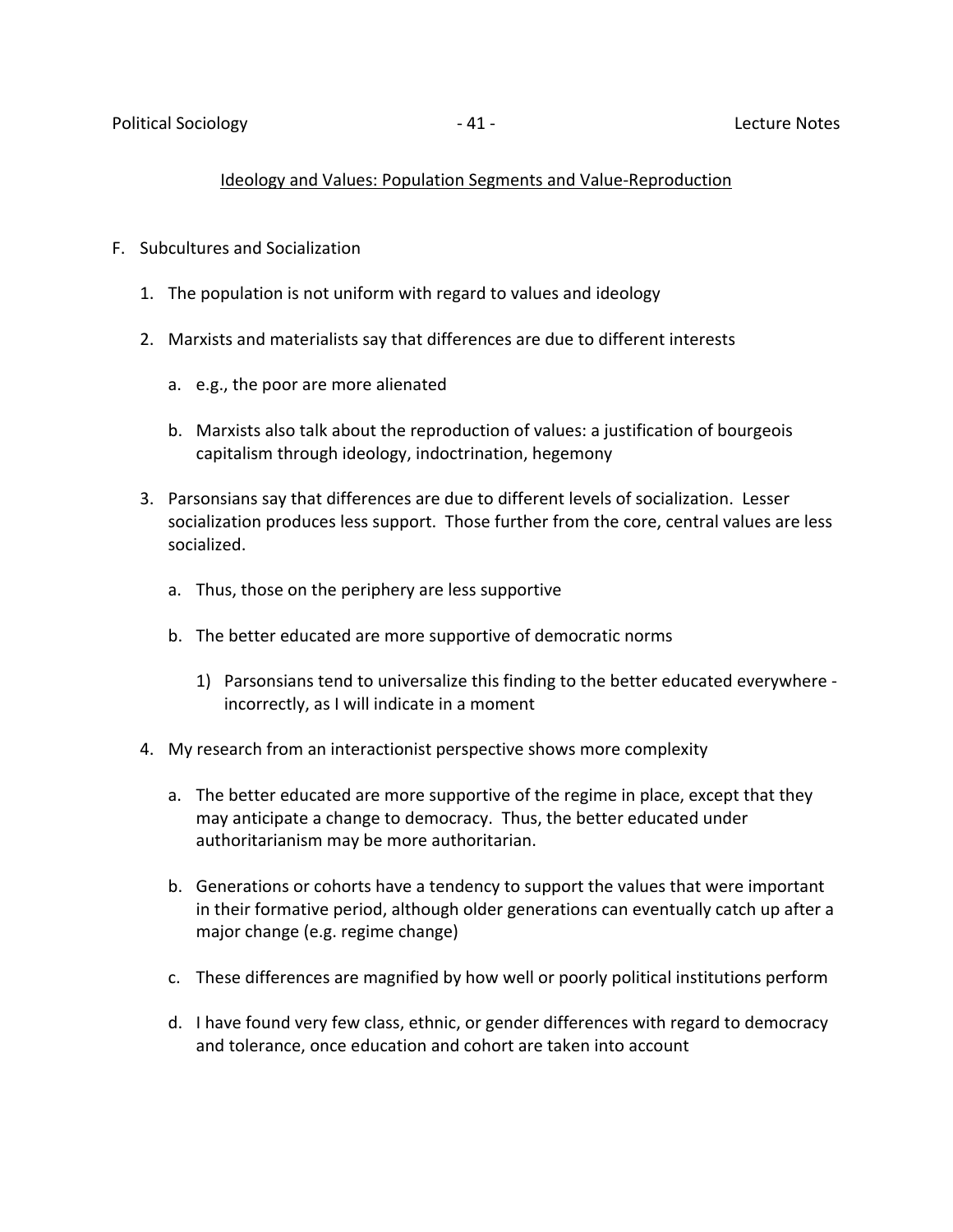## Ideology and Values: Population Segments and Value-Reproduction

F. Subcultures and Socialization

1. The population is not uniform with regard to values and ideology

2. Marxists and materialists say that differences are due to different interests

    a. e.g., the poor are more alienated

    b. Marxists also talk about the reproduction of values: a justification of bourgeois capitalism through ideology, indoctrination, hegemony

3. Parsonsians say that differences are due to different levels of socialization. Lesser socialization produces less support. Those further from the core, central values are less socialized.

    a. Thus, those on the periphery are less supportive

    b. The better educated are more supportive of democratic norms

        1) Parsonsians tend to universalize this finding to the better educated everywhere - incorrectly, as I will indicate in a moment

4. My research from an interactionist perspective shows more complexity

    a. The better educated are more supportive of the regime in place, except that they may anticipate a change to democracy. Thus, the better educated under authoritarianism may be more authoritarian.

    b. Generations or cohorts have a tendency to support the values that were important in their formative period, although older generations can eventually catch up after a major change (e.g. regime change)

    c. These differences are magnified by how well or poorly political institutions perform

    d. I have found very few class, ethnic, or gender differences with regard to democracy and tolerance, once education and cohort are taken into account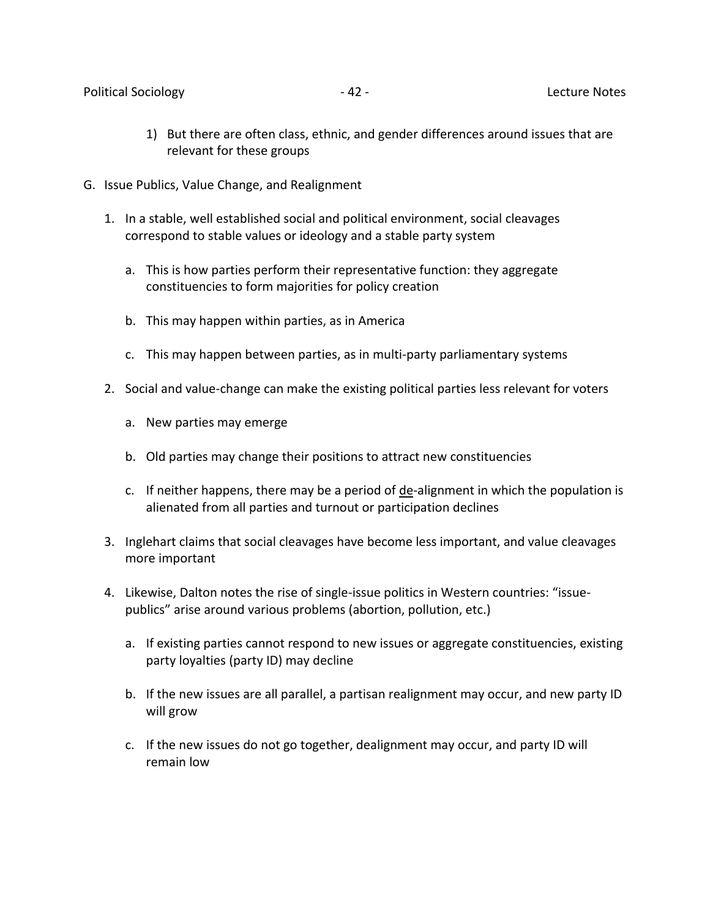1) But there are often class, ethnic, and gender differences around issues that are relevant for these groups

G. Issue Publics, Value Change, and Realignment

1. In a stable, well established social and political environment, social cleavages correspond to stable values or ideology and a stable party system

    a. This is how parties perform their representative function: they aggregate constituencies to form majorities for policy creation

    b. This may happen within parties, as in America

    c. This may happen between parties, as in multi-party parliamentary systems

2. Social and value-change can make the existing political parties less relevant for voters

    a. New parties may emerge

    b. Old parties may change their positions to attract new constituencies

    c. If neither happens, there may be a period of <u>de</u>-alignment in which the population is alienated from all parties and turnout or participation declines

3. Inglehart claims that social cleavages have become less important, and value cleavages more important

4. Likewise, Dalton notes the rise of single-issue politics in Western countries: "issue-publics" arise around various problems (abortion, pollution, etc.)

    a. If existing parties cannot respond to new issues or aggregate constituencies, existing party loyalties (party ID) may decline

    b. If the new issues are all parallel, a partisan realignment may occur, and new party ID will grow

    c. If the new issues do not go together, dealignment may occur, and party ID will remain low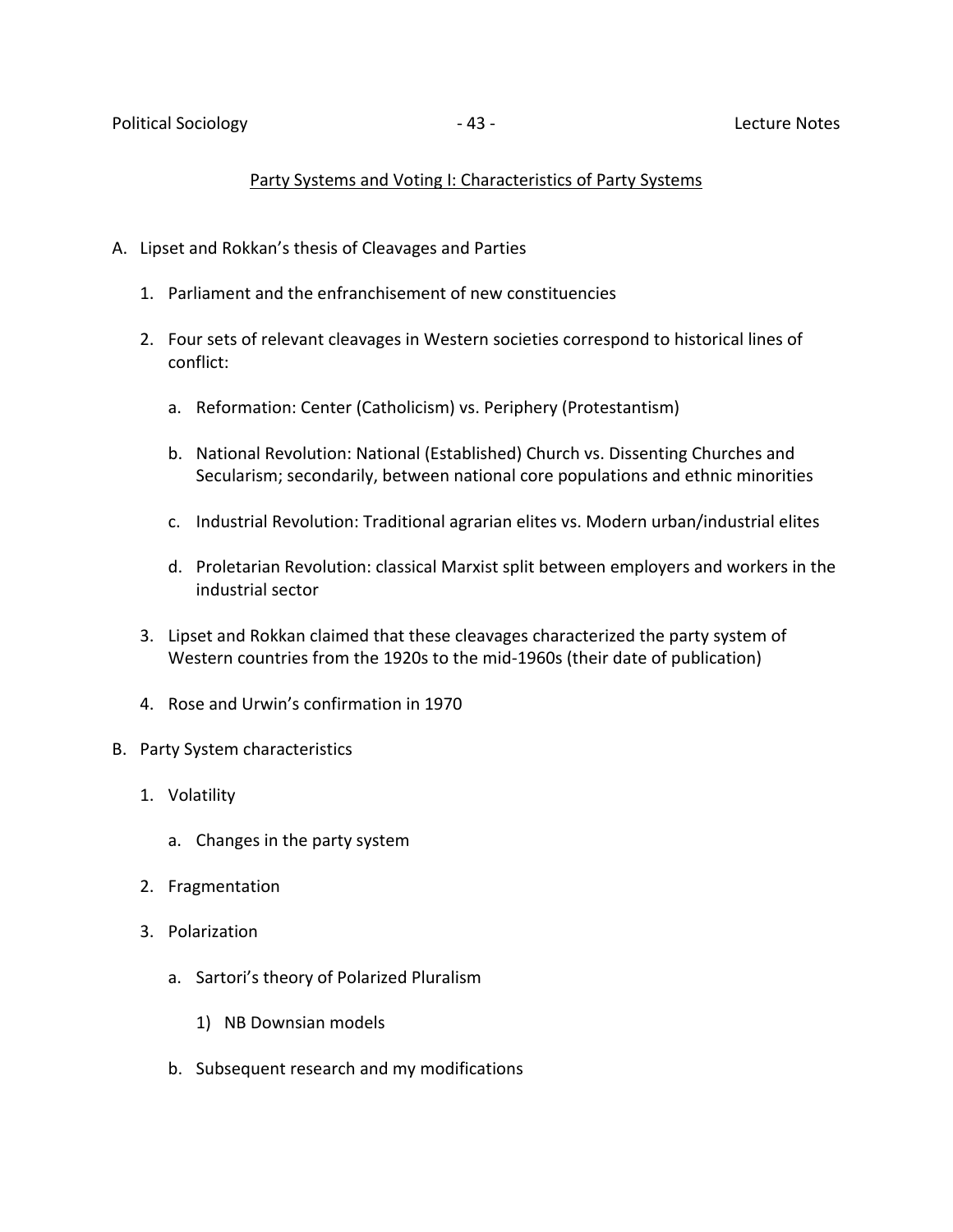## Party Systems and Voting I: Characteristics of Party Systems

A. Lipset and Rokkan's thesis of Cleavages and Parties

   1. Parliament and the enfranchisement of new constituencies

   2. Four sets of relevant cleavages in Western societies correspond to historical lines of conflict:

      a. Reformation: Center (Catholicism) vs. Periphery (Protestantism)

      b. National Revolution: National (Established) Church vs. Dissenting Churches and Secularism; secondarily, between national core populations and ethnic minorities

      c. Industrial Revolution: Traditional agrarian elites vs. Modern urban/industrial elites

      d. Proletarian Revolution: classical Marxist split between employers and workers in the industrial sector

   3. Lipset and Rokkan claimed that these cleavages characterized the party system of Western countries from the 1920s to the mid-1960s (their date of publication)

   4. Rose and Urwin's confirmation in 1970

B. Party System characteristics

   1. Volatility

      a. Changes in the party system

   2. Fragmentation

   3. Polarization

      a. Sartori's theory of Polarized Pluralism

         1) NB Downsian models

      b. Subsequent research and my modifications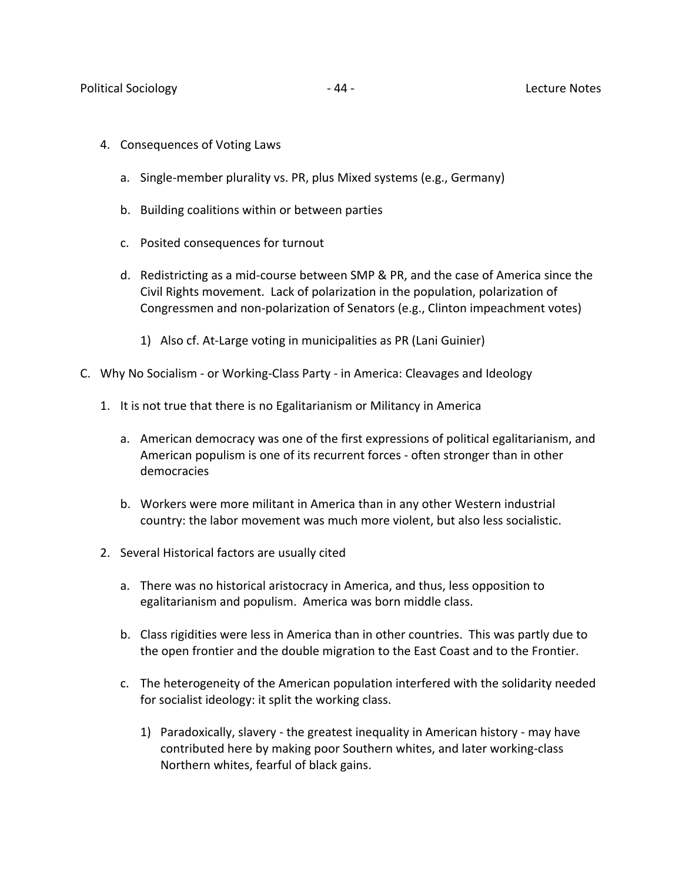4. Consequences of Voting Laws

    a. Single-member plurality vs. PR, plus Mixed systems (e.g., Germany)

    b. Building coalitions within or between parties

    c. Posited consequences for turnout

    d. Redistricting as a mid-course between SMP & PR, and the case of America since the Civil Rights movement. Lack of polarization in the population, polarization of Congressmen and non-polarization of Senators (e.g., Clinton impeachment votes)

        1) Also cf. At-Large voting in municipalities as PR (Lani Guinier)

C. Why No Socialism - or Working-Class Party - in America: Cleavages and Ideology

1. It is not true that there is no Egalitarianism or Militancy in America

    a. American democracy was one of the first expressions of political egalitarianism, and American populism is one of its recurrent forces - often stronger than in other democracies

    b. Workers were more militant in America than in any other Western industrial country: the labor movement was much more violent, but also less socialistic.

2. Several Historical factors are usually cited

    a. There was no historical aristocracy in America, and thus, less opposition to egalitarianism and populism. America was born middle class.

    b. Class rigidities were less in America than in other countries. This was partly due to the open frontier and the double migration to the East Coast and to the Frontier.

    c. The heterogeneity of the American population interfered with the solidarity needed for socialist ideology: it split the working class.

        1) Paradoxically, slavery - the greatest inequality in American history - may have contributed here by making poor Southern whites, and later working-class Northern whites, fearful of black gains.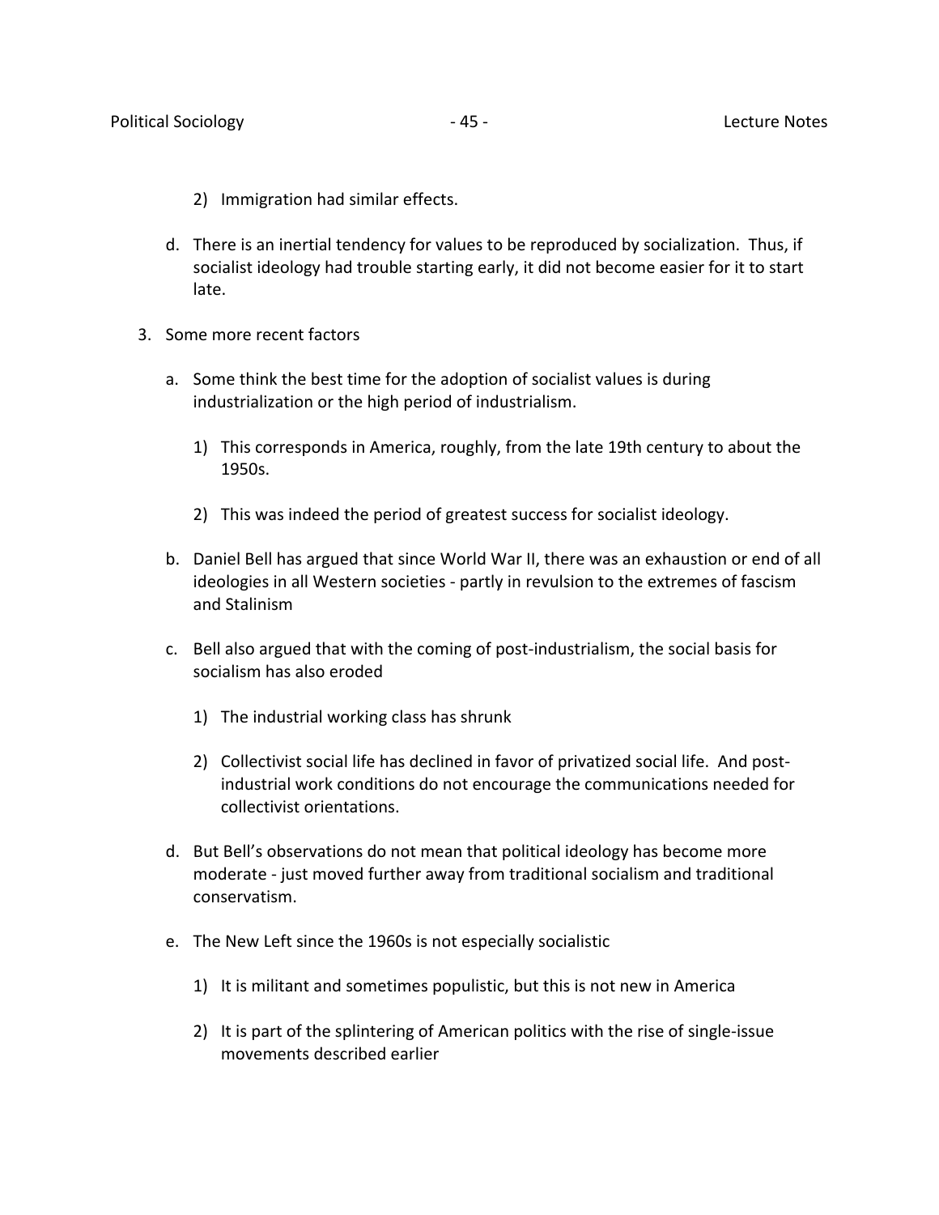2) Immigration had similar effects.

   d. There is an inertial tendency for values to be reproduced by socialization. Thus, if socialist ideology had trouble starting early, it did not become easier for it to start late.

3. Some more recent factors

   a. Some think the best time for the adoption of socialist values is during industrialization or the high period of industrialism.

      1) This corresponds in America, roughly, from the late 19th century to about the 1950s.

      2) This was indeed the period of greatest success for socialist ideology.

   b. Daniel Bell has argued that since World War II, there was an exhaustion or end of all ideologies in all Western societies - partly in revulsion to the extremes of fascism and Stalinism

   c. Bell also argued that with the coming of post-industrialism, the social basis for socialism has also eroded

      1) The industrial working class has shrunk

      2) Collectivist social life has declined in favor of privatized social life. And post-industrial work conditions do not encourage the communications needed for collectivist orientations.

   d. But Bell's observations do not mean that political ideology has become more moderate - just moved further away from traditional socialism and traditional conservatism.

   e. The New Left since the 1960s is not especially socialistic

      1) It is militant and sometimes populistic, but this is not new in America

      2) It is part of the splintering of American politics with the rise of single-issue movements described earlier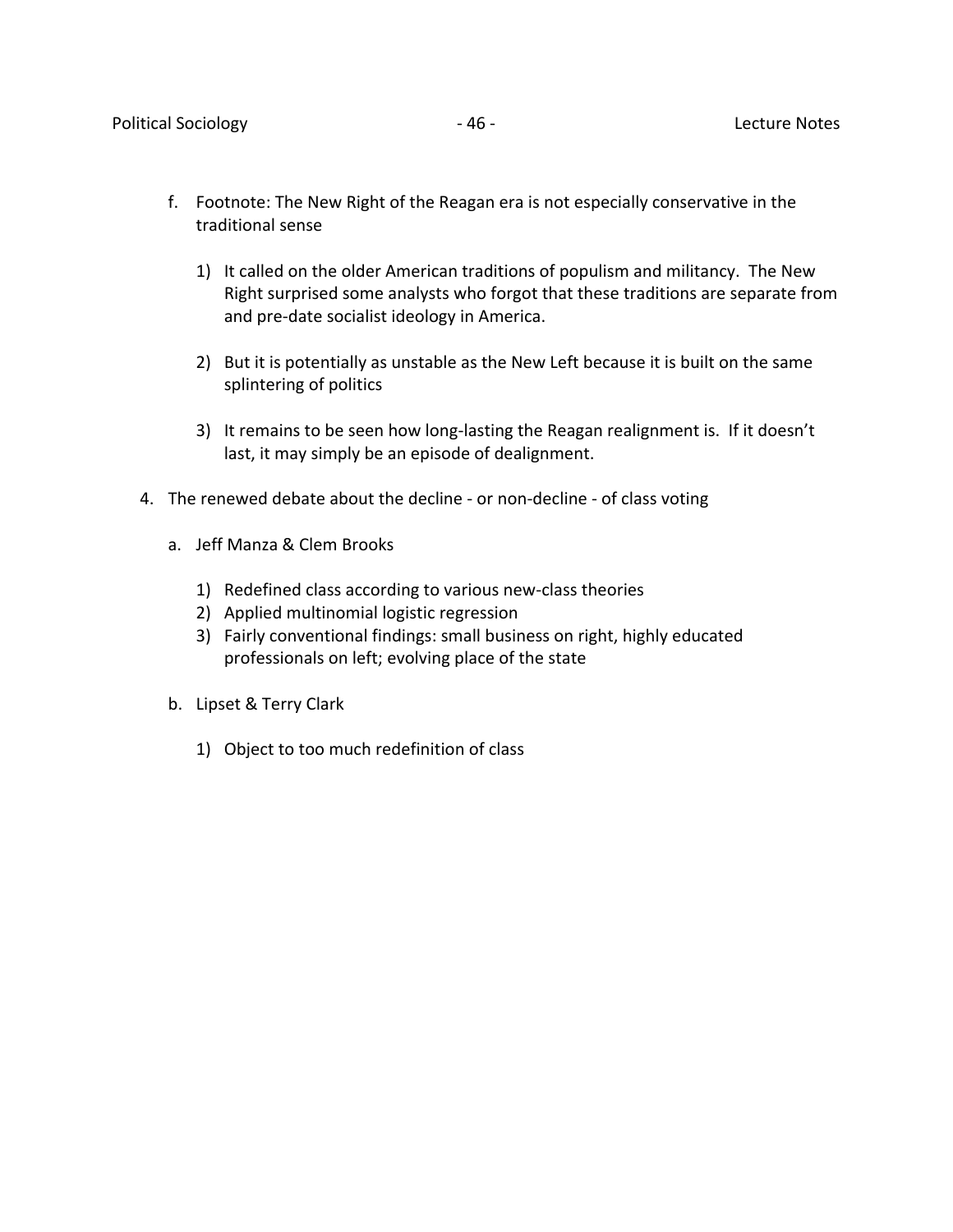f. Footnote: The New Right of the Reagan era is not especially conservative in the traditional sense

   1) It called on the older American traditions of populism and militancy. The New Right surprised some analysts who forgot that these traditions are separate from and pre-date socialist ideology in America.

   2) But it is potentially as unstable as the New Left because it is built on the same splintering of politics

   3) It remains to be seen how long-lasting the Reagan realignment is. If it doesn't last, it may simply be an episode of dealignment.

4. The renewed debate about the decline - or non-decline - of class voting

   a. Jeff Manza & Clem Brooks

      1) Redefined class according to various new-class theories
      2) Applied multinomial logistic regression
      3) Fairly conventional findings: small business on right, highly educated professionals on left; evolving place of the state

   b. Lipset & Terry Clark

      1) Object to too much redefinition of class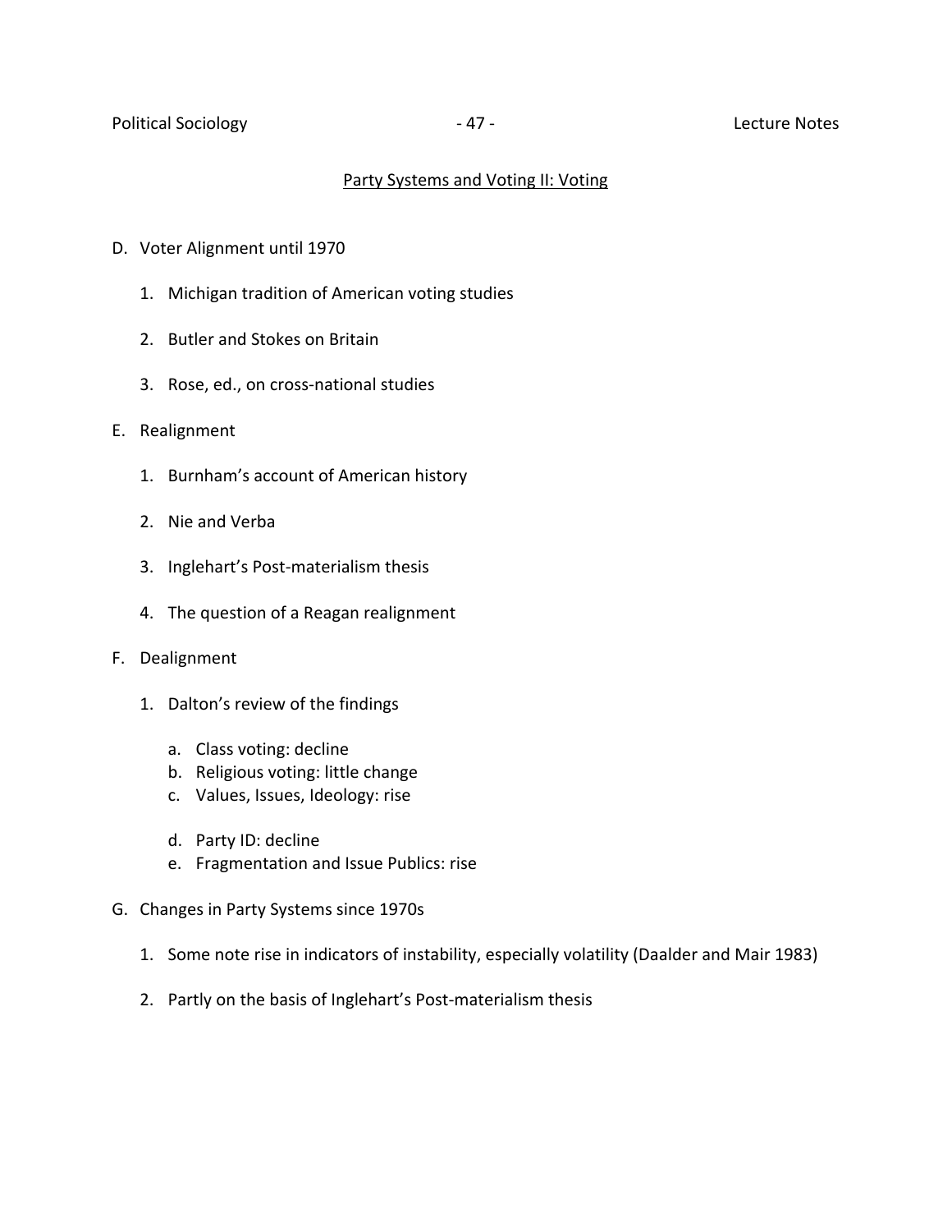## Party Systems and Voting II: Voting

D. Voter Alignment until 1970

   1. Michigan tradition of American voting studies

   2. Butler and Stokes on Britain

   3. Rose, ed., on cross-national studies

E. Realignment

   1. Burnham's account of American history

   2. Nie and Verba

   3. Inglehart's Post-materialism thesis

   4. The question of a Reagan realignment

F. Dealignment

   1. Dalton's review of the findings

      a. Class voting: decline
      b. Religious voting: little change
      c. Values, Issues, Ideology: rise

      d. Party ID: decline
      e. Fragmentation and Issue Publics: rise

G. Changes in Party Systems since 1970s

   1. Some note rise in indicators of instability, especially volatility (Daalder and Mair 1983)

   2. Partly on the basis of Inglehart's Post-materialism thesis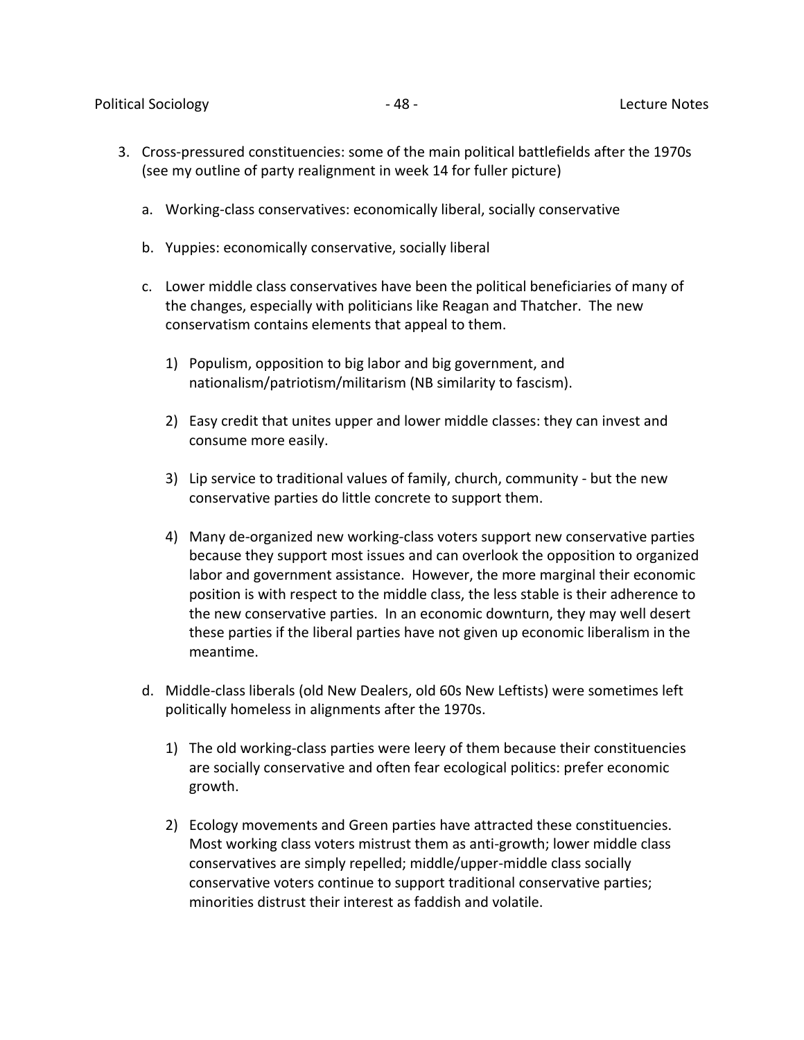3. Cross-pressured constituencies: some of the main political battlefields after the 1970s (see my outline of party realignment in week 14 for fuller picture)

   a. Working-class conservatives: economically liberal, socially conservative

   b. Yuppies: economically conservative, socially liberal

   c. Lower middle class conservatives have been the political beneficiaries of many of the changes, especially with politicians like Reagan and Thatcher. The new conservatism contains elements that appeal to them.

      1) Populism, opposition to big labor and big government, and nationalism/patriotism/militarism (NB similarity to fascism).

      2) Easy credit that unites upper and lower middle classes: they can invest and consume more easily.

      3) Lip service to traditional values of family, church, community - but the new conservative parties do little concrete to support them.

      4) Many de-organized new working-class voters support new conservative parties because they support most issues and can overlook the opposition to organized labor and government assistance. However, the more marginal their economic position is with respect to the middle class, the less stable is their adherence to the new conservative parties. In an economic downturn, they may well desert these parties if the liberal parties have not given up economic liberalism in the meantime.

   d. Middle-class liberals (old New Dealers, old 60s New Leftists) were sometimes left politically homeless in alignments after the 1970s.

      1) The old working-class parties were leery of them because their constituencies are socially conservative and often fear ecological politics: prefer economic growth.

      2) Ecology movements and Green parties have attracted these constituencies. Most working class voters mistrust them as anti-growth; lower middle class conservatives are simply repelled; middle/upper-middle class socially conservative voters continue to support traditional conservative parties; minorities distrust their interest as faddish and volatile.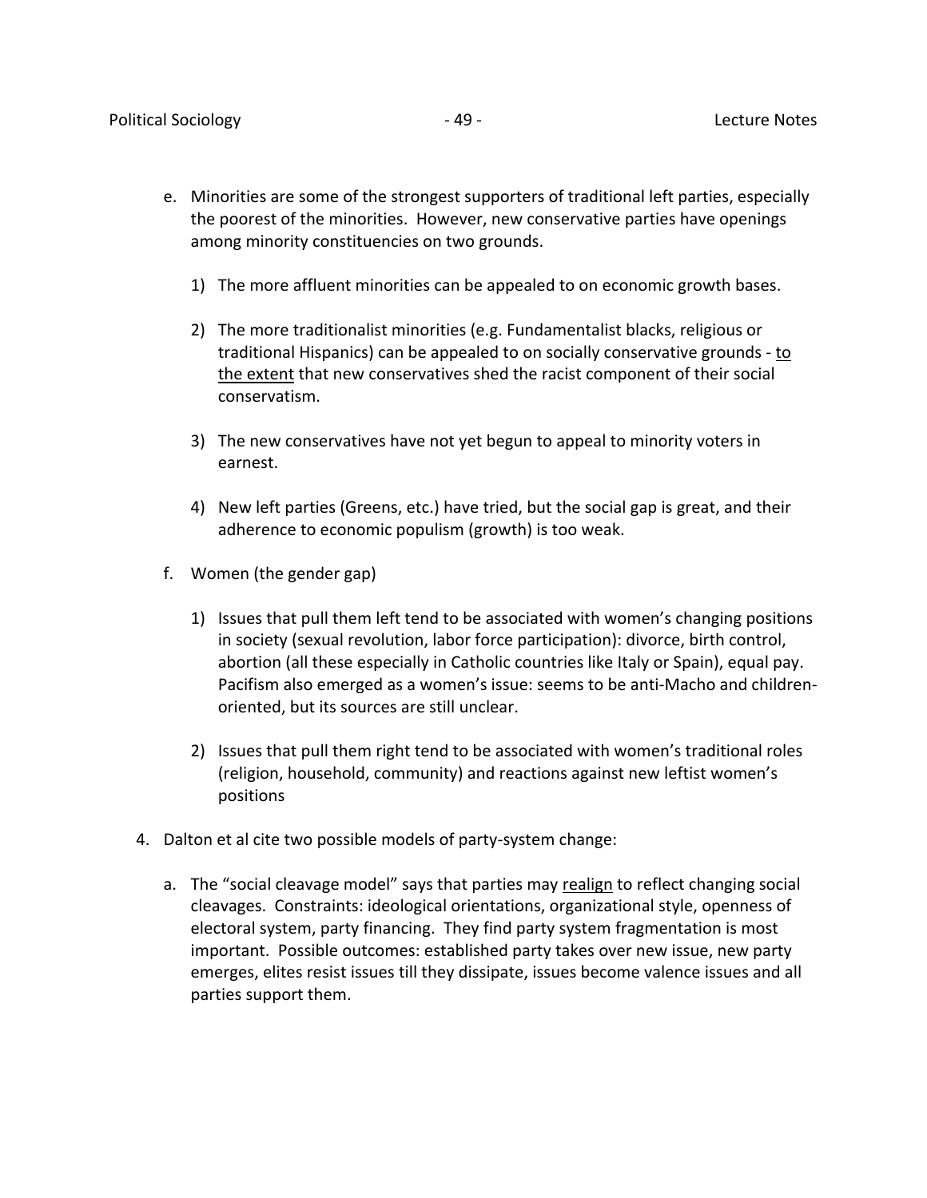e. Minorities are some of the strongest supporters of traditional left parties, especially the poorest of the minorities. However, new conservative parties have openings among minority constituencies on two grounds.

   1) The more affluent minorities can be appealed to on economic growth bases.

   2) The more traditionalist minorities (e.g. Fundamentalist blacks, religious or traditional Hispanics) can be appealed to on socially conservative grounds - <u>to the extent</u> that new conservatives shed the racist component of their social conservatism.

   3) The new conservatives have not yet begun to appeal to minority voters in earnest.

   4) New left parties (Greens, etc.) have tried, but the social gap is great, and their adherence to economic populism (growth) is too weak.

f. Women (the gender gap)

   1) Issues that pull them left tend to be associated with women's changing positions in society (sexual revolution, labor force participation): divorce, birth control, abortion (all these especially in Catholic countries like Italy or Spain), equal pay. Pacifism also emerged as a women's issue: seems to be anti-Macho and children-oriented, but its sources are still unclear.

   2) Issues that pull them right tend to be associated with women's traditional roles (religion, household, community) and reactions against new leftist women's positions

4. Dalton et al cite two possible models of party-system change:

   a. The "social cleavage model" says that parties may <u>realign</u> to reflect changing social cleavages. Constraints: ideological orientations, organizational style, openness of electoral system, party financing. They find party system fragmentation is most important. Possible outcomes: established party takes over new issue, new party emerges, elites resist issues till they dissipate, issues become valence issues and all parties support them.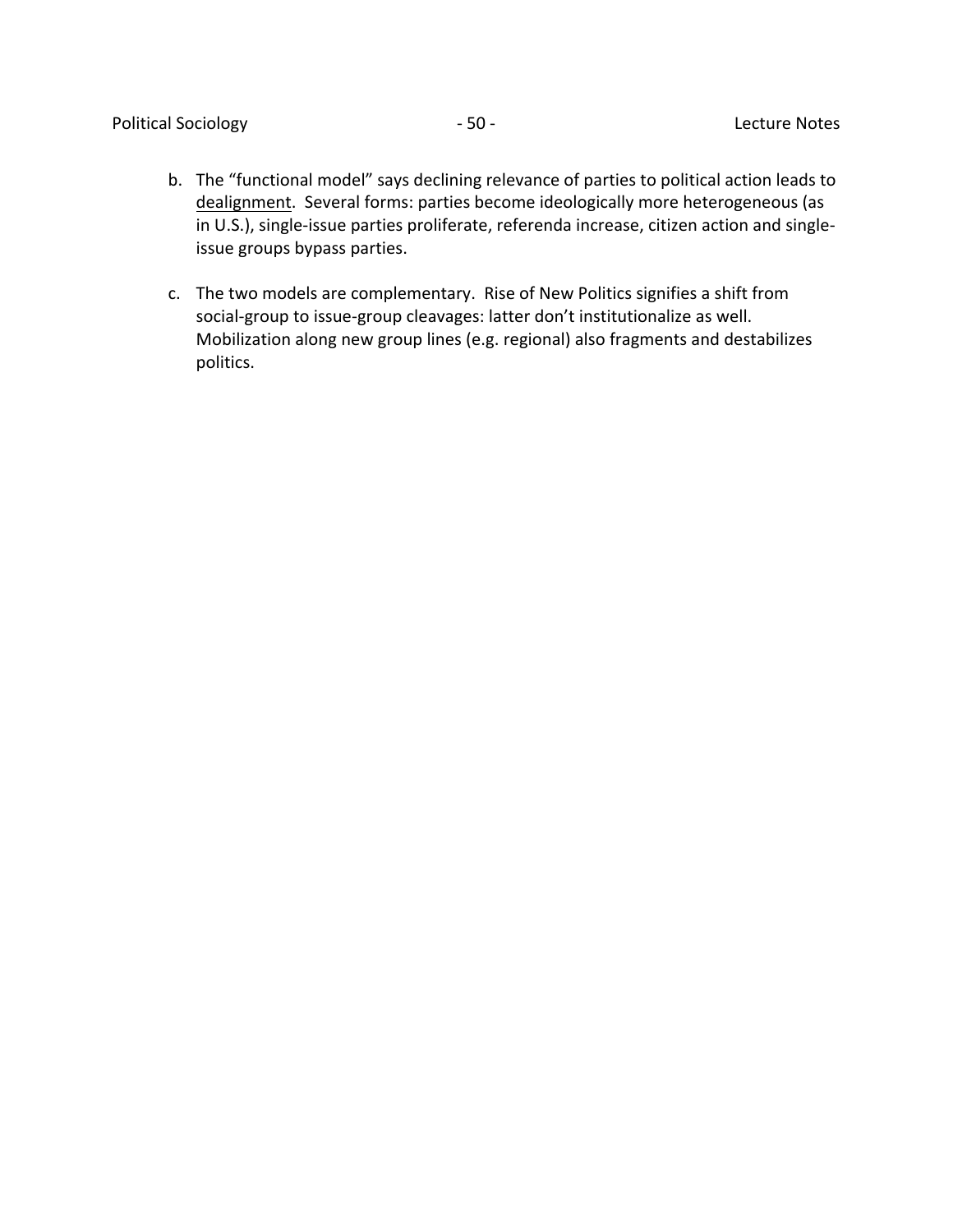b. The "functional model" says declining relevance of parties to political action leads to <u>dealignment</u>. Several forms: parties become ideologically more heterogeneous (as in U.S.), single-issue parties proliferate, referenda increase, citizen action and single-issue groups bypass parties.

c. The two models are complementary. Rise of New Politics signifies a shift from social-group to issue-group cleavages: latter don't institutionalize as well. Mobilization along new group lines (e.g. regional) also fragments and destabilizes politics.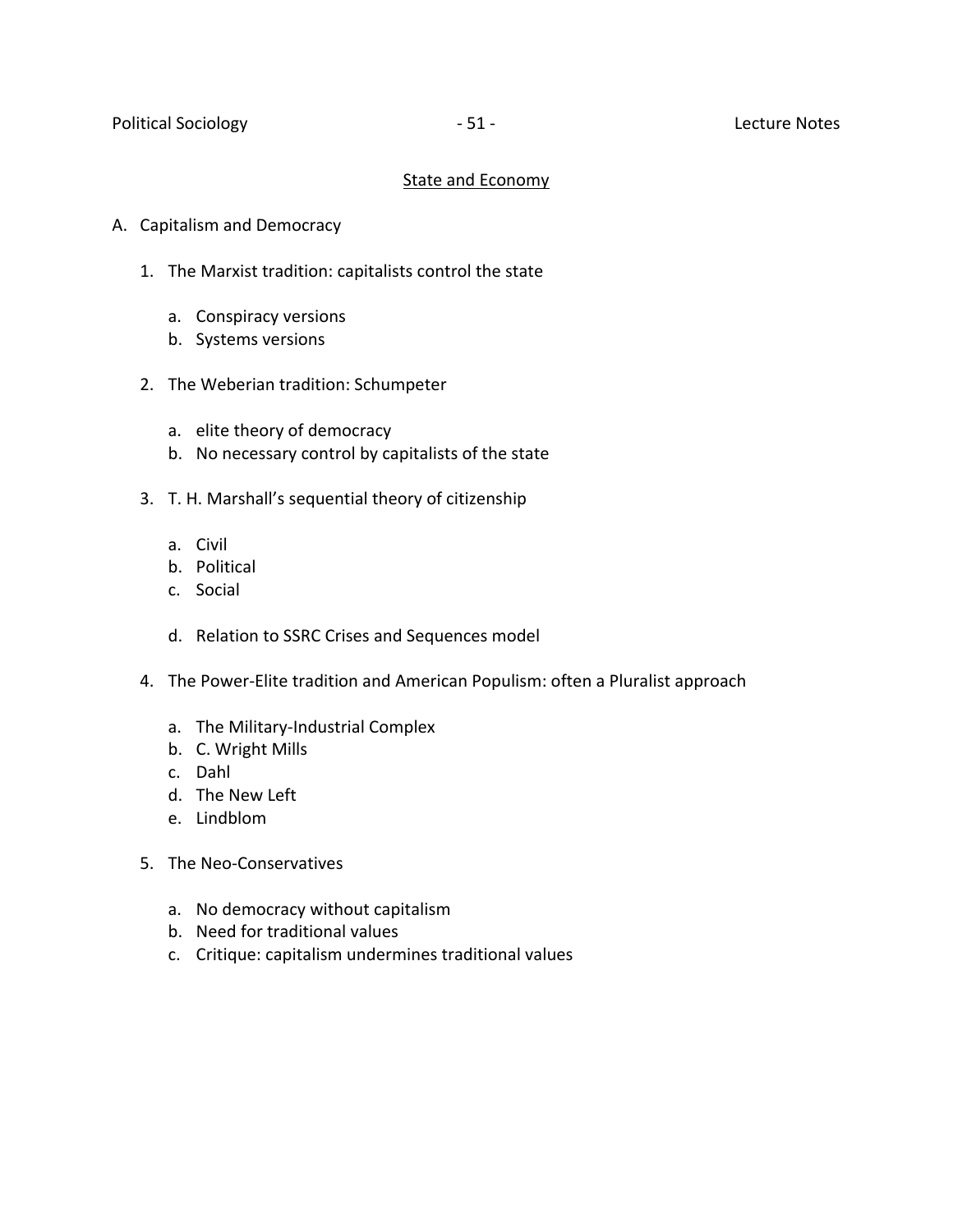## State and Economy

A. Capitalism and Democracy

1. The Marxist tradition: capitalists control the state

    a. Conspiracy versions
    b. Systems versions

2. The Weberian tradition: Schumpeter

    a. elite theory of democracy
    b. No necessary control by capitalists of the state

3. T. H. Marshall's sequential theory of citizenship

    a. Civil
    b. Political
    c. Social

    d. Relation to SSRC Crises and Sequences model

4. The Power-Elite tradition and American Populism: often a Pluralist approach

    a. The Military-Industrial Complex
    b. C. Wright Mills
    c. Dahl
    d. The New Left
    e. Lindblom

5. The Neo-Conservatives

    a. No democracy without capitalism
    b. Need for traditional values
    c. Critique: capitalism undermines traditional values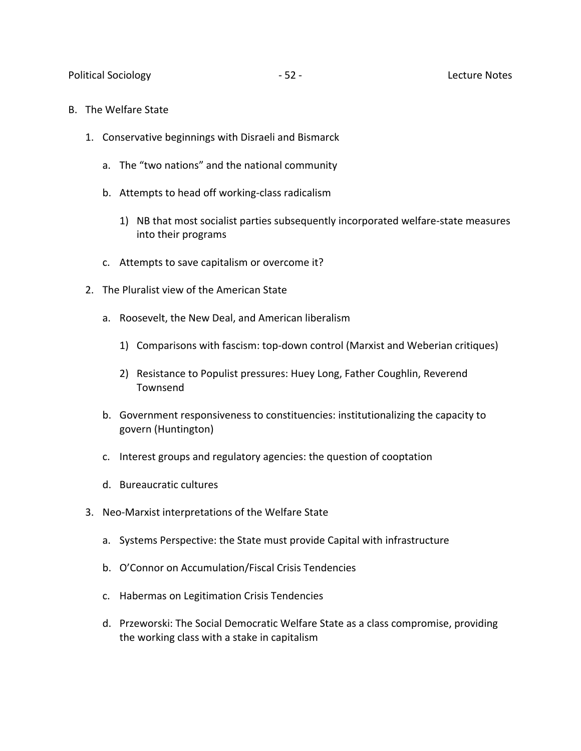B. The Welfare State

1. Conservative beginnings with Disraeli and Bismarck

   a. The "two nations" and the national community

   b. Attempts to head off working-class radicalism

      1) NB that most socialist parties subsequently incorporated welfare-state measures into their programs

   c. Attempts to save capitalism or overcome it?

2. The Pluralist view of the American State

   a. Roosevelt, the New Deal, and American liberalism

      1) Comparisons with fascism: top-down control (Marxist and Weberian critiques)

      2) Resistance to Populist pressures: Huey Long, Father Coughlin, Reverend Townsend

   b. Government responsiveness to constituencies: institutionalizing the capacity to govern (Huntington)

   c. Interest groups and regulatory agencies: the question of cooptation

   d. Bureaucratic cultures

3. Neo-Marxist interpretations of the Welfare State

   a. Systems Perspective: the State must provide Capital with infrastructure

   b. O'Connor on Accumulation/Fiscal Crisis Tendencies

   c. Habermas on Legitimation Crisis Tendencies

   d. Przeworski: The Social Democratic Welfare State as a class compromise, providing the working class with a stake in capitalism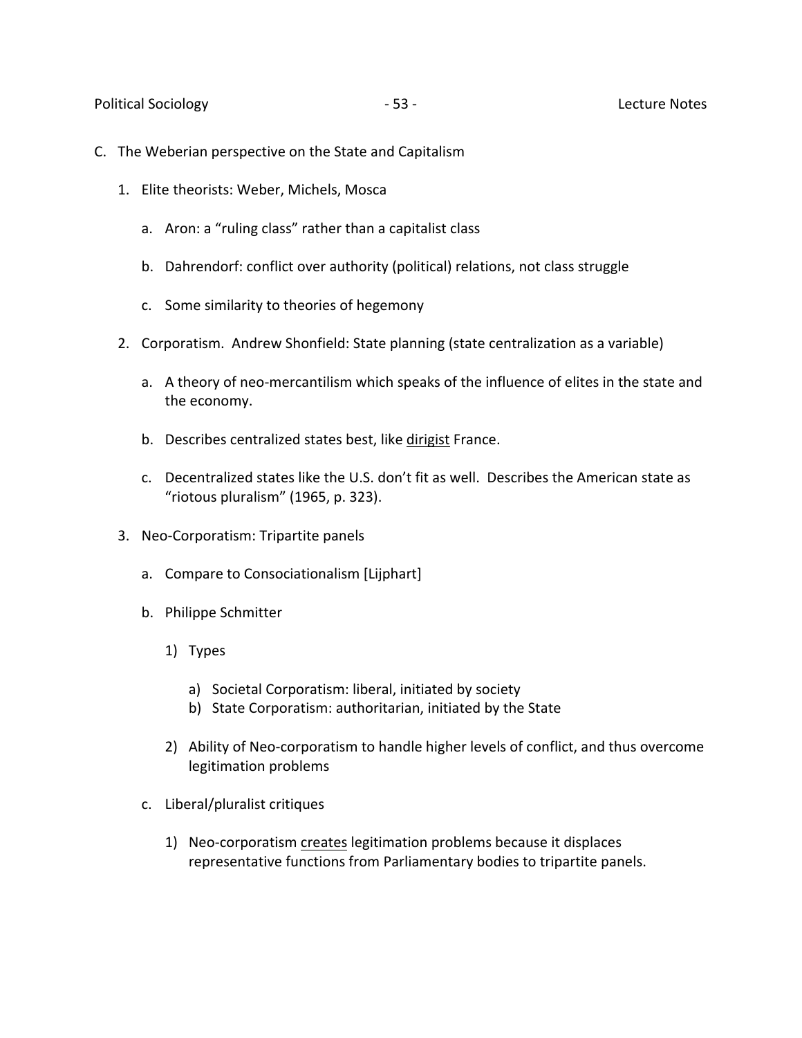C. The Weberian perspective on the State and Capitalism

1. Elite theorists: Weber, Michels, Mosca

   a. Aron: a "ruling class" rather than a capitalist class

   b. Dahrendorf: conflict over authority (political) relations, not class struggle

   c. Some similarity to theories of hegemony

2. Corporatism. Andrew Shonfield: State planning (state centralization as a variable)

   a. A theory of neo-mercantilism which speaks of the influence of elites in the state and the economy.

   b. Describes centralized states best, like <u>dirigist</u> France.

   c. Decentralized states like the U.S. don't fit as well. Describes the American state as "riotous pluralism" (1965, p. 323).

3. Neo-Corporatism: Tripartite panels

   a. Compare to Consociationalism [Lijphart]

   b. Philippe Schmitter

      1) Types

         a) Societal Corporatism: liberal, initiated by society
         b) State Corporatism: authoritarian, initiated by the State

      2) Ability of Neo-corporatism to handle higher levels of conflict, and thus overcome legitimation problems

   c. Liberal/pluralist critiques

      1) Neo-corporatism <u>creates</u> legitimation problems because it displaces representative functions from Parliamentary bodies to tripartite panels.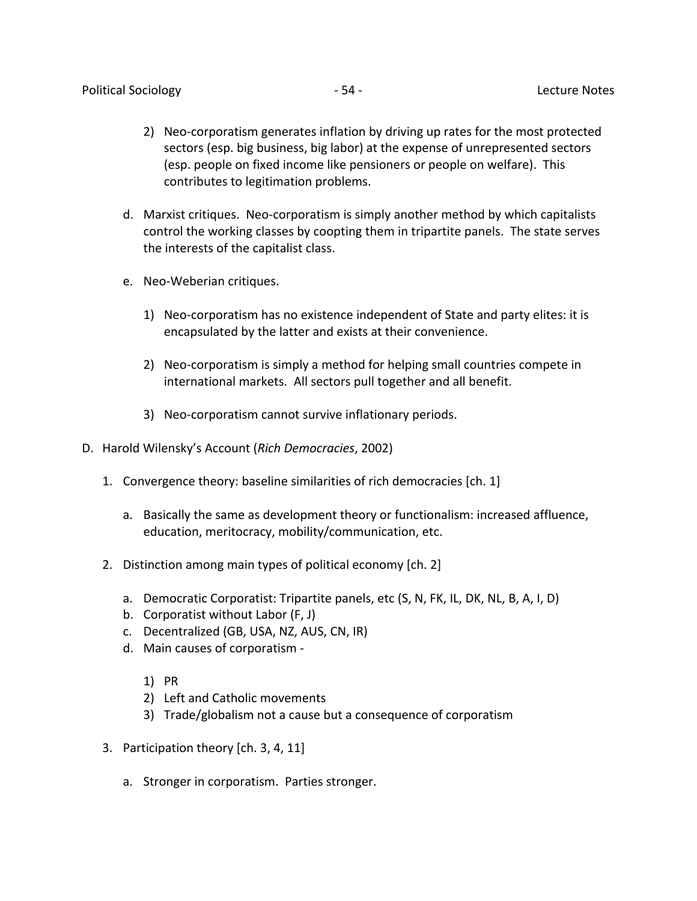2) Neo-corporatism generates inflation by driving up rates for the most protected sectors (esp. big business, big labor) at the expense of unrepresented sectors (esp. people on fixed income like pensioners or people on welfare). This contributes to legitimation problems.

d. Marxist critiques. Neo-corporatism is simply another method by which capitalists control the working classes by coopting them in tripartite panels. The state serves the interests of the capitalist class.

e. Neo-Weberian critiques.

1) Neo-corporatism has no existence independent of State and party elites: it is encapsulated by the latter and exists at their convenience.

2) Neo-corporatism is simply a method for helping small countries compete in international markets. All sectors pull together and all benefit.

3) Neo-corporatism cannot survive inflationary periods.

D. Harold Wilensky's Account (*Rich Democracies*, 2002)

1. Convergence theory: baseline similarities of rich democracies [ch. 1]

   a. Basically the same as development theory or functionalism: increased affluence, education, meritocracy, mobility/communication, etc.

2. Distinction among main types of political economy [ch. 2]

   a. Democratic Corporatist: Tripartite panels, etc (S, N, FK, IL, DK, NL, B, A, I, D)
   b. Corporatist without Labor (F, J)
   c. Decentralized (GB, USA, NZ, AUS, CN, IR)
   d. Main causes of corporatism -

      1) PR
      2) Left and Catholic movements
      3) Trade/globalism not a cause but a consequence of corporatism

3. Participation theory [ch. 3, 4, 11]

   a. Stronger in corporatism. Parties stronger.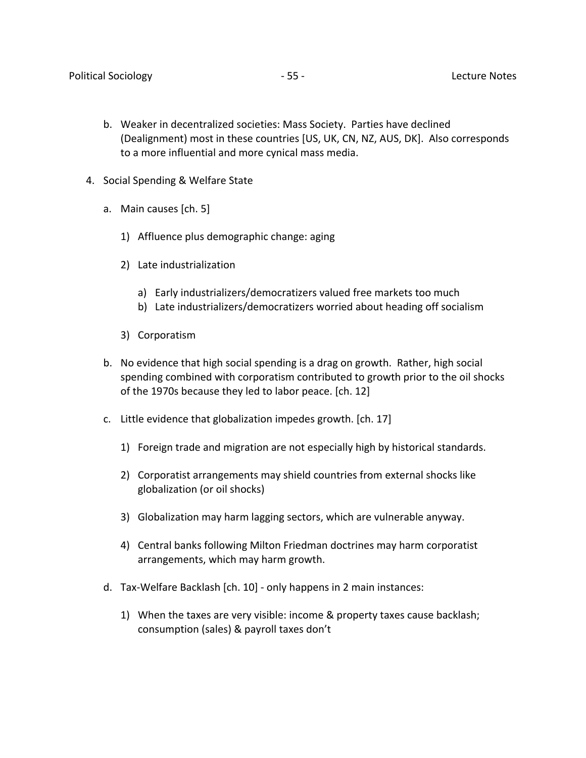b. Weaker in decentralized societies: Mass Society. Parties have declined (Dealignment) most in these countries [US, UK, CN, NZ, AUS, DK]. Also corresponds to a more influential and more cynical mass media.

4. Social Spending & Welfare State

   a. Main causes [ch. 5]

      1) Affluence plus demographic change: aging

      2) Late industrialization

         a) Early industrializers/democratizers valued free markets too much
         b) Late industrializers/democratizers worried about heading off socialism

      3) Corporatism

   b. No evidence that high social spending is a drag on growth. Rather, high social spending combined with corporatism contributed to growth prior to the oil shocks of the 1970s because they led to labor peace. [ch. 12]

   c. Little evidence that globalization impedes growth. [ch. 17]

      1) Foreign trade and migration are not especially high by historical standards.

      2) Corporatist arrangements may shield countries from external shocks like globalization (or oil shocks)

      3) Globalization may harm lagging sectors, which are vulnerable anyway.

      4) Central banks following Milton Friedman doctrines may harm corporatist arrangements, which may harm growth.

   d. Tax-Welfare Backlash [ch. 10] - only happens in 2 main instances:

      1) When the taxes are very visible: income & property taxes cause backlash; consumption (sales) & payroll taxes don't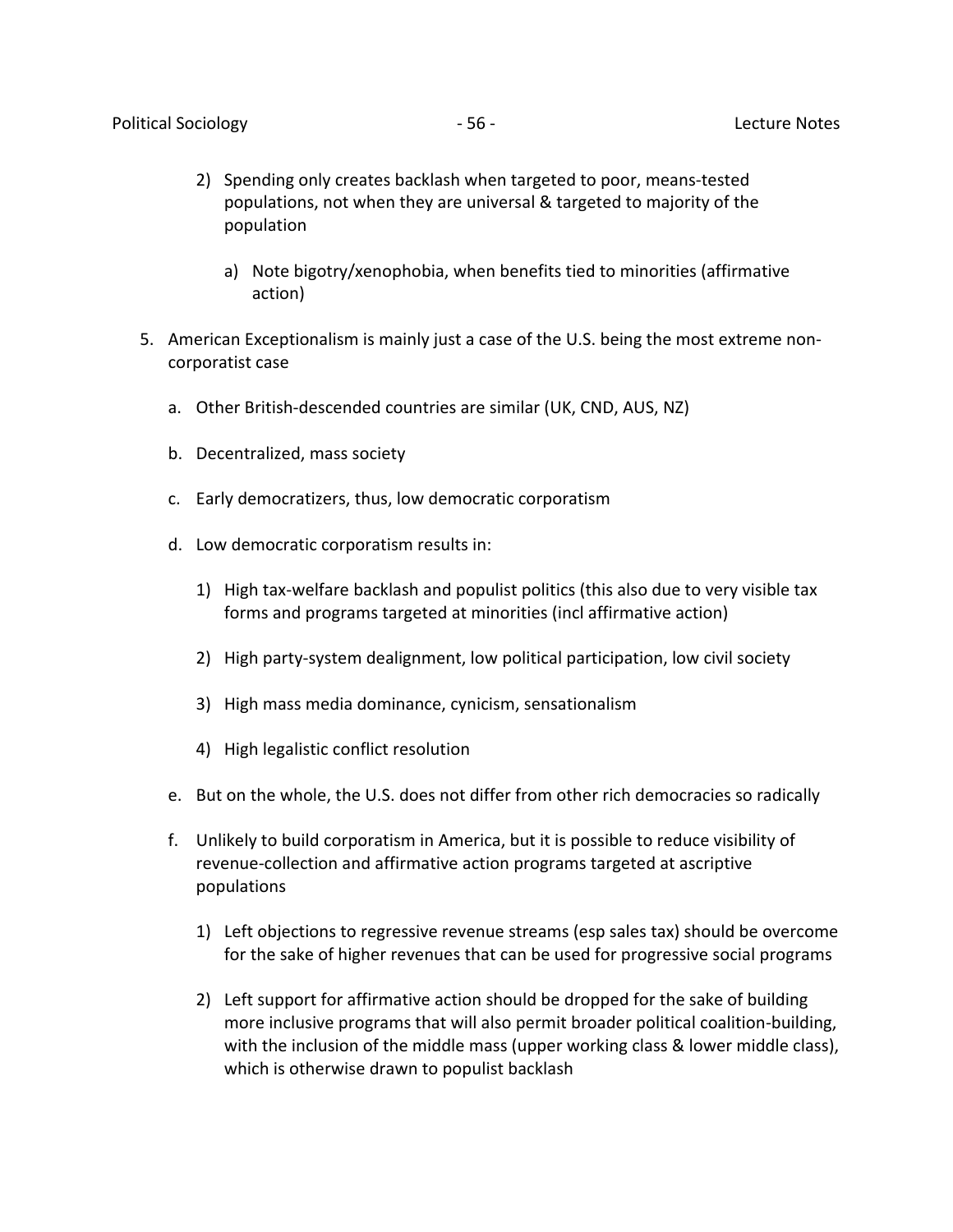2) Spending only creates backlash when targeted to poor, means-tested populations, not when they are universal & targeted to majority of the population

    a) Note bigotry/xenophobia, when benefits tied to minorities (affirmative action)

5. American Exceptionalism is mainly just a case of the U.S. being the most extreme non-corporatist case

    a. Other British-descended countries are similar (UK, CND, AUS, NZ)

    b. Decentralized, mass society

    c. Early democratizers, thus, low democratic corporatism

    d. Low democratic corporatism results in:

        1) High tax-welfare backlash and populist politics (this also due to very visible tax forms and programs targeted at minorities (incl affirmative action)

        2) High party-system dealignment, low political participation, low civil society

        3) High mass media dominance, cynicism, sensationalism

        4) High legalistic conflict resolution

    e. But on the whole, the U.S. does not differ from other rich democracies so radically

    f. Unlikely to build corporatism in America, but it is possible to reduce visibility of revenue-collection and affirmative action programs targeted at ascriptive populations

        1) Left objections to regressive revenue streams (esp sales tax) should be overcome for the sake of higher revenues that can be used for progressive social programs

        2) Left support for affirmative action should be dropped for the sake of building more inclusive programs that will also permit broader political coalition-building, with the inclusion of the middle mass (upper working class & lower middle class), which is otherwise drawn to populist backlash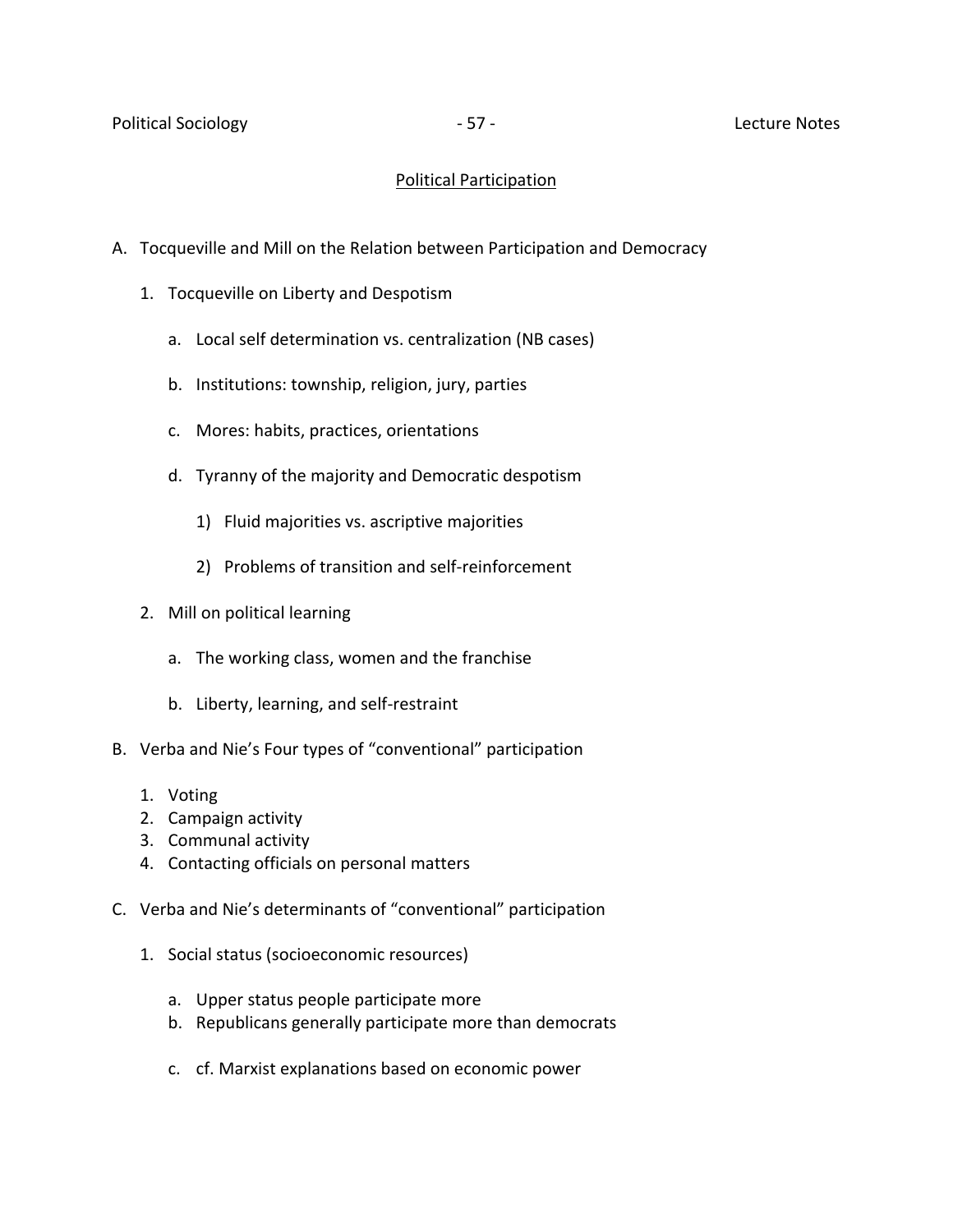## Political Participation

A. Tocqueville and Mill on the Relation between Participation and Democracy

1. Tocqueville on Liberty and Despotism

   a. Local self determination vs. centralization (NB cases)

   b. Institutions: township, religion, jury, parties

   c. Mores: habits, practices, orientations

   d. Tyranny of the majority and Democratic despotism

      1) Fluid majorities vs. ascriptive majorities

      2) Problems of transition and self-reinforcement

2. Mill on political learning

   a. The working class, women and the franchise

   b. Liberty, learning, and self-restraint

B. Verba and Nie's Four types of "conventional" participation

1. Voting
2. Campaign activity
3. Communal activity
4. Contacting officials on personal matters

C. Verba and Nie's determinants of "conventional" participation

1. Social status (socioeconomic resources)

   a. Upper status people participate more
   b. Republicans generally participate more than democrats

   c. cf. Marxist explanations based on economic power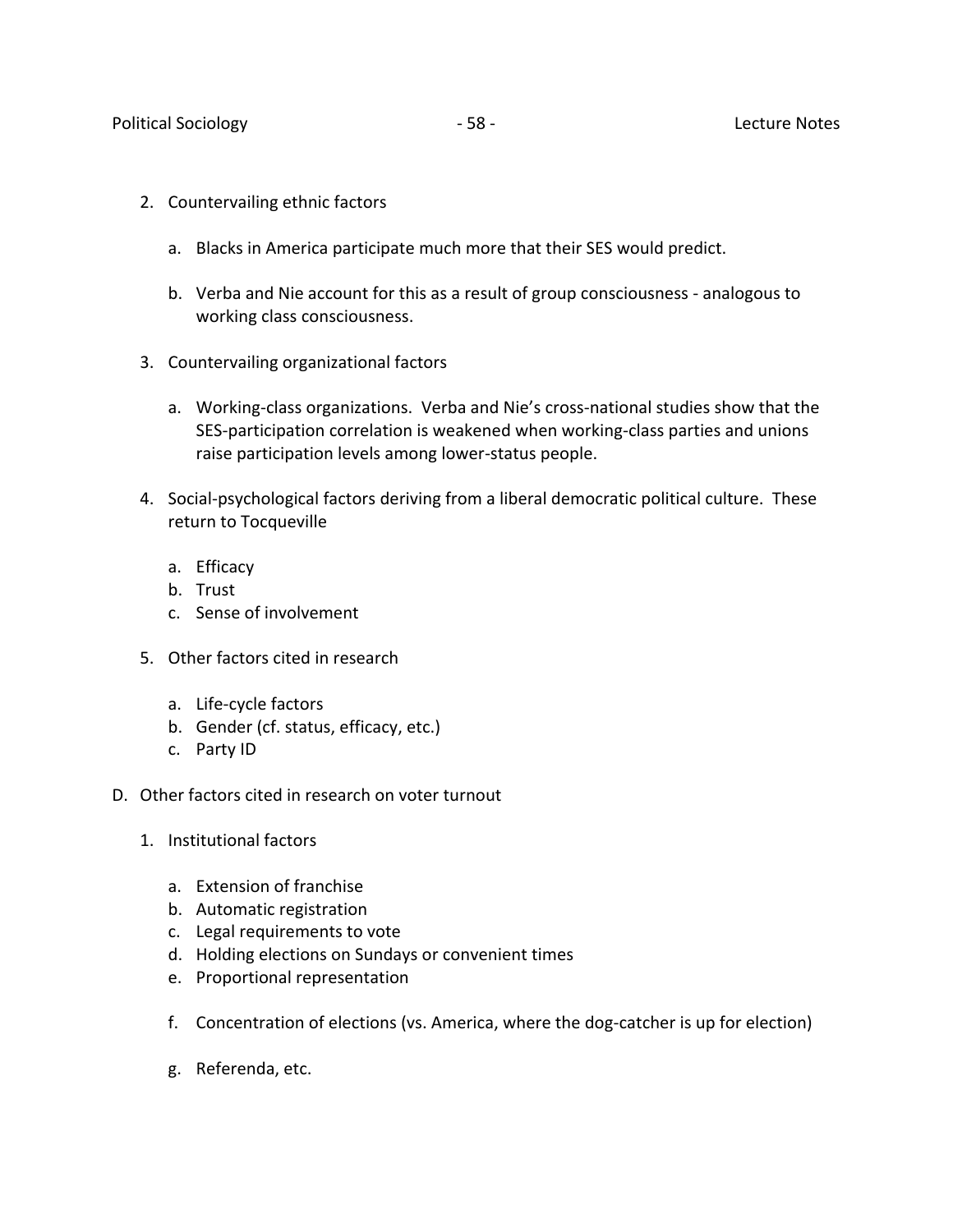2. Countervailing ethnic factors

    a. Blacks in America participate much more that their SES would predict.

    b. Verba and Nie account for this as a result of group consciousness - analogous to working class consciousness.

3. Countervailing organizational factors

    a. Working-class organizations. Verba and Nie's cross-national studies show that the SES-participation correlation is weakened when working-class parties and unions raise participation levels among lower-status people.

4. Social-psychological factors deriving from a liberal democratic political culture. These return to Tocqueville

    a. Efficacy
    b. Trust
    c. Sense of involvement

5. Other factors cited in research

    a. Life-cycle factors
    b. Gender (cf. status, efficacy, etc.)
    c. Party ID

D. Other factors cited in research on voter turnout

1. Institutional factors

    a. Extension of franchise
    b. Automatic registration
    c. Legal requirements to vote
    d. Holding elections on Sundays or convenient times
    e. Proportional representation

    f. Concentration of elections (vs. America, where the dog-catcher is up for election)

    g. Referenda, etc.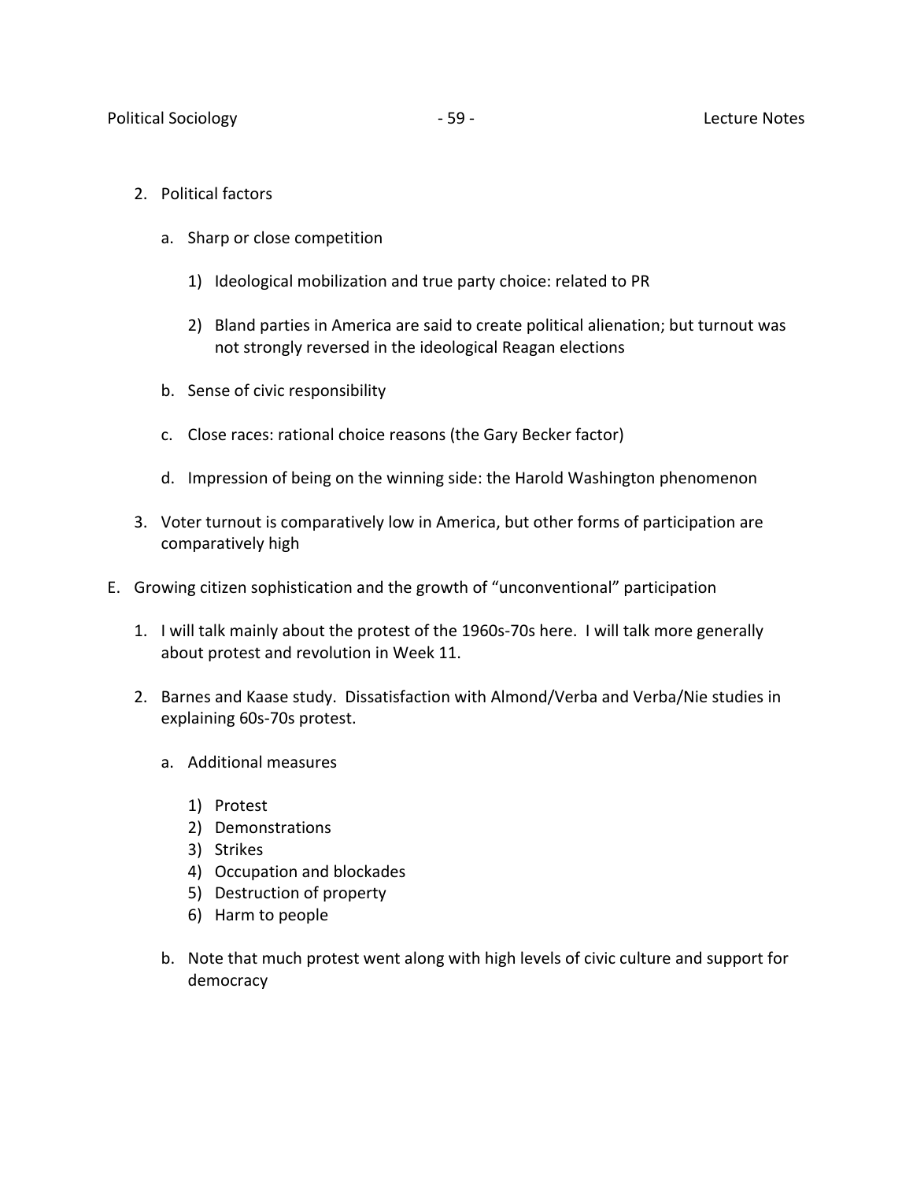2. Political factors

   a. Sharp or close competition

      1) Ideological mobilization and true party choice: related to PR

      2) Bland parties in America are said to create political alienation; but turnout was not strongly reversed in the ideological Reagan elections

   b. Sense of civic responsibility

   c. Close races: rational choice reasons (the Gary Becker factor)

   d. Impression of being on the winning side: the Harold Washington phenomenon

3. Voter turnout is comparatively low in America, but other forms of participation are comparatively high

E. Growing citizen sophistication and the growth of "unconventional" participation

   1. I will talk mainly about the protest of the 1960s-70s here. I will talk more generally about protest and revolution in Week 11.

   2. Barnes and Kaase study. Dissatisfaction with Almond/Verba and Verba/Nie studies in explaining 60s-70s protest.

      a. Additional measures

         1) Protest
         2) Demonstrations
         3) Strikes
         4) Occupation and blockades
         5) Destruction of property
         6) Harm to people

      b. Note that much protest went along with high levels of civic culture and support for democracy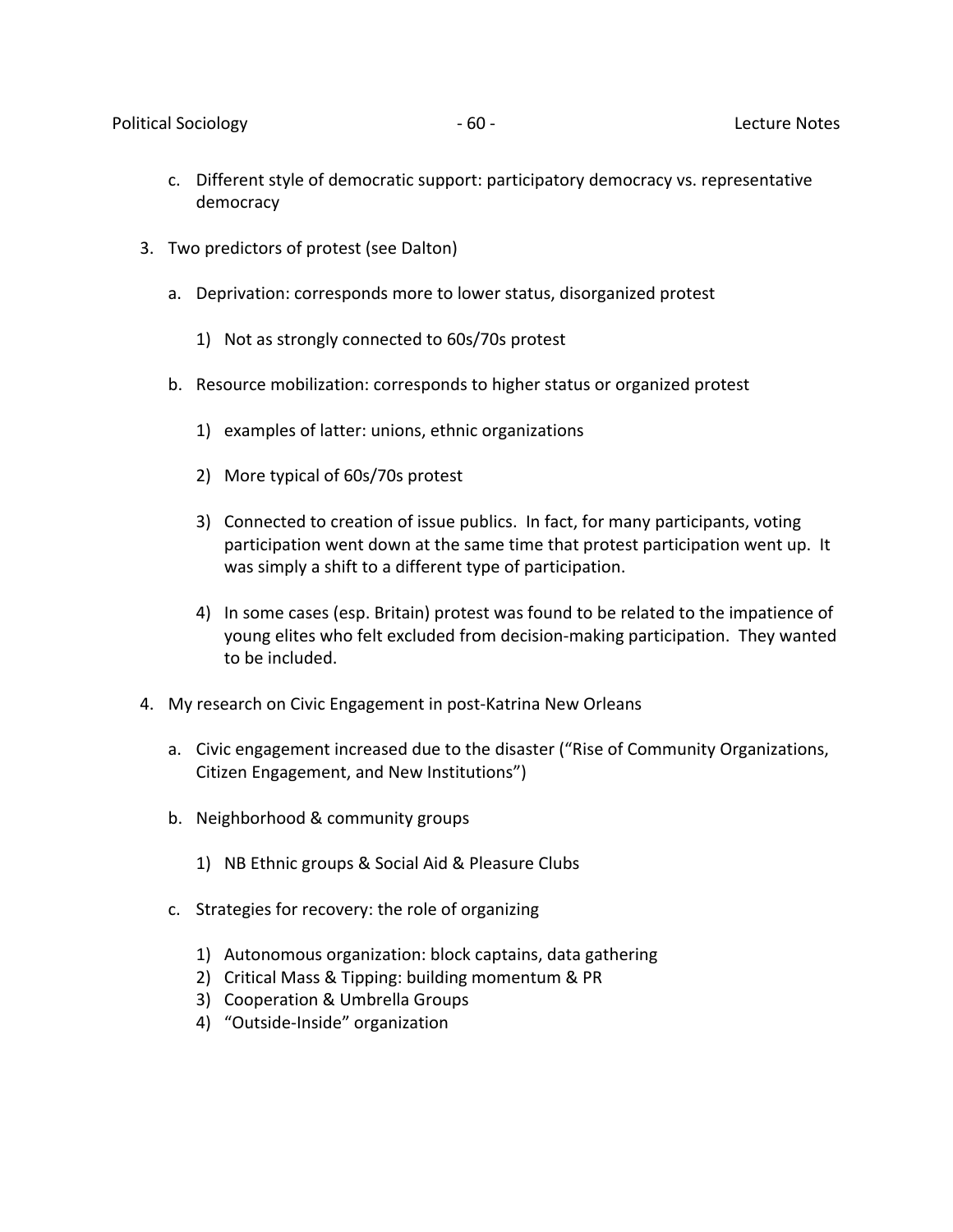c. Different style of democratic support: participatory democracy vs. representative democracy

3. Two predictors of protest (see Dalton)

   a. Deprivation: corresponds more to lower status, disorganized protest

      1) Not as strongly connected to 60s/70s protest

   b. Resource mobilization: corresponds to higher status or organized protest

      1) examples of latter: unions, ethnic organizations

      2) More typical of 60s/70s protest

      3) Connected to creation of issue publics. In fact, for many participants, voting participation went down at the same time that protest participation went up. It was simply a shift to a different type of participation.

      4) In some cases (esp. Britain) protest was found to be related to the impatience of young elites who felt excluded from decision-making participation. They wanted to be included.

4. My research on Civic Engagement in post-Katrina New Orleans

   a. Civic engagement increased due to the disaster ("Rise of Community Organizations, Citizen Engagement, and New Institutions")

   b. Neighborhood & community groups

      1) NB Ethnic groups & Social Aid & Pleasure Clubs

   c. Strategies for recovery: the role of organizing

      1) Autonomous organization: block captains, data gathering
      2) Critical Mass & Tipping: building momentum & PR
      3) Cooperation & Umbrella Groups
      4) "Outside-Inside" organization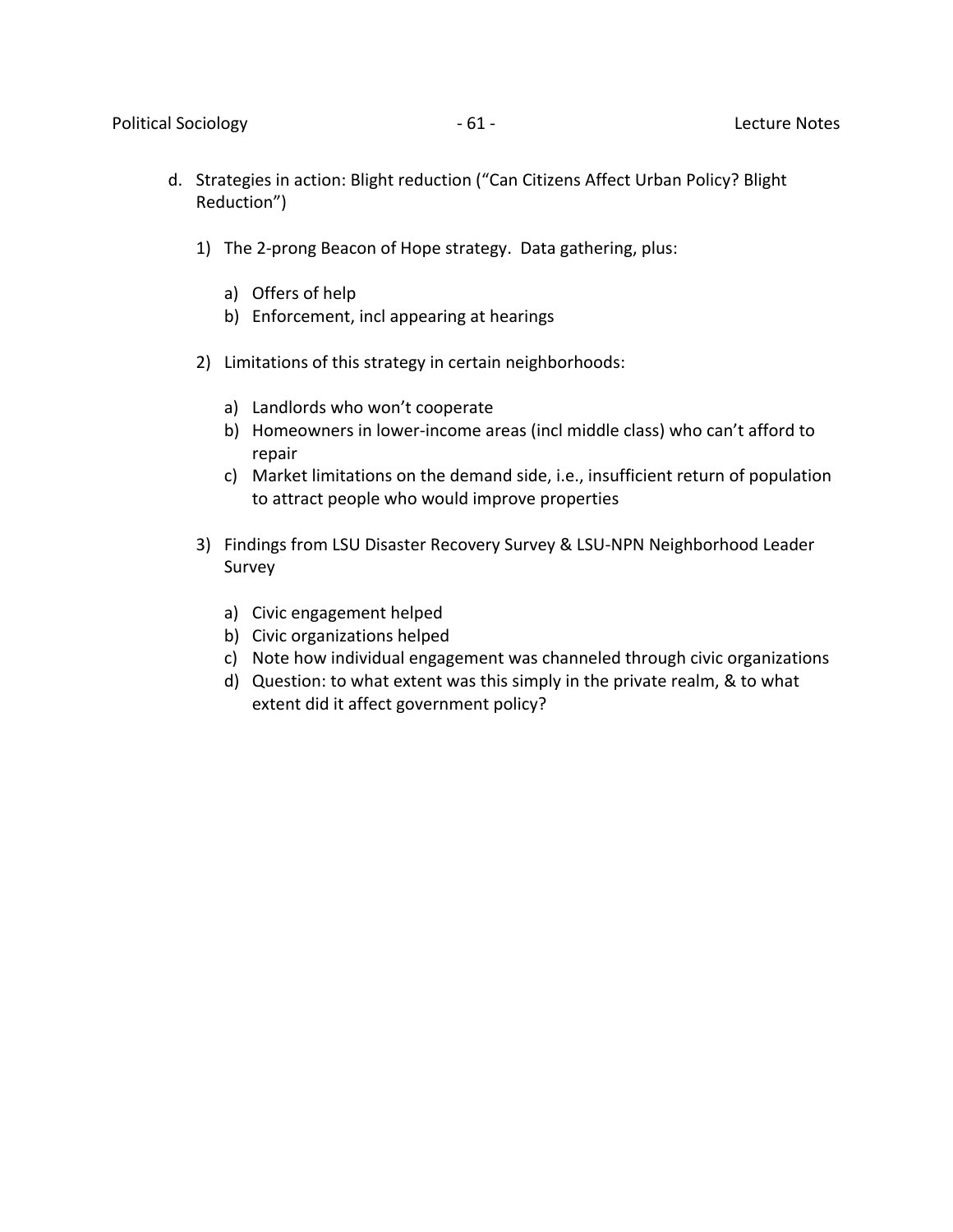d. Strategies in action: Blight reduction ("Can Citizens Affect Urban Policy? Blight Reduction")

   1) The 2-prong Beacon of Hope strategy. Data gathering, plus:

      a) Offers of help
      b) Enforcement, incl appearing at hearings

   2) Limitations of this strategy in certain neighborhoods:

      a) Landlords who won't cooperate
      b) Homeowners in lower-income areas (incl middle class) who can't afford to repair
      c) Market limitations on the demand side, i.e., insufficient return of population to attract people who would improve properties

   3) Findings from LSU Disaster Recovery Survey & LSU-NPN Neighborhood Leader Survey

      a) Civic engagement helped
      b) Civic organizations helped
      c) Note how individual engagement was channeled through civic organizations
      d) Question: to what extent was this simply in the private realm, & to what extent did it affect government policy?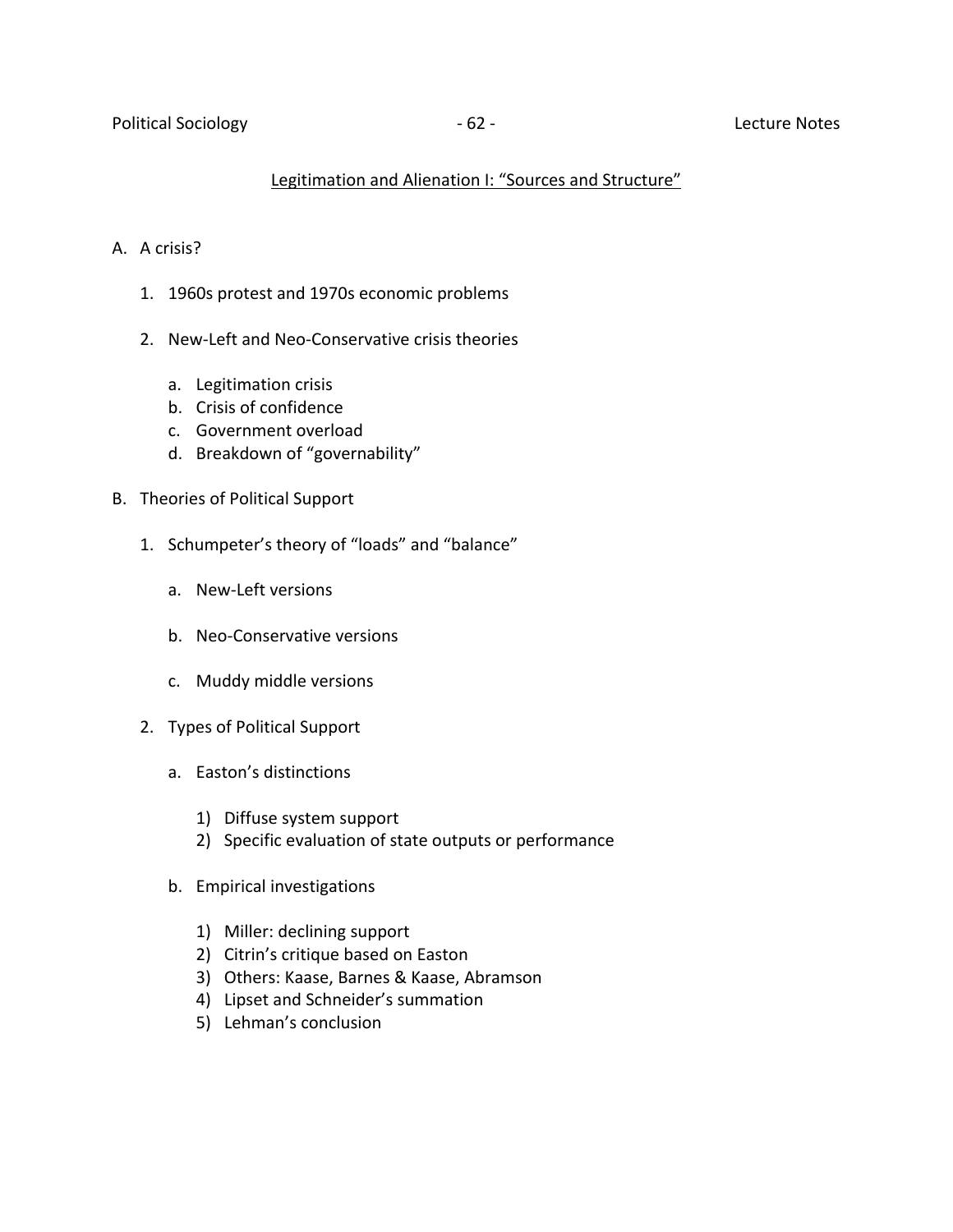## Legitimation and Alienation I: "Sources and Structure"

A. A crisis?

1. 1960s protest and 1970s economic problems

2. New-Left and Neo-Conservative crisis theories

   a. Legitimation crisis
   b. Crisis of confidence
   c. Government overload
   d. Breakdown of "governability"

B. Theories of Political Support

1. Schumpeter's theory of "loads" and "balance"

   a. New-Left versions

   b. Neo-Conservative versions

   c. Muddy middle versions

2. Types of Political Support

   a. Easton's distinctions

      1) Diffuse system support
      2) Specific evaluation of state outputs or performance

   b. Empirical investigations

      1) Miller: declining support
      2) Citrin's critique based on Easton
      3) Others: Kaase, Barnes & Kaase, Abramson
      4) Lipset and Schneider's summation
      5) Lehman's conclusion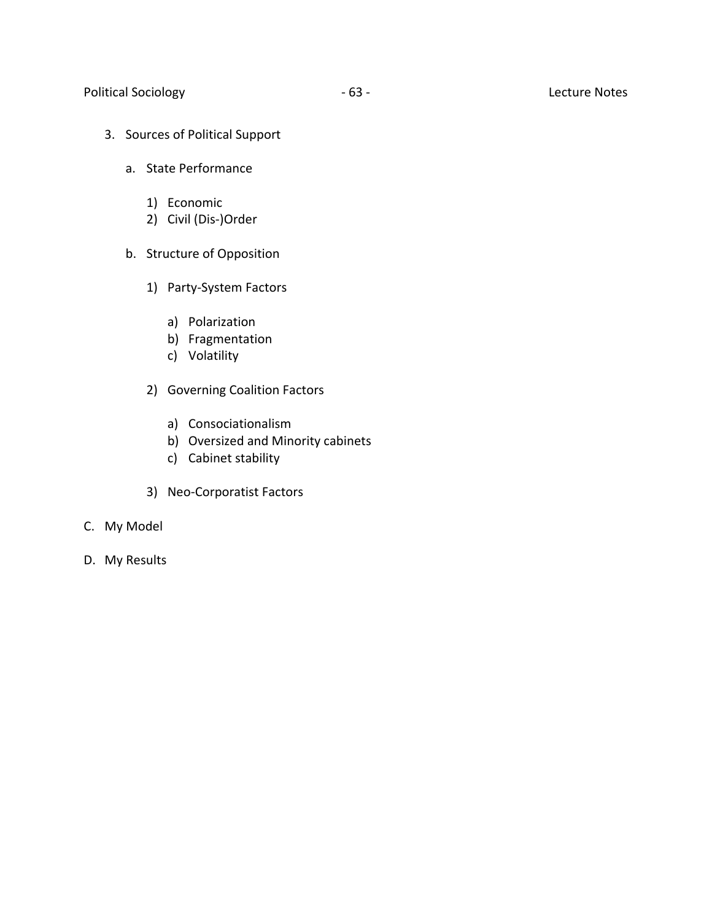3. Sources of Political Support

    a. State Performance

        1) Economic
        2) Civil (Dis-)Order

    b. Structure of Opposition

        1) Party-System Factors

            a) Polarization
            b) Fragmentation
            c) Volatility

        2) Governing Coalition Factors

            a) Consociationalism
            b) Oversized and Minority cabinets
            c) Cabinet stability

        3) Neo-Corporatist Factors

C. My Model

D. My Results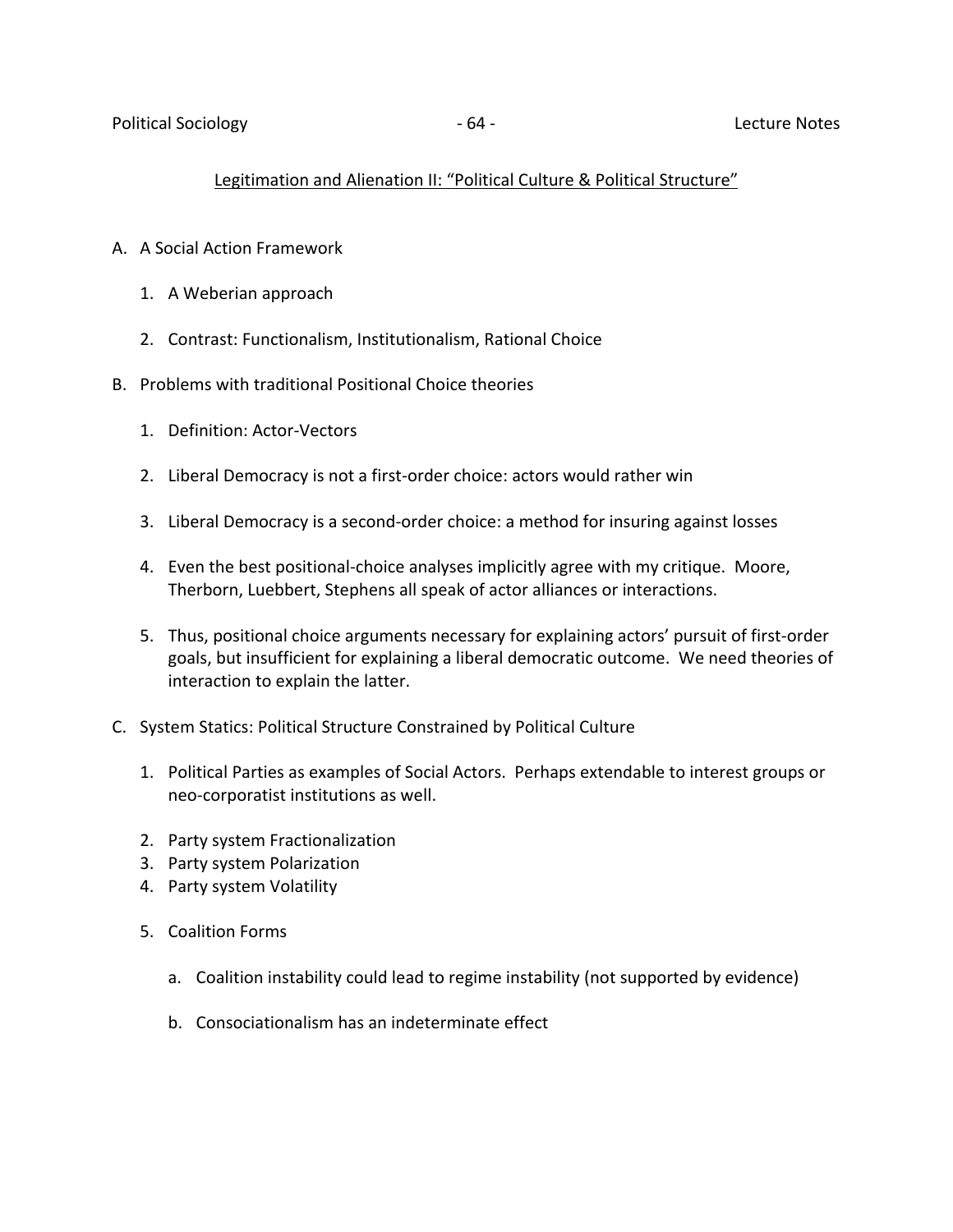## Legitimation and Alienation II: "Political Culture & Political Structure"

A. A Social Action Framework

   1. A Weberian approach

   2. Contrast: Functionalism, Institutionalism, Rational Choice

B. Problems with traditional Positional Choice theories

   1. Definition: Actor-Vectors

   2. Liberal Democracy is not a first-order choice: actors would rather win

   3. Liberal Democracy is a second-order choice: a method for insuring against losses

   4. Even the best positional-choice analyses implicitly agree with my critique. Moore, Therborn, Luebbert, Stephens all speak of actor alliances or interactions.

   5. Thus, positional choice arguments necessary for explaining actors' pursuit of first-order goals, but insufficient for explaining a liberal democratic outcome. We need theories of interaction to explain the latter.

C. System Statics: Political Structure Constrained by Political Culture

   1. Political Parties as examples of Social Actors. Perhaps extendable to interest groups or neo-corporatist institutions as well.

   2. Party system Fractionalization
   3. Party system Polarization
   4. Party system Volatility

   5. Coalition Forms

      a. Coalition instability could lead to regime instability (not supported by evidence)

      b. Consociationalism has an indeterminate effect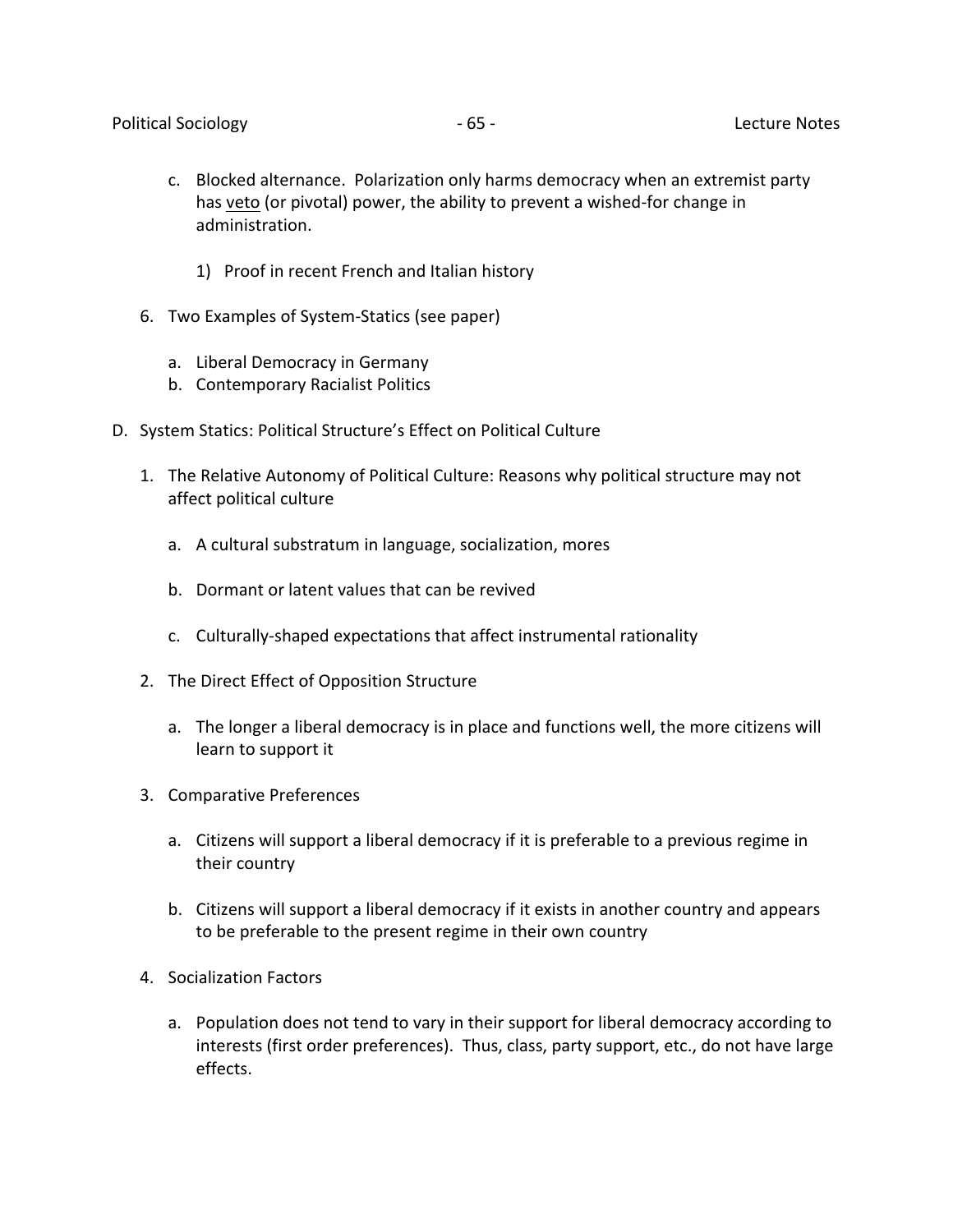c. Blocked alternance. Polarization only harms democracy when an extremist party has <u>veto</u> (or pivotal) power, the ability to prevent a wished-for change in administration.

   1) Proof in recent French and Italian history

6. Two Examples of System-Statics (see paper)

   a. Liberal Democracy in Germany
   b. Contemporary Racialist Politics

D. System Statics: Political Structure's Effect on Political Culture

1. The Relative Autonomy of Political Culture: Reasons why political structure may not affect political culture

   a. A cultural substratum in language, socialization, mores

   b. Dormant or latent values that can be revived

   c. Culturally-shaped expectations that affect instrumental rationality

2. The Direct Effect of Opposition Structure

   a. The longer a liberal democracy is in place and functions well, the more citizens will learn to support it

3. Comparative Preferences

   a. Citizens will support a liberal democracy if it is preferable to a previous regime in their country

   b. Citizens will support a liberal democracy if it exists in another country and appears to be preferable to the present regime in their own country

4. Socialization Factors

   a. Population does not tend to vary in their support for liberal democracy according to interests (first order preferences). Thus, class, party support, etc., do not have large effects.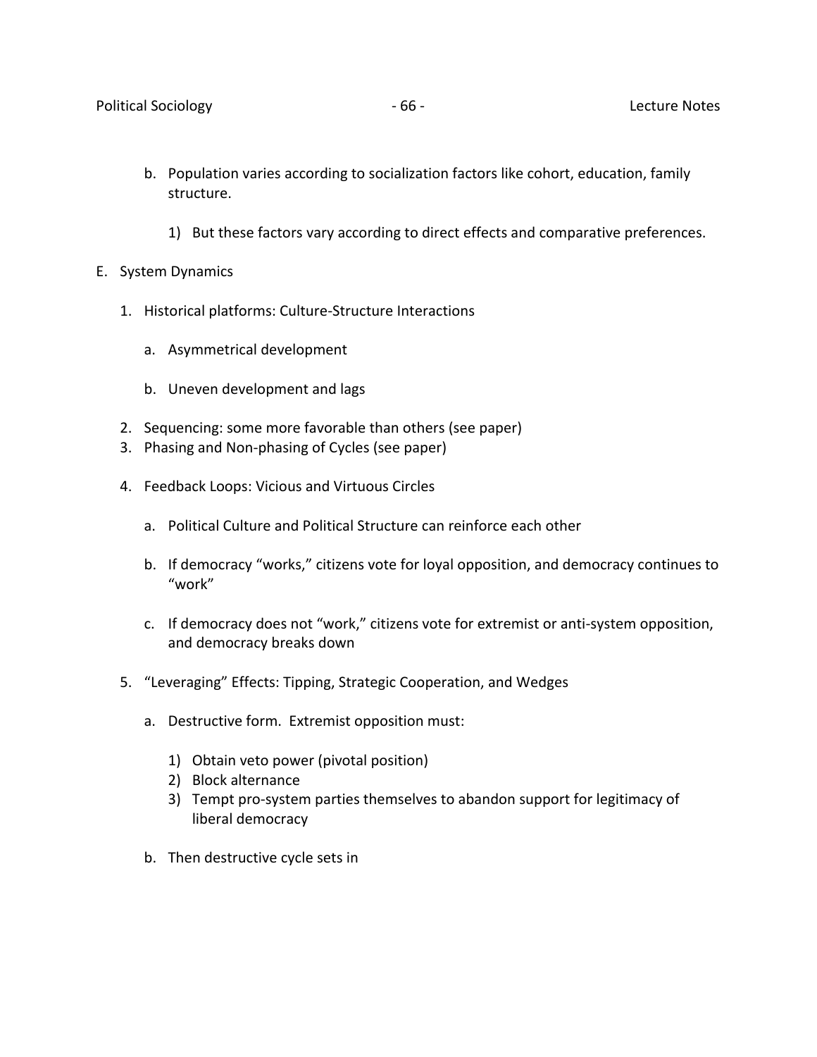b. Population varies according to socialization factors like cohort, education, family structure.

  1) But these factors vary according to direct effects and comparative preferences.

E. System Dynamics

1. Historical platforms: Culture-Structure Interactions

   a. Asymmetrical development

   b. Uneven development and lags

2. Sequencing: some more favorable than others (see paper)
3. Phasing and Non-phasing of Cycles (see paper)

4. Feedback Loops: Vicious and Virtuous Circles

   a. Political Culture and Political Structure can reinforce each other

   b. If democracy "works," citizens vote for loyal opposition, and democracy continues to "work"

   c. If democracy does not "work," citizens vote for extremist or anti-system opposition, and democracy breaks down

5. "Leveraging" Effects: Tipping, Strategic Cooperation, and Wedges

   a. Destructive form. Extremist opposition must:

      1) Obtain veto power (pivotal position)
      2) Block alternance
      3) Tempt pro-system parties themselves to abandon support for legitimacy of liberal democracy

   b. Then destructive cycle sets in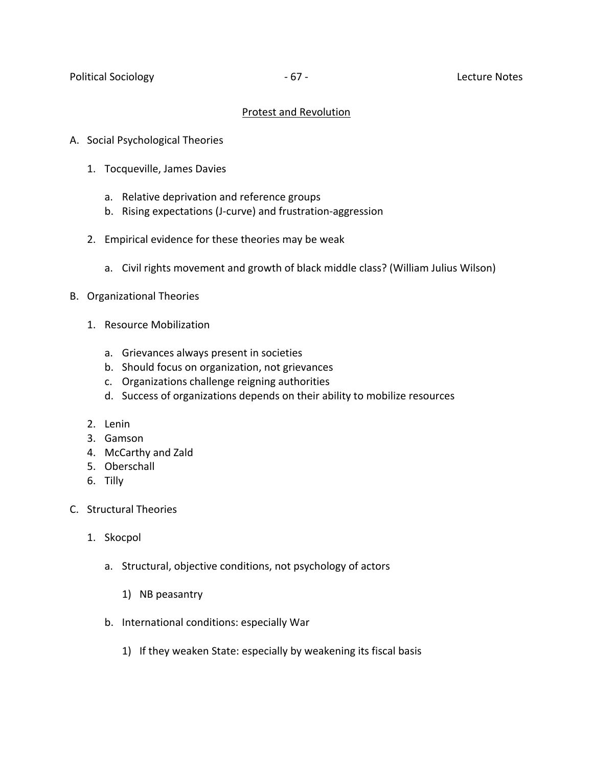## Protest and Revolution

A. Social Psychological Theories

   1. Tocqueville, James Davies

      a. Relative deprivation and reference groups
      b. Rising expectations (J-curve) and frustration-aggression

   2. Empirical evidence for these theories may be weak

      a. Civil rights movement and growth of black middle class? (William Julius Wilson)

B. Organizational Theories

   1. Resource Mobilization

      a. Grievances always present in societies
      b. Should focus on organization, not grievances
      c. Organizations challenge reigning authorities
      d. Success of organizations depends on their ability to mobilize resources

   2. Lenin
   3. Gamson
   4. McCarthy and Zald
   5. Oberschall
   6. Tilly

C. Structural Theories

   1. Skocpol

      a. Structural, objective conditions, not psychology of actors

         1) NB peasantry

      b. International conditions: especially War

         1) If they weaken State: especially by weakening its fiscal basis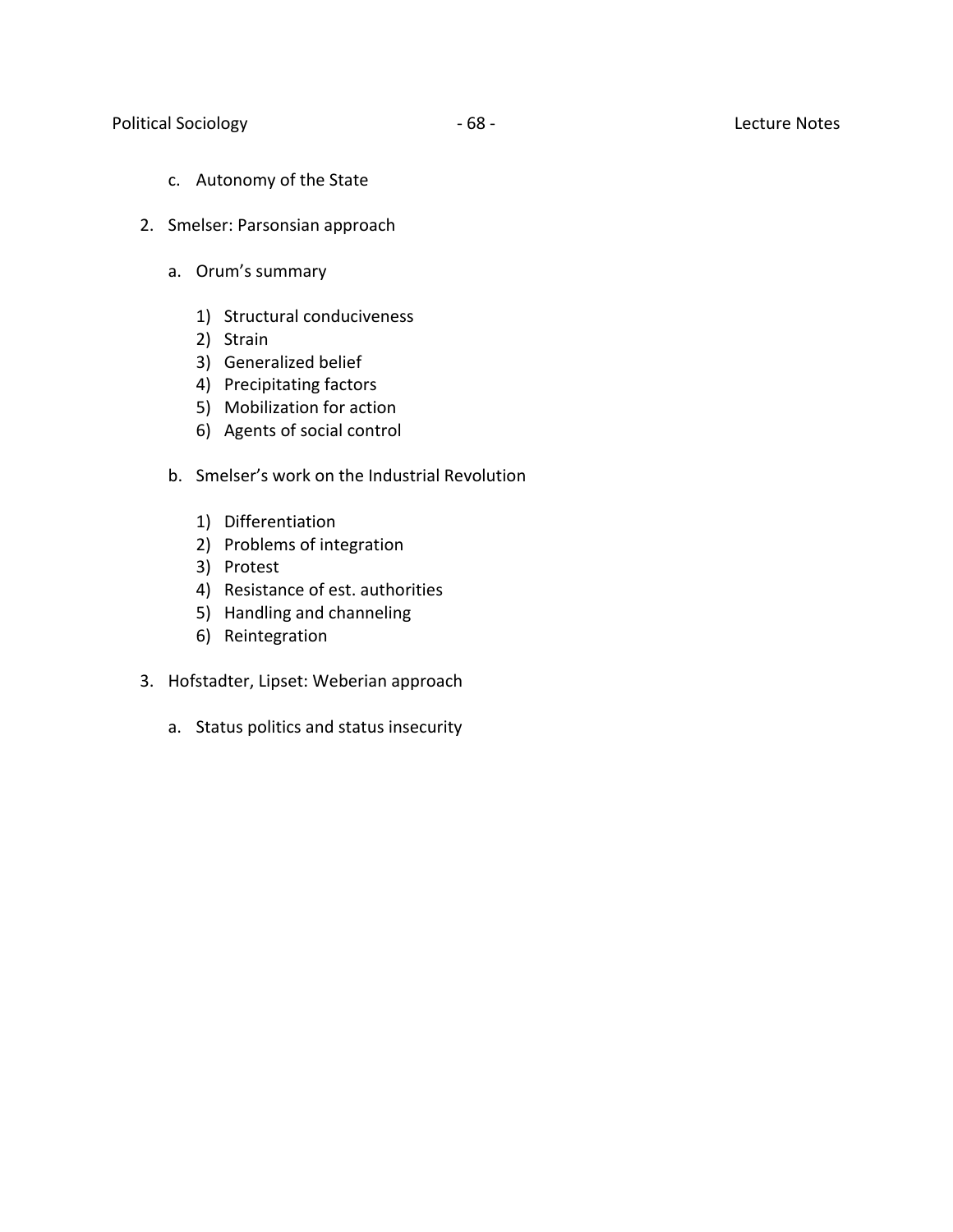c. Autonomy of the State

2. Smelser: Parsonsian approach

    a. Orum's summary

        1) Structural conduciveness
        2) Strain
        3) Generalized belief
        4) Precipitating factors
        5) Mobilization for action
        6) Agents of social control

    b. Smelser's work on the Industrial Revolution

        1) Differentiation
        2) Problems of integration
        3) Protest
        4) Resistance of est. authorities
        5) Handling and channeling
        6) Reintegration

3. Hofstadter, Lipset: Weberian approach

    a. Status politics and status insecurity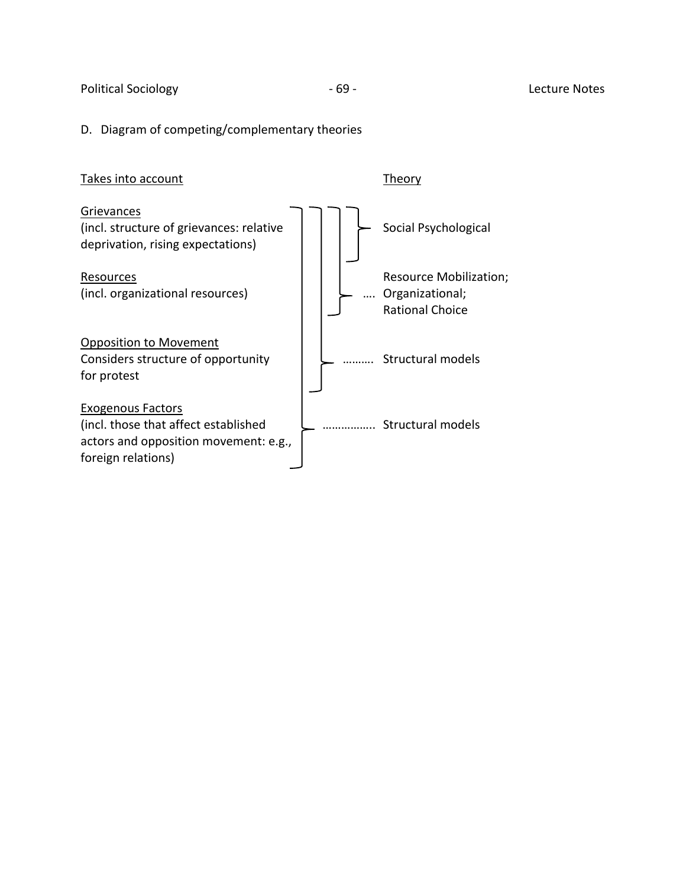D. Diagram of competing/complementary theories

| Takes into account | Theory |
| --- | --- |
| Grievances<br>(incl. structure of grievances: relative deprivation, rising expectations) | Social Psychological |
| Resources<br>(incl. organizational resources) | Resource Mobilization; Organizational; Rational Choice |
| Opposition to Movement<br>Considers structure of opportunity for protest | Structural models |
| Exogenous Factors<br>(incl. those that affect established actors and opposition movement: e.g., foreign relations) | Structural models |

Brackets in the original diagram nest from the top: Social Psychological covers Grievances; Resource Mobilization; Organizational; Rational Choice covers Grievances through Resources; the first Structural models covers Grievances through Opposition to Movement; the second Structural models covers Grievances through Exogenous Factors.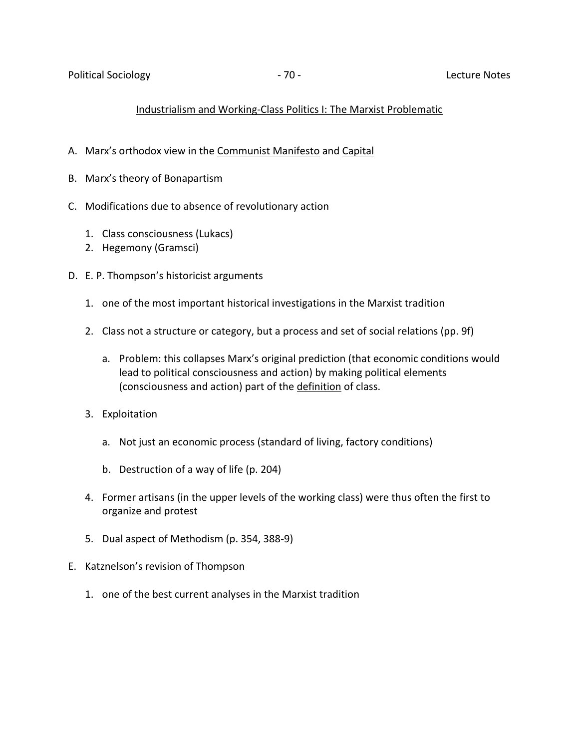## Industrialism and Working-Class Politics I: The Marxist Problematic

A. Marx's orthodox view in the Communist Manifesto and Capital

B. Marx's theory of Bonapartism

C. Modifications due to absence of revolutionary action

   1. Class consciousness (Lukacs)
   2. Hegemony (Gramsci)

D. E. P. Thompson's historicist arguments

   1. one of the most important historical investigations in the Marxist tradition

   2. Class not a structure or category, but a process and set of social relations (pp. 9f)

      a. Problem: this collapses Marx's original prediction (that economic conditions would lead to political consciousness and action) by making political elements (consciousness and action) part of the definition of class.

   3. Exploitation

      a. Not just an economic process (standard of living, factory conditions)

      b. Destruction of a way of life (p. 204)

   4. Former artisans (in the upper levels of the working class) were thus often the first to organize and protest

   5. Dual aspect of Methodism (p. 354, 388-9)

E. Katznelson's revision of Thompson

   1. one of the best current analyses in the Marxist tradition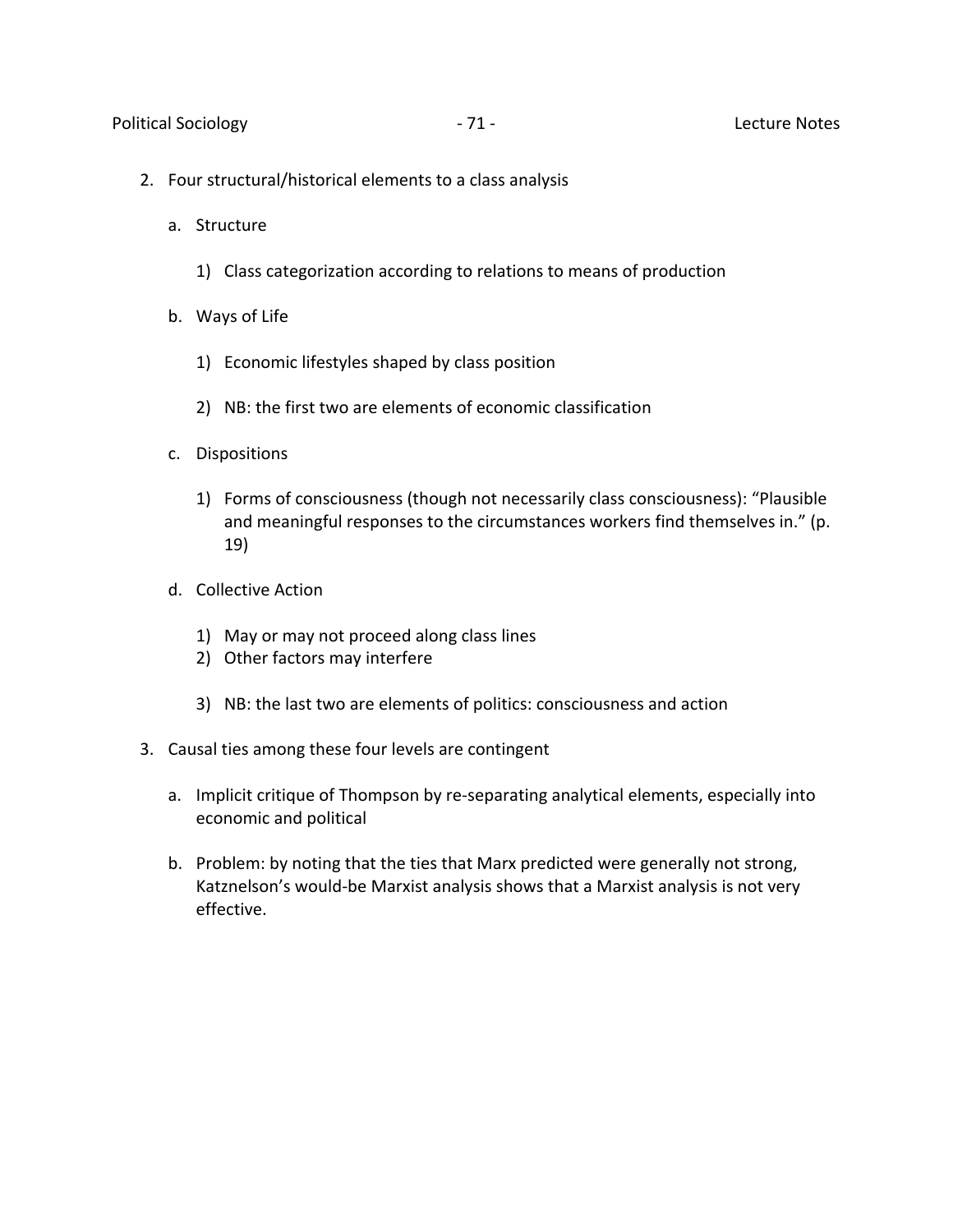2. Four structural/historical elements to a class analysis

   a. Structure

      1) Class categorization according to relations to means of production

   b. Ways of Life

      1) Economic lifestyles shaped by class position

      2) NB: the first two are elements of economic classification

   c. Dispositions

      1) Forms of consciousness (though not necessarily class consciousness): "Plausible and meaningful responses to the circumstances workers find themselves in." (p. 19)

   d. Collective Action

      1) May or may not proceed along class lines
      2) Other factors may interfere

      3) NB: the last two are elements of politics: consciousness and action

3. Causal ties among these four levels are contingent

   a. Implicit critique of Thompson by re-separating analytical elements, especially into economic and political

   b. Problem: by noting that the ties that Marx predicted were generally not strong, Katznelson's would-be Marxist analysis shows that a Marxist analysis is not very effective.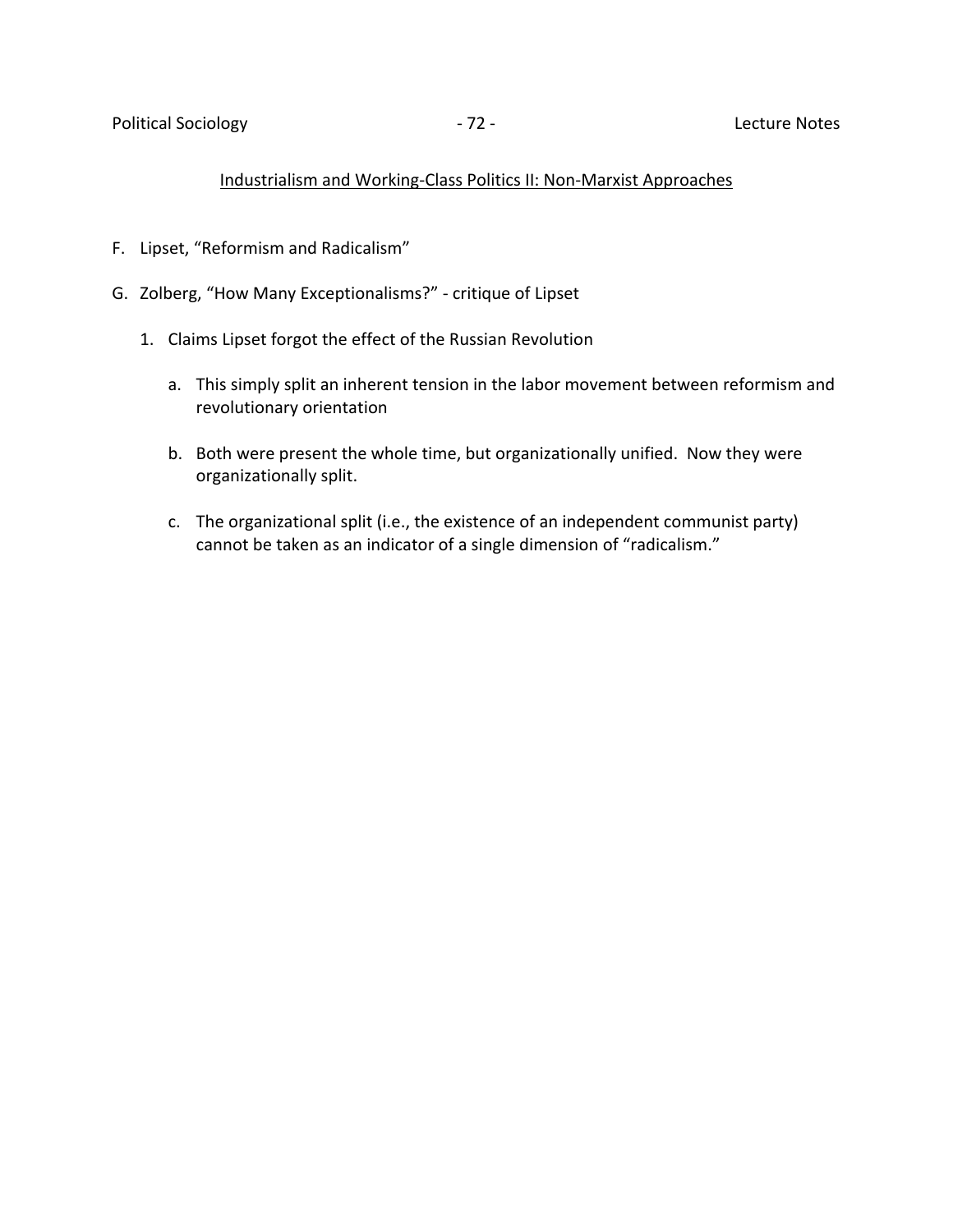## Industrialism and Working-Class Politics II: Non-Marxist Approaches

F. Lipset, "Reformism and Radicalism"

G. Zolberg, "How Many Exceptionalisms?" - critique of Lipset

1. Claims Lipset forgot the effect of the Russian Revolution

    a. This simply split an inherent tension in the labor movement between reformism and revolutionary orientation

    b. Both were present the whole time, but organizationally unified. Now they were organizationally split.

    c. The organizational split (i.e., the existence of an independent communist party) cannot be taken as an indicator of a single dimension of "radicalism."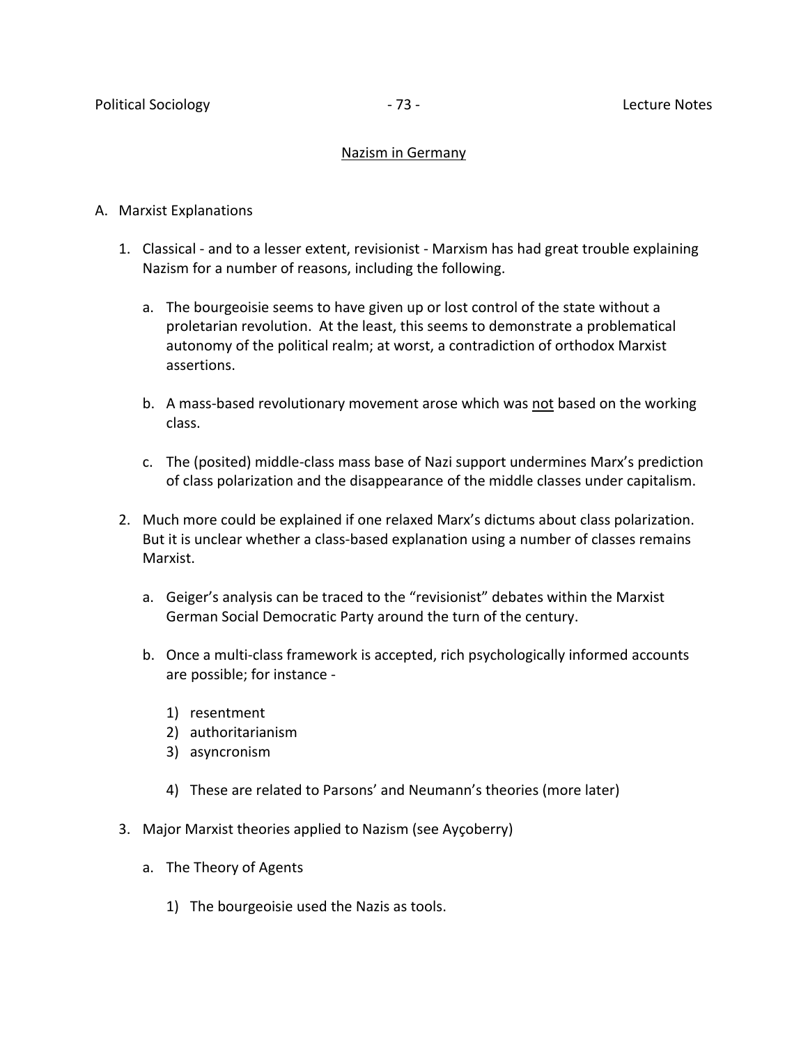## Nazism in Germany

A. Marxist Explanations

1. Classical - and to a lesser extent, revisionist - Marxism has had great trouble explaining Nazism for a number of reasons, including the following.

   a. The bourgeoisie seems to have given up or lost control of the state without a proletarian revolution. At the least, this seems to demonstrate a problematical autonomy of the political realm; at worst, a contradiction of orthodox Marxist assertions.

   b. A mass-based revolutionary movement arose which was <u>not</u> based on the working class.

   c. The (posited) middle-class mass base of Nazi support undermines Marx's prediction of class polarization and the disappearance of the middle classes under capitalism.

2. Much more could be explained if one relaxed Marx's dictums about class polarization. But it is unclear whether a class-based explanation using a number of classes remains Marxist.

   a. Geiger's analysis can be traced to the "revisionist" debates within the Marxist German Social Democratic Party around the turn of the century.

   b. Once a multi-class framework is accepted, rich psychologically informed accounts are possible; for instance -

      1) resentment
      2) authoritarianism
      3) asyncronism

      4) These are related to Parsons' and Neumann's theories (more later)

3. Major Marxist theories applied to Nazism (see Ayçoberry)

   a. The Theory of Agents

      1) The bourgeoisie used the Nazis as tools.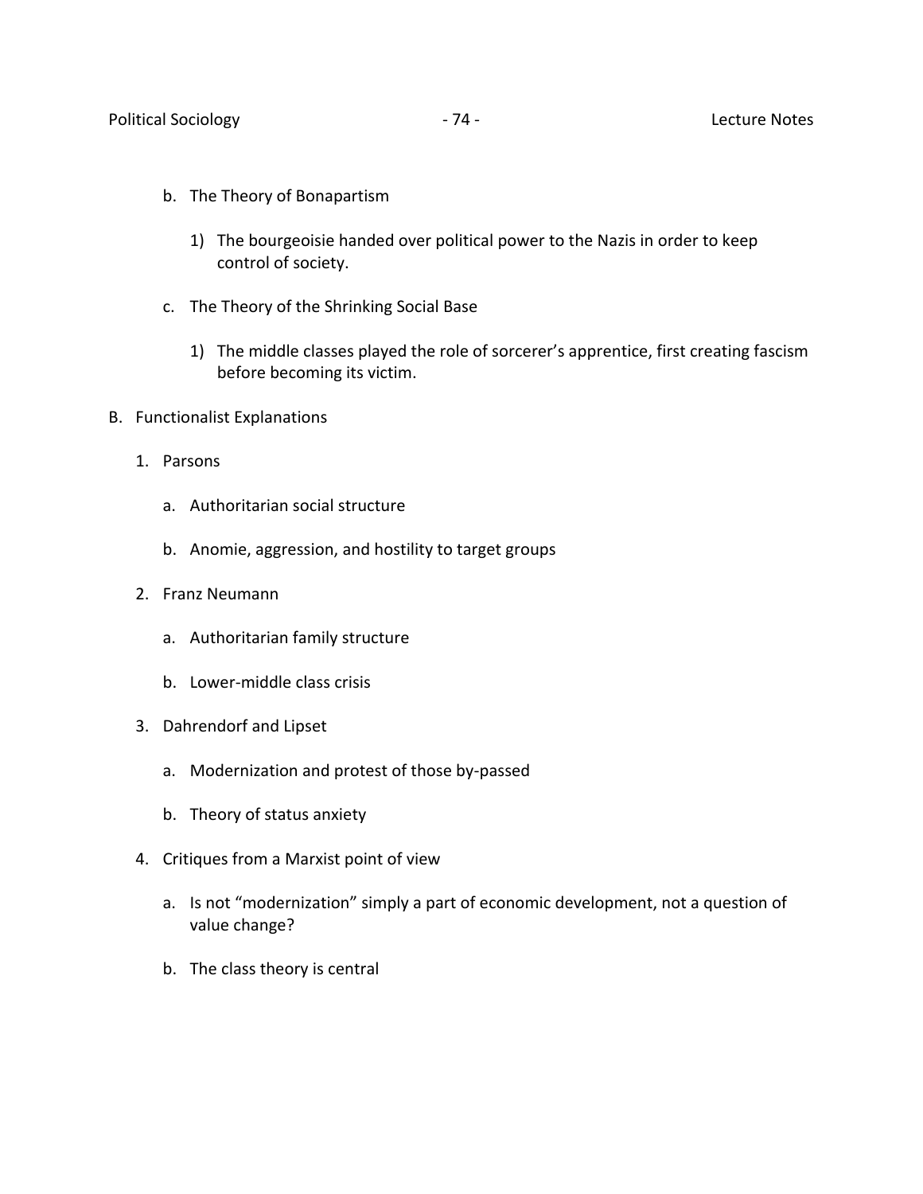b. The Theory of Bonapartism

      1) The bourgeoisie handed over political power to the Nazis in order to keep control of society.

   c. The Theory of the Shrinking Social Base

      1) The middle classes played the role of sorcerer's apprentice, first creating fascism before becoming its victim.

B. Functionalist Explanations

   1. Parsons

      a. Authoritarian social structure

      b. Anomie, aggression, and hostility to target groups

   2. Franz Neumann

      a. Authoritarian family structure

      b. Lower-middle class crisis

   3. Dahrendorf and Lipset

      a. Modernization and protest of those by-passed

      b. Theory of status anxiety

   4. Critiques from a Marxist point of view

      a. Is not "modernization" simply a part of economic development, not a question of value change?

      b. The class theory is central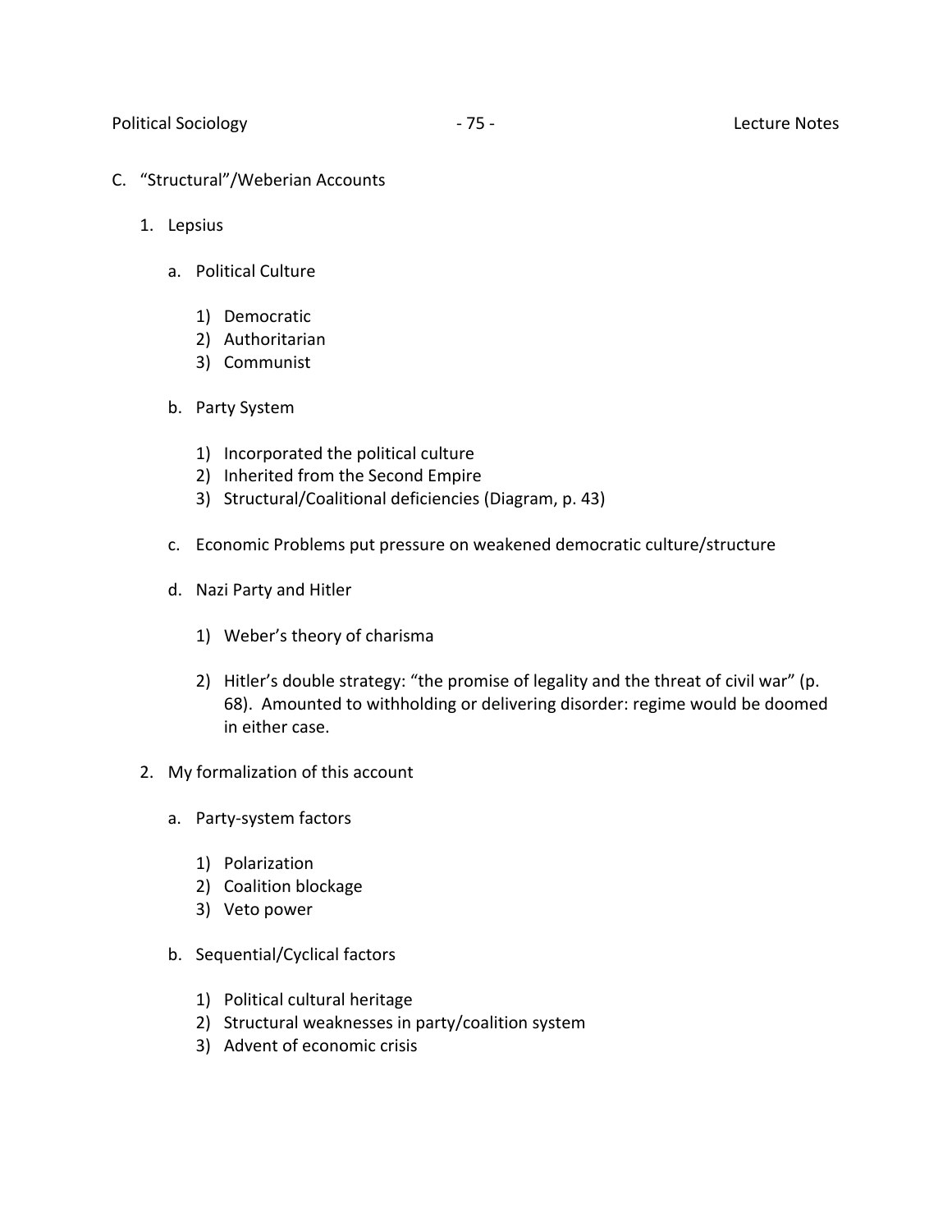C. "Structural"/Weberian Accounts

1. Lepsius

    a. Political Culture

        1) Democratic
        2) Authoritarian
        3) Communist

    b. Party System

        1) Incorporated the political culture
        2) Inherited from the Second Empire
        3) Structural/Coalitional deficiencies (Diagram, p. 43)

    c. Economic Problems put pressure on weakened democratic culture/structure

    d. Nazi Party and Hitler

        1) Weber's theory of charisma

        2) Hitler's double strategy: "the promise of legality and the threat of civil war" (p. 68). Amounted to withholding or delivering disorder: regime would be doomed in either case.

2. My formalization of this account

    a. Party-system factors

        1) Polarization
        2) Coalition blockage
        3) Veto power

    b. Sequential/Cyclical factors

        1) Political cultural heritage
        2) Structural weaknesses in party/coalition system
        3) Advent of economic crisis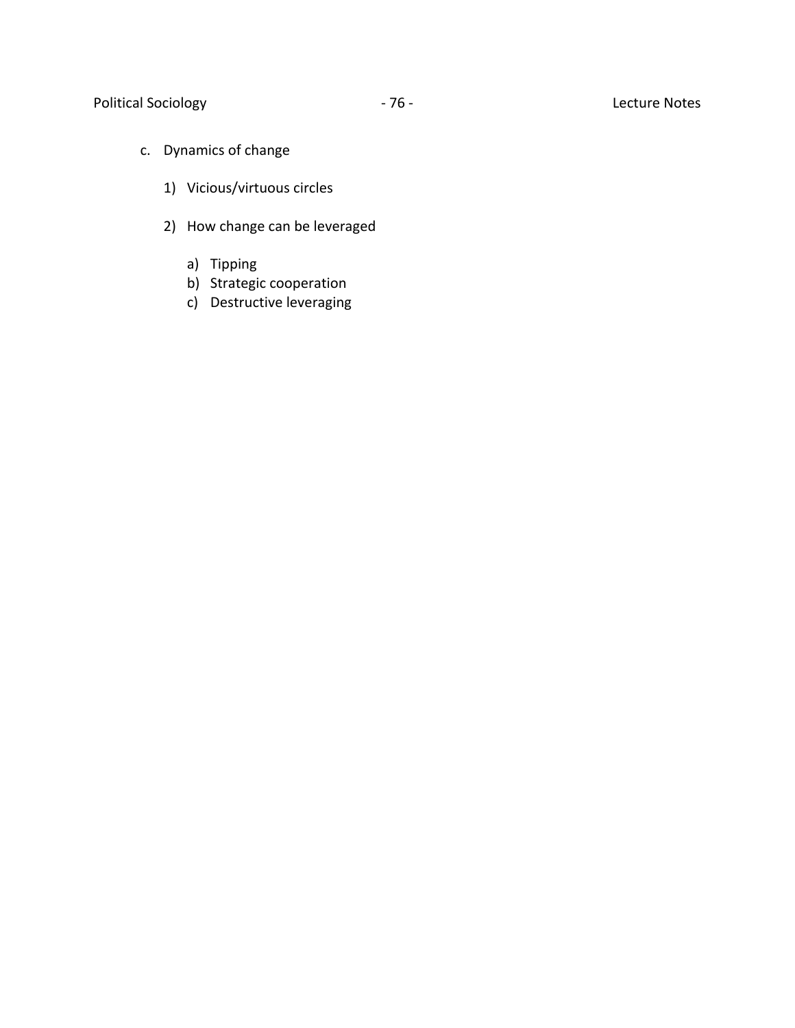c. Dynamics of change

   1) Vicious/virtuous circles

   2) How change can be leveraged

      a) Tipping
      b) Strategic cooperation
      c) Destructive leveraging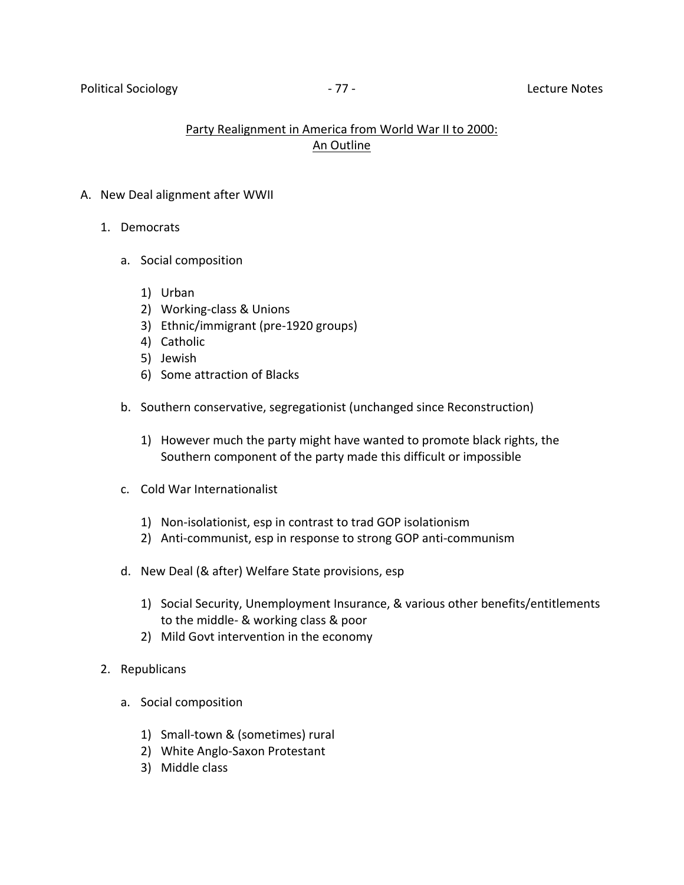## Party Realignment in America from World War II to 2000: An Outline

A. New Deal alignment after WWII

   1. Democrats

      a. Social composition

         1) Urban
         2) Working-class & Unions
         3) Ethnic/immigrant (pre-1920 groups)
         4) Catholic
         5) Jewish
         6) Some attraction of Blacks

      b. Southern conservative, segregationist (unchanged since Reconstruction)

         1) However much the party might have wanted to promote black rights, the Southern component of the party made this difficult or impossible

      c. Cold War Internationalist

         1) Non-isolationist, esp in contrast to trad GOP isolationism
         2) Anti-communist, esp in response to strong GOP anti-communism

      d. New Deal (& after) Welfare State provisions, esp

         1) Social Security, Unemployment Insurance, & various other benefits/entitlements to the middle- & working class & poor
         2) Mild Govt intervention in the economy

   2. Republicans

      a. Social composition

         1) Small-town & (sometimes) rural
         2) White Anglo-Saxon Protestant
         3) Middle class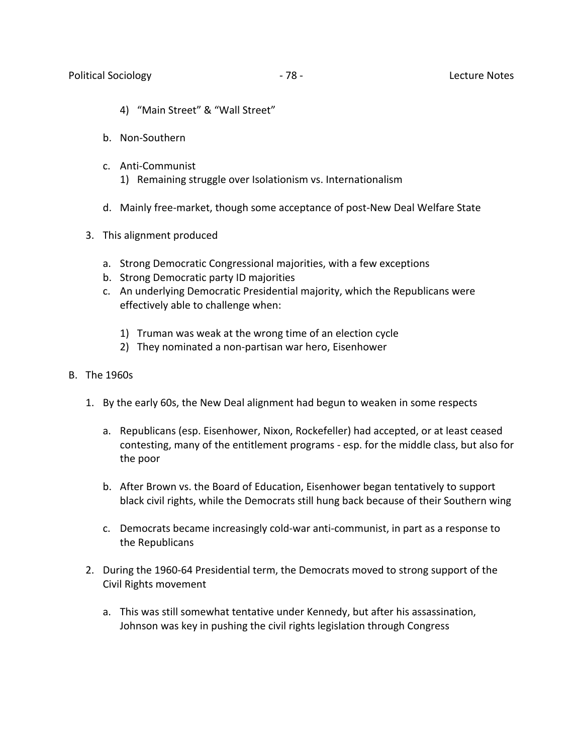4) "Main Street" & "Wall Street"

b. Non-Southern

c. Anti-Communist
   1) Remaining struggle over Isolationism vs. Internationalism

d. Mainly free-market, though some acceptance of post-New Deal Welfare State

3. This alignment produced

   a. Strong Democratic Congressional majorities, with a few exceptions
   b. Strong Democratic party ID majorities
   c. An underlying Democratic Presidential majority, which the Republicans were effectively able to challenge when:

      1) Truman was weak at the wrong time of an election cycle
      2) They nominated a non-partisan war hero, Eisenhower

B. The 1960s

1. By the early 60s, the New Deal alignment had begun to weaken in some respects

   a. Republicans (esp. Eisenhower, Nixon, Rockefeller) had accepted, or at least ceased contesting, many of the entitlement programs - esp. for the middle class, but also for the poor

   b. After Brown vs. the Board of Education, Eisenhower began tentatively to support black civil rights, while the Democrats still hung back because of their Southern wing

   c. Democrats became increasingly cold-war anti-communist, in part as a response to the Republicans

2. During the 1960-64 Presidential term, the Democrats moved to strong support of the Civil Rights movement

   a. This was still somewhat tentative under Kennedy, but after his assassination, Johnson was key in pushing the civil rights legislation through Congress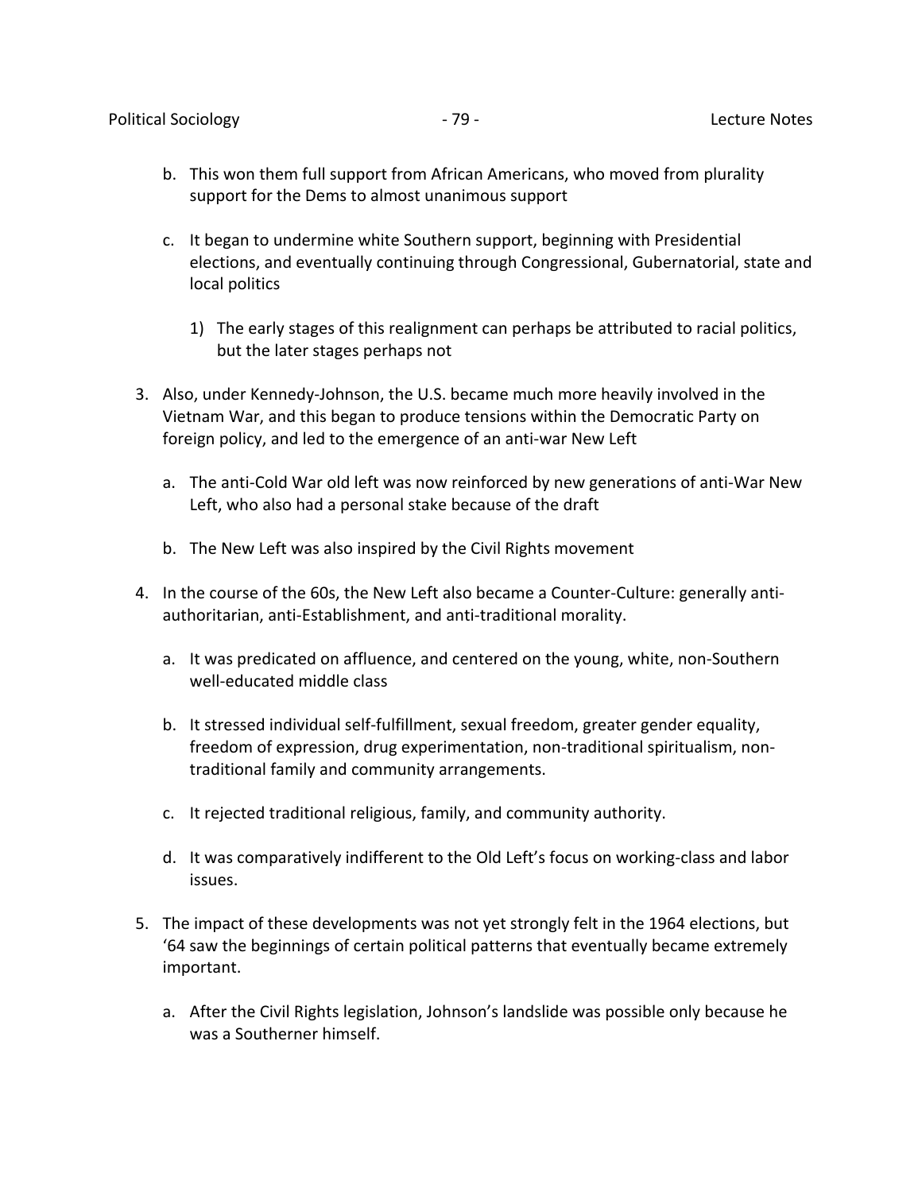b. This won them full support from African Americans, who moved from plurality support for the Dems to almost unanimous support

   c. It began to undermine white Southern support, beginning with Presidential elections, and eventually continuing through Congressional, Gubernatorial, state and local politics

      1) The early stages of this realignment can perhaps be attributed to racial politics, but the later stages perhaps not

3. Also, under Kennedy-Johnson, the U.S. became much more heavily involved in the Vietnam War, and this began to produce tensions within the Democratic Party on foreign policy, and led to the emergence of an anti-war New Left

   a. The anti-Cold War old left was now reinforced by new generations of anti-War New Left, who also had a personal stake because of the draft

   b. The New Left was also inspired by the Civil Rights movement

4. In the course of the 60s, the New Left also became a Counter-Culture: generally anti-authoritarian, anti-Establishment, and anti-traditional morality.

   a. It was predicated on affluence, and centered on the young, white, non-Southern well-educated middle class

   b. It stressed individual self-fulfillment, sexual freedom, greater gender equality, freedom of expression, drug experimentation, non-traditional spiritualism, non-traditional family and community arrangements.

   c. It rejected traditional religious, family, and community authority.

   d. It was comparatively indifferent to the Old Left's focus on working-class and labor issues.

5. The impact of these developments was not yet strongly felt in the 1964 elections, but '64 saw the beginnings of certain political patterns that eventually became extremely important.

   a. After the Civil Rights legislation, Johnson's landslide was possible only because he was a Southerner himself.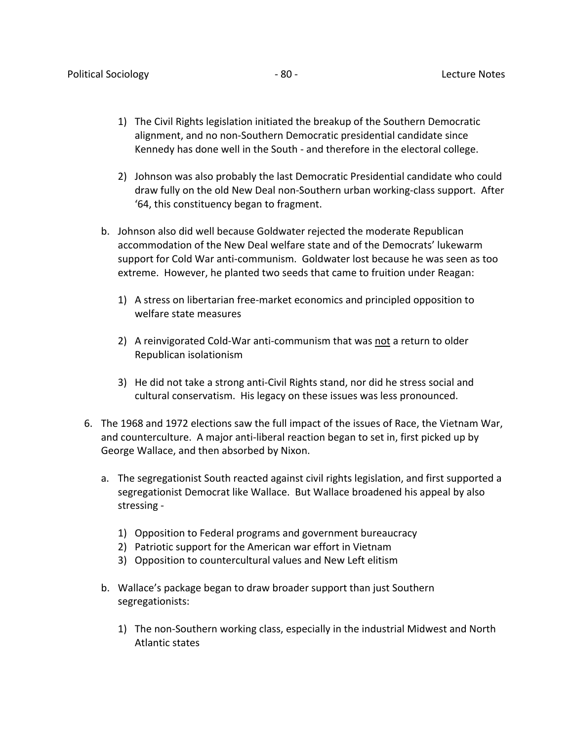1) The Civil Rights legislation initiated the breakup of the Southern Democratic alignment, and no non-Southern Democratic presidential candidate since Kennedy has done well in the South - and therefore in the electoral college.

2) Johnson was also probably the last Democratic Presidential candidate who could draw fully on the old New Deal non-Southern urban working-class support. After '64, this constituency began to fragment.

b. Johnson also did well because Goldwater rejected the moderate Republican accommodation of the New Deal welfare state and of the Democrats' lukewarm support for Cold War anti-communism. Goldwater lost because he was seen as too extreme. However, he planted two seeds that came to fruition under Reagan:

1) A stress on libertarian free-market economics and principled opposition to welfare state measures

2) A reinvigorated Cold-War anti-communism that was <u>not</u> a return to older Republican isolationism

3) He did not take a strong anti-Civil Rights stand, nor did he stress social and cultural conservatism. His legacy on these issues was less pronounced.

6. The 1968 and 1972 elections saw the full impact of the issues of Race, the Vietnam War, and counterculture. A major anti-liberal reaction began to set in, first picked up by George Wallace, and then absorbed by Nixon.

a. The segregationist South reacted against civil rights legislation, and first supported a segregationist Democrat like Wallace. But Wallace broadened his appeal by also stressing -

1) Opposition to Federal programs and government bureaucracy
2) Patriotic support for the American war effort in Vietnam
3) Opposition to countercultural values and New Left elitism

b. Wallace's package began to draw broader support than just Southern segregationists:

1) The non-Southern working class, especially in the industrial Midwest and North Atlantic states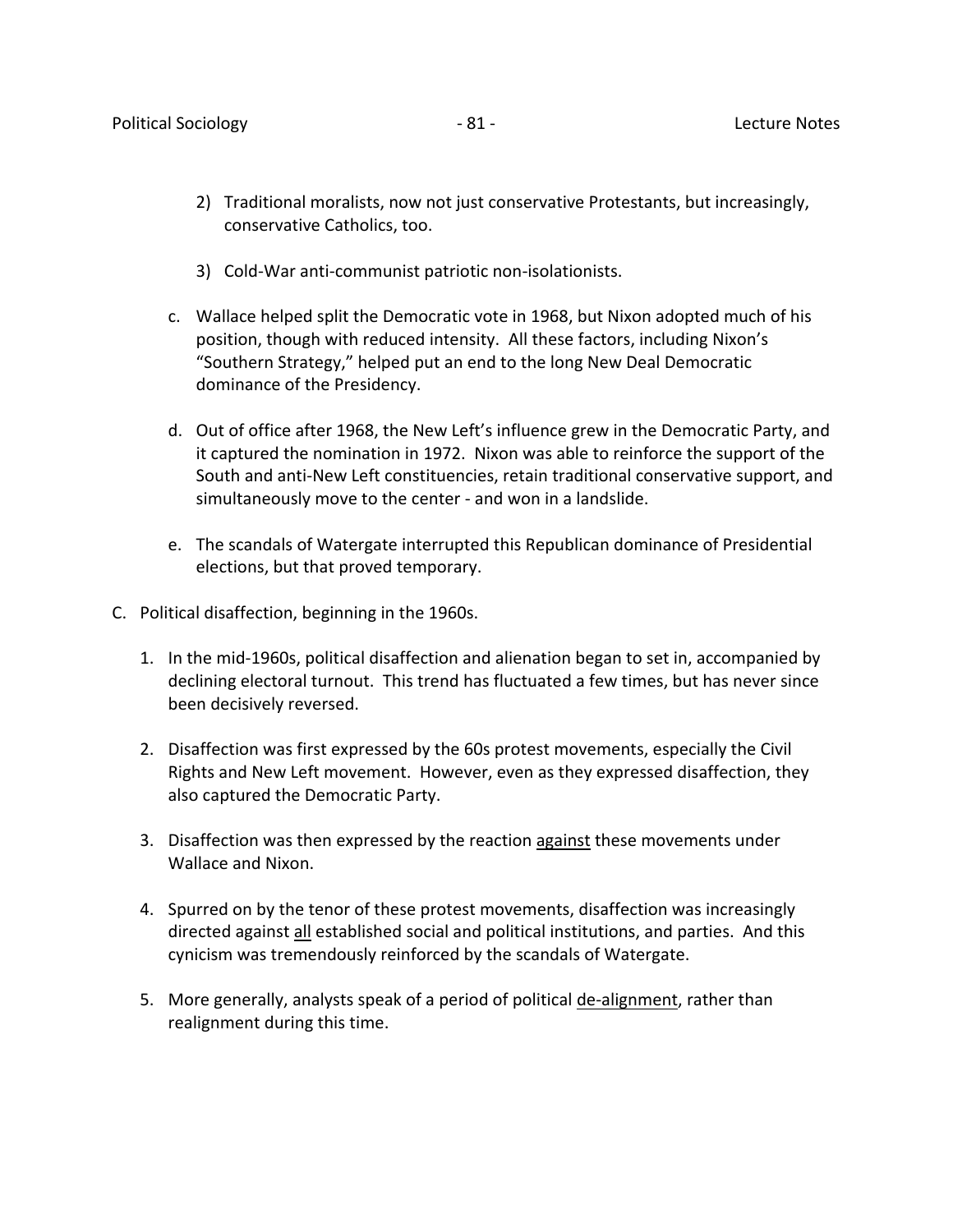2) Traditional moralists, now not just conservative Protestants, but increasingly, conservative Catholics, too.

3) Cold-War anti-communist patriotic non-isolationists.

c. Wallace helped split the Democratic vote in 1968, but Nixon adopted much of his position, though with reduced intensity. All these factors, including Nixon's "Southern Strategy," helped put an end to the long New Deal Democratic dominance of the Presidency.

d. Out of office after 1968, the New Left's influence grew in the Democratic Party, and it captured the nomination in 1972. Nixon was able to reinforce the support of the South and anti-New Left constituencies, retain traditional conservative support, and simultaneously move to the center - and won in a landslide.

e. The scandals of Watergate interrupted this Republican dominance of Presidential elections, but that proved temporary.

C. Political disaffection, beginning in the 1960s.

1. In the mid-1960s, political disaffection and alienation began to set in, accompanied by declining electoral turnout. This trend has fluctuated a few times, but has never since been decisively reversed.

2. Disaffection was first expressed by the 60s protest movements, especially the Civil Rights and New Left movement. However, even as they expressed disaffection, they also captured the Democratic Party.

3. Disaffection was then expressed by the reaction <u>against</u> these movements under Wallace and Nixon.

4. Spurred on by the tenor of these protest movements, disaffection was increasingly directed against <u>all</u> established social and political institutions, and parties. And this cynicism was tremendously reinforced by the scandals of Watergate.

5. More generally, analysts speak of a period of political <u>de-alignment</u>, rather than realignment during this time.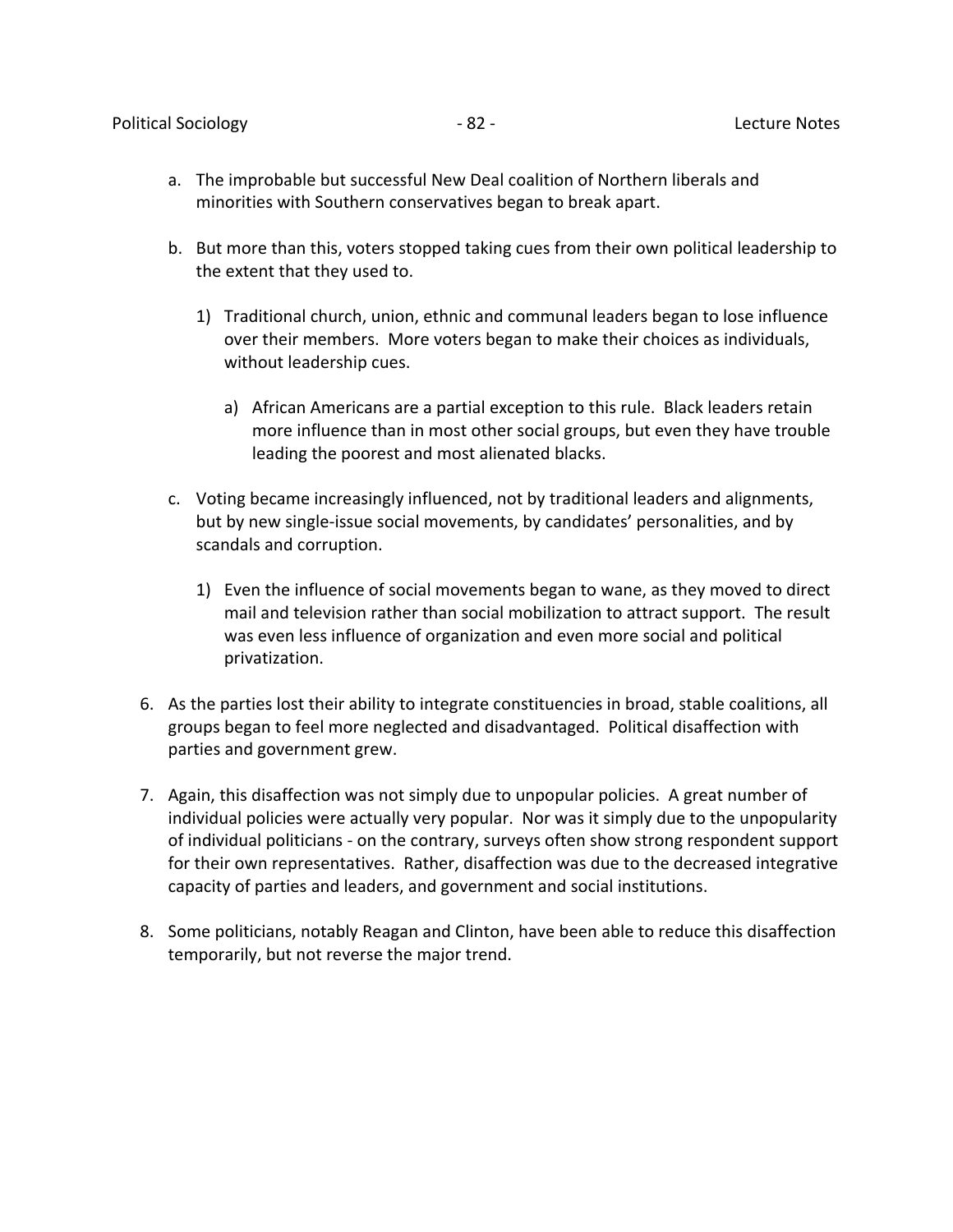a. The improbable but successful New Deal coalition of Northern liberals and minorities with Southern conservatives began to break apart.

b. But more than this, voters stopped taking cues from their own political leadership to the extent that they used to.

   1) Traditional church, union, ethnic and communal leaders began to lose influence over their members. More voters began to make their choices as individuals, without leadership cues.

      a) African Americans are a partial exception to this rule. Black leaders retain more influence than in most other social groups, but even they have trouble leading the poorest and most alienated blacks.

c. Voting became increasingly influenced, not by traditional leaders and alignments, but by new single-issue social movements, by candidates' personalities, and by scandals and corruption.

   1) Even the influence of social movements began to wane, as they moved to direct mail and television rather than social mobilization to attract support. The result was even less influence of organization and even more social and political privatization.

6. As the parties lost their ability to integrate constituencies in broad, stable coalitions, all groups began to feel more neglected and disadvantaged. Political disaffection with parties and government grew.

7. Again, this disaffection was not simply due to unpopular policies. A great number of individual policies were actually very popular. Nor was it simply due to the unpopularity of individual politicians - on the contrary, surveys often show strong respondent support for their own representatives. Rather, disaffection was due to the decreased integrative capacity of parties and leaders, and government and social institutions.

8. Some politicians, notably Reagan and Clinton, have been able to reduce this disaffection temporarily, but not reverse the major trend.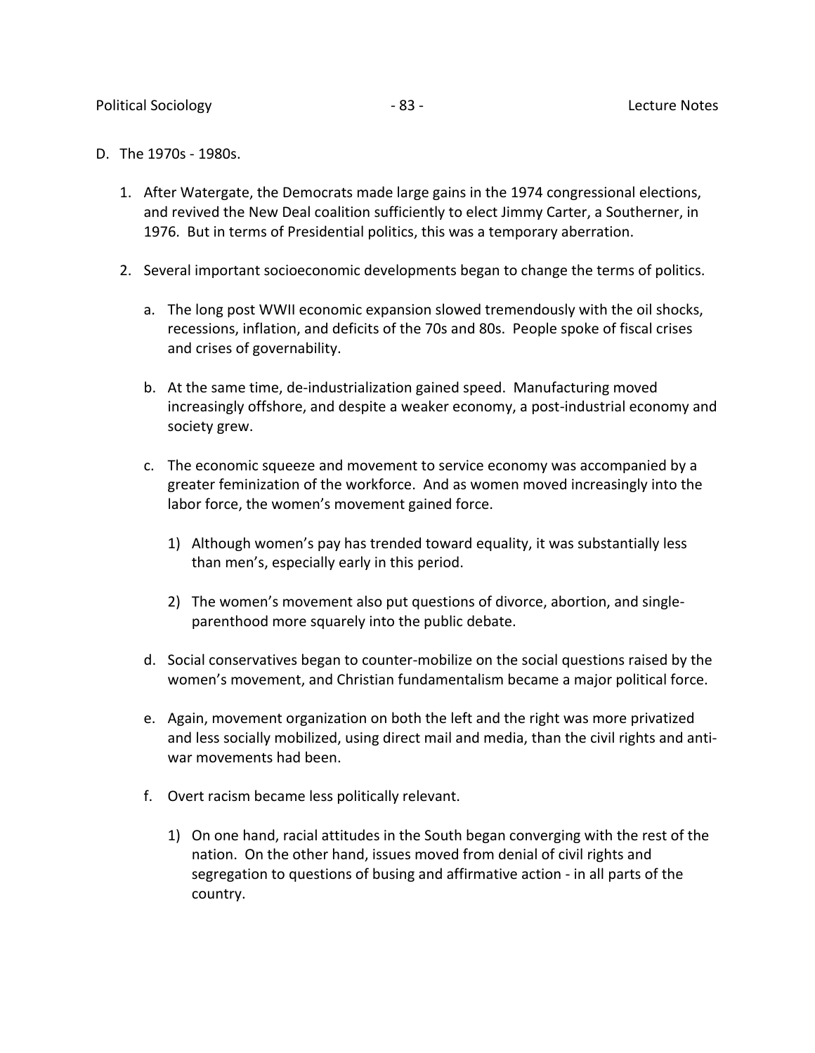D. The 1970s - 1980s.

1. After Watergate, the Democrats made large gains in the 1974 congressional elections, and revived the New Deal coalition sufficiently to elect Jimmy Carter, a Southerner, in 1976. But in terms of Presidential politics, this was a temporary aberration.

2. Several important socioeconomic developments began to change the terms of politics.

   a. The long post WWII economic expansion slowed tremendously with the oil shocks, recessions, inflation, and deficits of the 70s and 80s. People spoke of fiscal crises and crises of governability.

   b. At the same time, de-industrialization gained speed. Manufacturing moved increasingly offshore, and despite a weaker economy, a post-industrial economy and society grew.

   c. The economic squeeze and movement to service economy was accompanied by a greater feminization of the workforce. And as women moved increasingly into the labor force, the women's movement gained force.

      1) Although women's pay has trended toward equality, it was substantially less than men's, especially early in this period.

      2) The women's movement also put questions of divorce, abortion, and single-parenthood more squarely into the public debate.

   d. Social conservatives began to counter-mobilize on the social questions raised by the women's movement, and Christian fundamentalism became a major political force.

   e. Again, movement organization on both the left and the right was more privatized and less socially mobilized, using direct mail and media, than the civil rights and anti-war movements had been.

   f. Overt racism became less politically relevant.

      1) On one hand, racial attitudes in the South began converging with the rest of the nation. On the other hand, issues moved from denial of civil rights and segregation to questions of busing and affirmative action - in all parts of the country.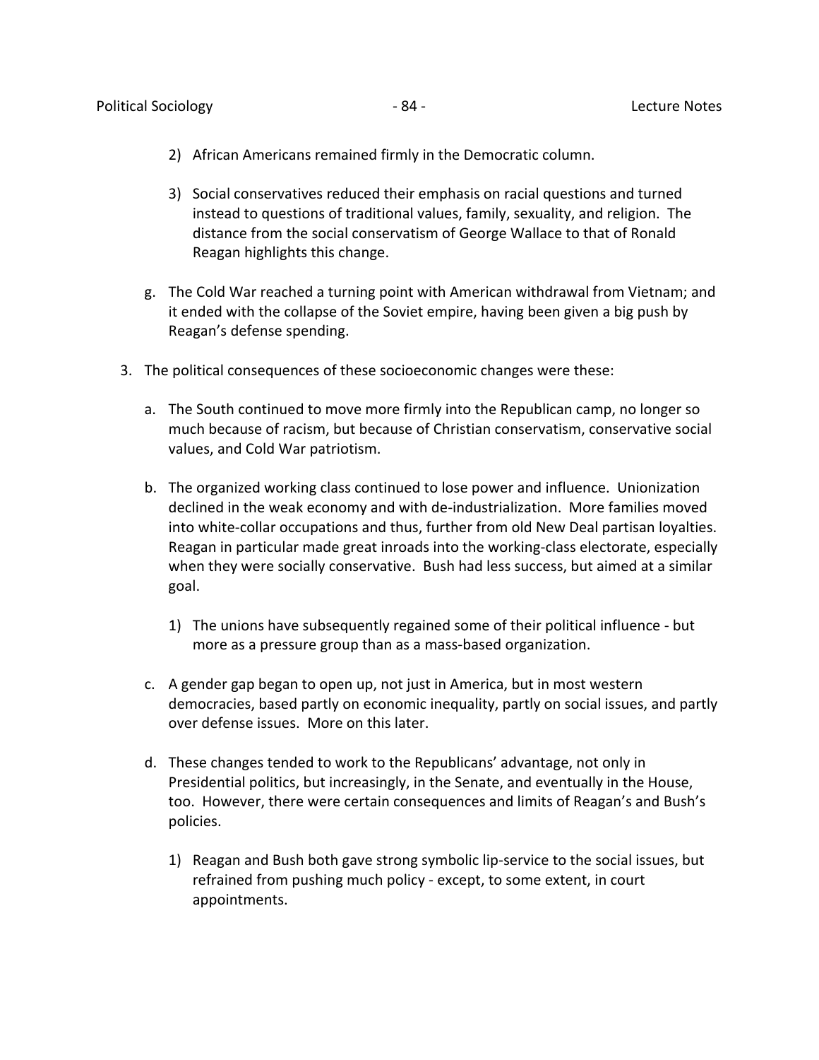2) African Americans remained firmly in the Democratic column.

3) Social conservatives reduced their emphasis on racial questions and turned instead to questions of traditional values, family, sexuality, and religion. The distance from the social conservatism of George Wallace to that of Ronald Reagan highlights this change.

g. The Cold War reached a turning point with American withdrawal from Vietnam; and it ended with the collapse of the Soviet empire, having been given a big push by Reagan's defense spending.

3. The political consequences of these socioeconomic changes were these:

   a. The South continued to move more firmly into the Republican camp, no longer so much because of racism, but because of Christian conservatism, conservative social values, and Cold War patriotism.

   b. The organized working class continued to lose power and influence. Unionization declined in the weak economy and with de-industrialization. More families moved into white-collar occupations and thus, further from old New Deal partisan loyalties. Reagan in particular made great inroads into the working-class electorate, especially when they were socially conservative. Bush had less success, but aimed at a similar goal.

      1) The unions have subsequently regained some of their political influence - but more as a pressure group than as a mass-based organization.

   c. A gender gap began to open up, not just in America, but in most western democracies, based partly on economic inequality, partly on social issues, and partly over defense issues. More on this later.

   d. These changes tended to work to the Republicans' advantage, not only in Presidential politics, but increasingly, in the Senate, and eventually in the House, too. However, there were certain consequences and limits of Reagan's and Bush's policies.

      1) Reagan and Bush both gave strong symbolic lip-service to the social issues, but refrained from pushing much policy - except, to some extent, in court appointments.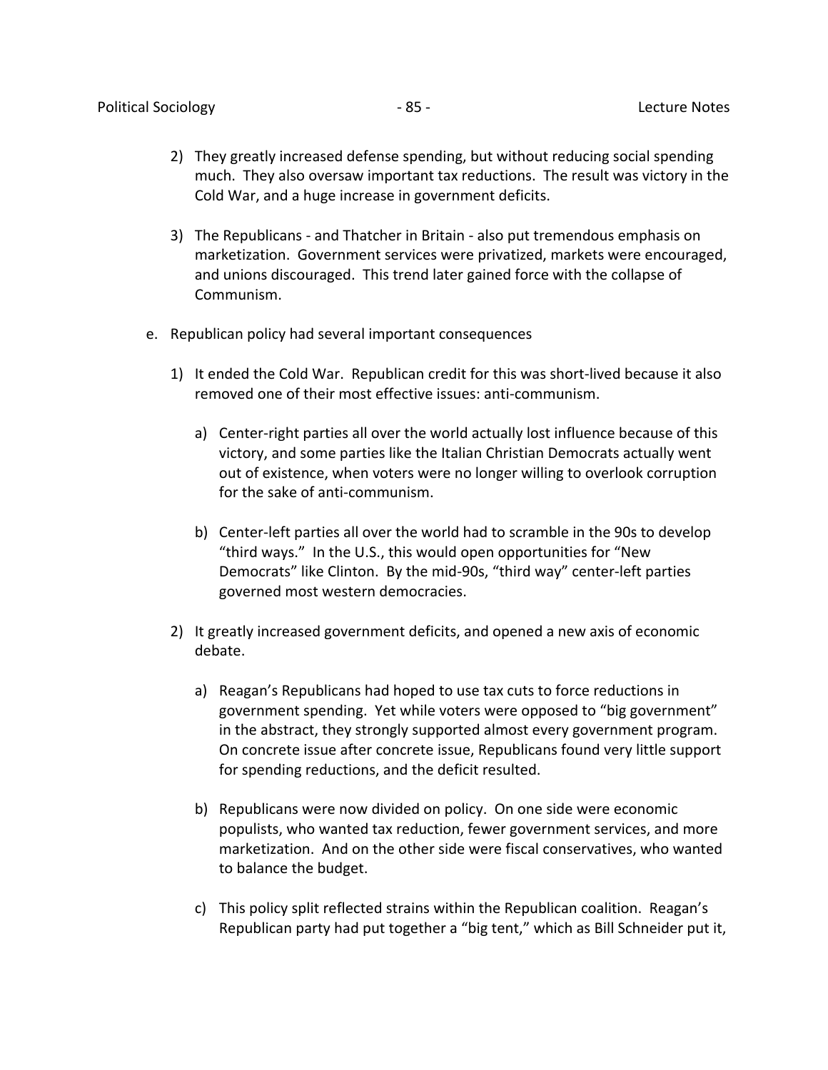2) They greatly increased defense spending, but without reducing social spending much. They also oversaw important tax reductions. The result was victory in the Cold War, and a huge increase in government deficits.

3) The Republicans - and Thatcher in Britain - also put tremendous emphasis on marketization. Government services were privatized, markets were encouraged, and unions discouraged. This trend later gained force with the collapse of Communism.

e. Republican policy had several important consequences

1) It ended the Cold War. Republican credit for this was short-lived because it also removed one of their most effective issues: anti-communism.

a) Center-right parties all over the world actually lost influence because of this victory, and some parties like the Italian Christian Democrats actually went out of existence, when voters were no longer willing to overlook corruption for the sake of anti-communism.

b) Center-left parties all over the world had to scramble in the 90s to develop "third ways." In the U.S., this would open opportunities for "New Democrats" like Clinton. By the mid-90s, "third way" center-left parties governed most western democracies.

2) It greatly increased government deficits, and opened a new axis of economic debate.

a) Reagan's Republicans had hoped to use tax cuts to force reductions in government spending. Yet while voters were opposed to "big government" in the abstract, they strongly supported almost every government program. On concrete issue after concrete issue, Republicans found very little support for spending reductions, and the deficit resulted.

b) Republicans were now divided on policy. On one side were economic populists, who wanted tax reduction, fewer government services, and more marketization. And on the other side were fiscal conservatives, who wanted to balance the budget.

c) This policy split reflected strains within the Republican coalition. Reagan's Republican party had put together a "big tent," which as Bill Schneider put it,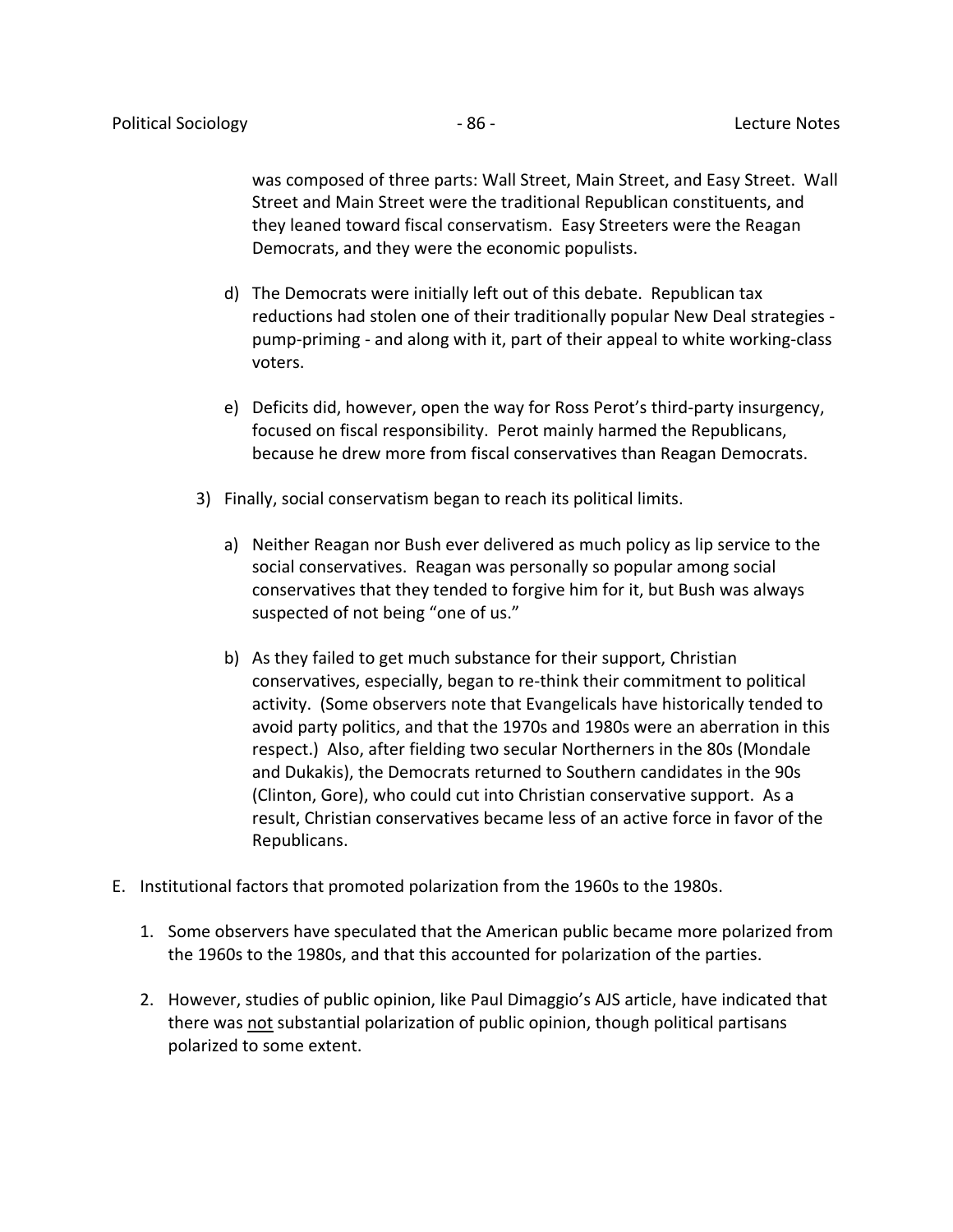was composed of three parts: Wall Street, Main Street, and Easy Street. Wall Street and Main Street were the traditional Republican constituents, and they leaned toward fiscal conservatism. Easy Streeters were the Reagan Democrats, and they were the economic populists.

d) The Democrats were initially left out of this debate. Republican tax reductions had stolen one of their traditionally popular New Deal strategies - pump-priming - and along with it, part of their appeal to white working-class voters.

e) Deficits did, however, open the way for Ross Perot's third-party insurgency, focused on fiscal responsibility. Perot mainly harmed the Republicans, because he drew more from fiscal conservatives than Reagan Democrats.

3) Finally, social conservatism began to reach its political limits.

a) Neither Reagan nor Bush ever delivered as much policy as lip service to the social conservatives. Reagan was personally so popular among social conservatives that they tended to forgive him for it, but Bush was always suspected of not being "one of us."

b) As they failed to get much substance for their support, Christian conservatives, especially, began to re-think their commitment to political activity. (Some observers note that Evangelicals have historically tended to avoid party politics, and that the 1970s and 1980s were an aberration in this respect.) Also, after fielding two secular Northerners in the 80s (Mondale and Dukakis), the Democrats returned to Southern candidates in the 90s (Clinton, Gore), who could cut into Christian conservative support. As a result, Christian conservatives became less of an active force in favor of the Republicans.

E. Institutional factors that promoted polarization from the 1960s to the 1980s.

1. Some observers have speculated that the American public became more polarized from the 1960s to the 1980s, and that this accounted for polarization of the parties.

2. However, studies of public opinion, like Paul Dimaggio's AJS article, have indicated that there was <u>not</u> substantial polarization of public opinion, though political partisans polarized to some extent.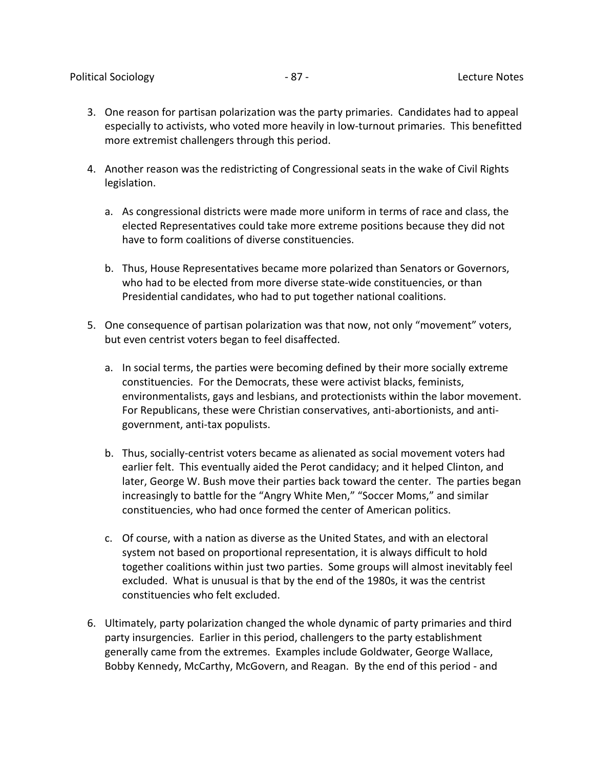3. One reason for partisan polarization was the party primaries. Candidates had to appeal especially to activists, who voted more heavily in low-turnout primaries. This benefitted more extremist challengers through this period.

4. Another reason was the redistricting of Congressional seats in the wake of Civil Rights legislation.

   a. As congressional districts were made more uniform in terms of race and class, the elected Representatives could take more extreme positions because they did not have to form coalitions of diverse constituencies.

   b. Thus, House Representatives became more polarized than Senators or Governors, who had to be elected from more diverse state-wide constituencies, or than Presidential candidates, who had to put together national coalitions.

5. One consequence of partisan polarization was that now, not only "movement" voters, but even centrist voters began to feel disaffected.

   a. In social terms, the parties were becoming defined by their more socially extreme constituencies. For the Democrats, these were activist blacks, feminists, environmentalists, gays and lesbians, and protectionists within the labor movement. For Republicans, these were Christian conservatives, anti-abortionists, and anti-government, anti-tax populists.

   b. Thus, socially-centrist voters became as alienated as social movement voters had earlier felt. This eventually aided the Perot candidacy; and it helped Clinton, and later, George W. Bush move their parties back toward the center. The parties began increasingly to battle for the "Angry White Men," "Soccer Moms," and similar constituencies, who had once formed the center of American politics.

   c. Of course, with a nation as diverse as the United States, and with an electoral system not based on proportional representation, it is always difficult to hold together coalitions within just two parties. Some groups will almost inevitably feel excluded. What is unusual is that by the end of the 1980s, it was the centrist constituencies who felt excluded.

6. Ultimately, party polarization changed the whole dynamic of party primaries and third party insurgencies. Earlier in this period, challengers to the party establishment generally came from the extremes. Examples include Goldwater, George Wallace, Bobby Kennedy, McCarthy, McGovern, and Reagan. By the end of this period - and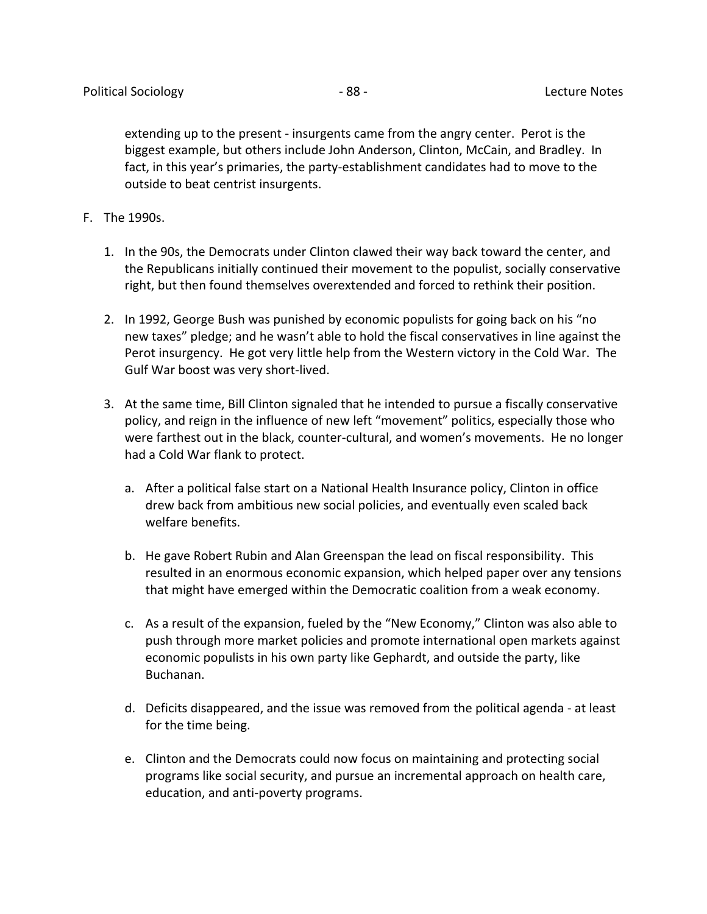extending up to the present - insurgents came from the angry center. Perot is the biggest example, but others include John Anderson, Clinton, McCain, and Bradley. In fact, in this year's primaries, the party-establishment candidates had to move to the outside to beat centrist insurgents.

F. The 1990s.

1. In the 90s, the Democrats under Clinton clawed their way back toward the center, and the Republicans initially continued their movement to the populist, socially conservative right, but then found themselves overextended and forced to rethink their position.

2. In 1992, George Bush was punished by economic populists for going back on his "no new taxes" pledge; and he wasn't able to hold the fiscal conservatives in line against the Perot insurgency. He got very little help from the Western victory in the Cold War. The Gulf War boost was very short-lived.

3. At the same time, Bill Clinton signaled that he intended to pursue a fiscally conservative policy, and reign in the influence of new left "movement" politics, especially those who were farthest out in the black, counter-cultural, and women's movements. He no longer had a Cold War flank to protect.

   a. After a political false start on a National Health Insurance policy, Clinton in office drew back from ambitious new social policies, and eventually even scaled back welfare benefits.

   b. He gave Robert Rubin and Alan Greenspan the lead on fiscal responsibility. This resulted in an enormous economic expansion, which helped paper over any tensions that might have emerged within the Democratic coalition from a weak economy.

   c. As a result of the expansion, fueled by the "New Economy," Clinton was also able to push through more market policies and promote international open markets against economic populists in his own party like Gephardt, and outside the party, like Buchanan.

   d. Deficits disappeared, and the issue was removed from the political agenda - at least for the time being.

   e. Clinton and the Democrats could now focus on maintaining and protecting social programs like social security, and pursue an incremental approach on health care, education, and anti-poverty programs.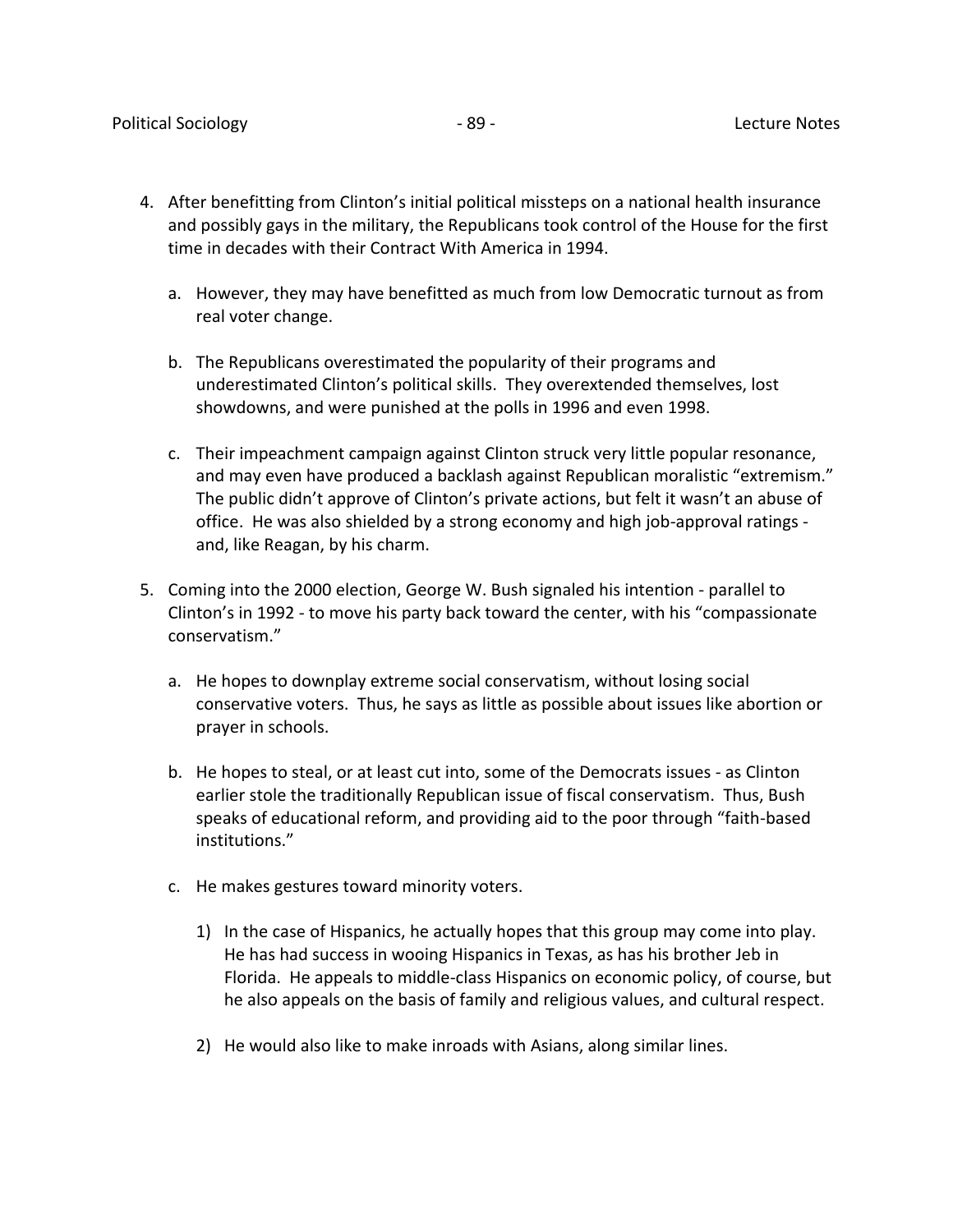4. After benefitting from Clinton's initial political missteps on a national health insurance and possibly gays in the military, the Republicans took control of the House for the first time in decades with their Contract With America in 1994.

    a. However, they may have benefitted as much from low Democratic turnout as from real voter change.

    b. The Republicans overestimated the popularity of their programs and underestimated Clinton's political skills. They overextended themselves, lost showdowns, and were punished at the polls in 1996 and even 1998.

    c. Their impeachment campaign against Clinton struck very little popular resonance, and may even have produced a backlash against Republican moralistic "extremism." The public didn't approve of Clinton's private actions, but felt it wasn't an abuse of office. He was also shielded by a strong economy and high job-approval ratings - and, like Reagan, by his charm.

5. Coming into the 2000 election, George W. Bush signaled his intention - parallel to Clinton's in 1992 - to move his party back toward the center, with his "compassionate conservatism."

    a. He hopes to downplay extreme social conservatism, without losing social conservative voters. Thus, he says as little as possible about issues like abortion or prayer in schools.

    b. He hopes to steal, or at least cut into, some of the Democrats issues - as Clinton earlier stole the traditionally Republican issue of fiscal conservatism. Thus, Bush speaks of educational reform, and providing aid to the poor through "faith-based institutions."

    c. He makes gestures toward minority voters.

        1) In the case of Hispanics, he actually hopes that this group may come into play. He has had success in wooing Hispanics in Texas, as has his brother Jeb in Florida. He appeals to middle-class Hispanics on economic policy, of course, but he also appeals on the basis of family and religious values, and cultural respect.

        2) He would also like to make inroads with Asians, along similar lines.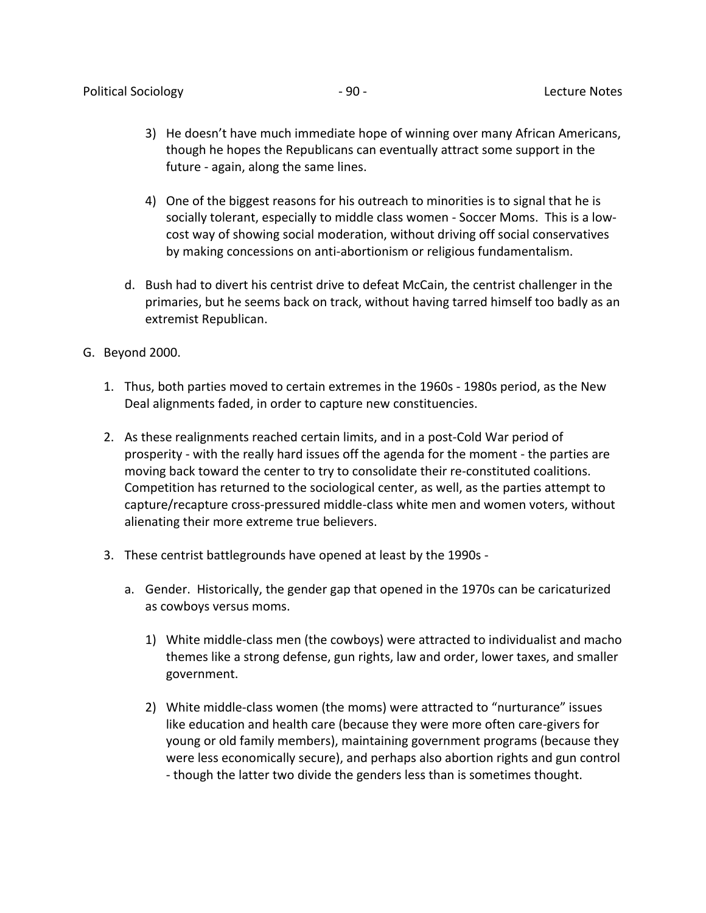3) He doesn't have much immediate hope of winning over many African Americans, though he hopes the Republicans can eventually attract some support in the future - again, along the same lines.

4) One of the biggest reasons for his outreach to minorities is to signal that he is socially tolerant, especially to middle class women - Soccer Moms. This is a low-cost way of showing social moderation, without driving off social conservatives by making concessions on anti-abortionism or religious fundamentalism.

d. Bush had to divert his centrist drive to defeat McCain, the centrist challenger in the primaries, but he seems back on track, without having tarred himself too badly as an extremist Republican.

G. Beyond 2000.

1. Thus, both parties moved to certain extremes in the 1960s - 1980s period, as the New Deal alignments faded, in order to capture new constituencies.

2. As these realignments reached certain limits, and in a post-Cold War period of prosperity - with the really hard issues off the agenda for the moment - the parties are moving back toward the center to try to consolidate their re-constituted coalitions. Competition has returned to the sociological center, as well, as the parties attempt to capture/recapture cross-pressured middle-class white men and women voters, without alienating their more extreme true believers.

3. These centrist battlegrounds have opened at least by the 1990s -

a. Gender. Historically, the gender gap that opened in the 1970s can be caricaturized as cowboys versus moms.

1) White middle-class men (the cowboys) were attracted to individualist and macho themes like a strong defense, gun rights, law and order, lower taxes, and smaller government.

2) White middle-class women (the moms) were attracted to "nurturance" issues like education and health care (because they were more often care-givers for young or old family members), maintaining government programs (because they were less economically secure), and perhaps also abortion rights and gun control - though the latter two divide the genders less than is sometimes thought.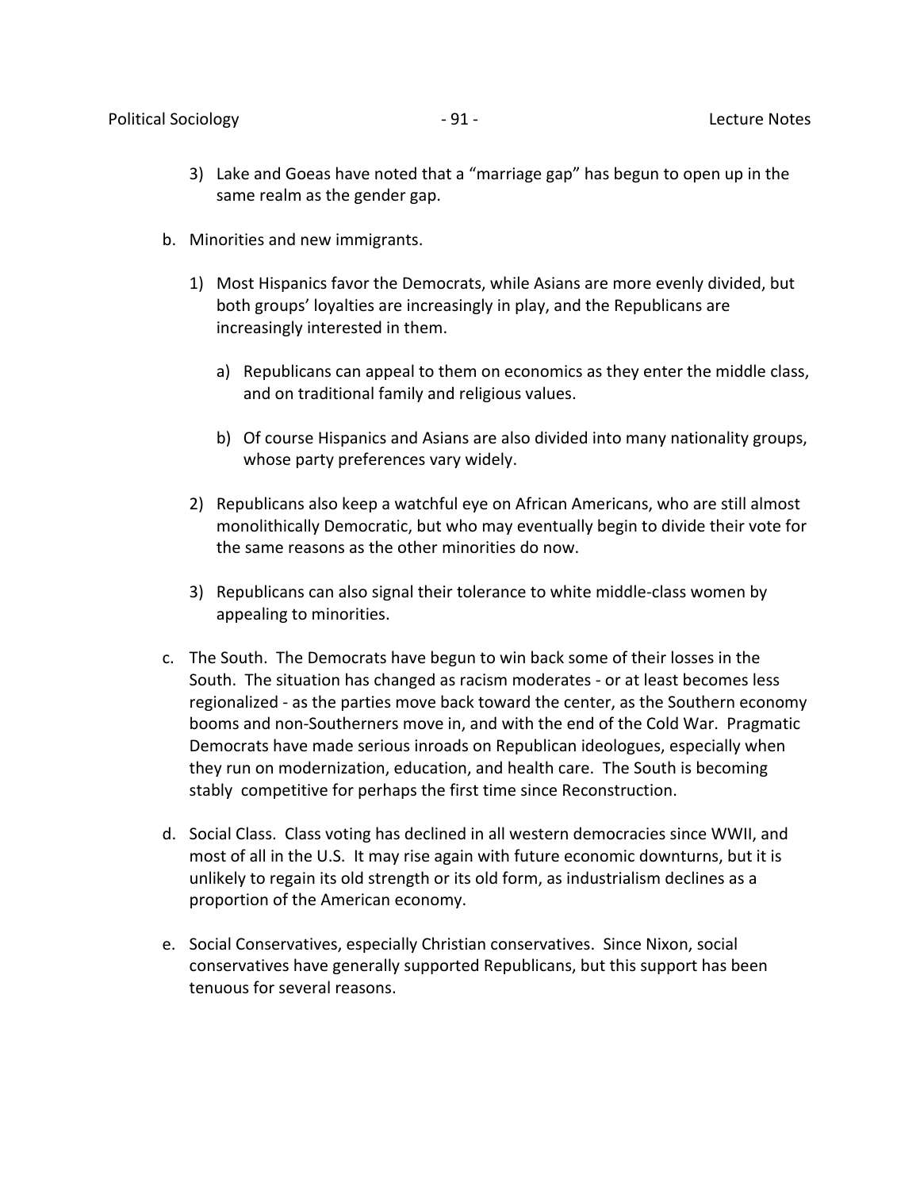3) Lake and Goeas have noted that a "marriage gap" has begun to open up in the same realm as the gender gap.

b. Minorities and new immigrants.

1) Most Hispanics favor the Democrats, while Asians are more evenly divided, but both groups' loyalties are increasingly in play, and the Republicans are increasingly interested in them.

a) Republicans can appeal to them on economics as they enter the middle class, and on traditional family and religious values.

b) Of course Hispanics and Asians are also divided into many nationality groups, whose party preferences vary widely.

2) Republicans also keep a watchful eye on African Americans, who are still almost monolithically Democratic, but who may eventually begin to divide their vote for the same reasons as the other minorities do now.

3) Republicans can also signal their tolerance to white middle-class women by appealing to minorities.

c. The South. The Democrats have begun to win back some of their losses in the South. The situation has changed as racism moderates - or at least becomes less regionalized - as the parties move back toward the center, as the Southern economy booms and non-Southerners move in, and with the end of the Cold War. Pragmatic Democrats have made serious inroads on Republican ideologues, especially when they run on modernization, education, and health care. The South is becoming stably competitive for perhaps the first time since Reconstruction.

d. Social Class. Class voting has declined in all western democracies since WWII, and most of all in the U.S. It may rise again with future economic downturns, but it is unlikely to regain its old strength or its old form, as industrialism declines as a proportion of the American economy.

e. Social Conservatives, especially Christian conservatives. Since Nixon, social conservatives have generally supported Republicans, but this support has been tenuous for several reasons.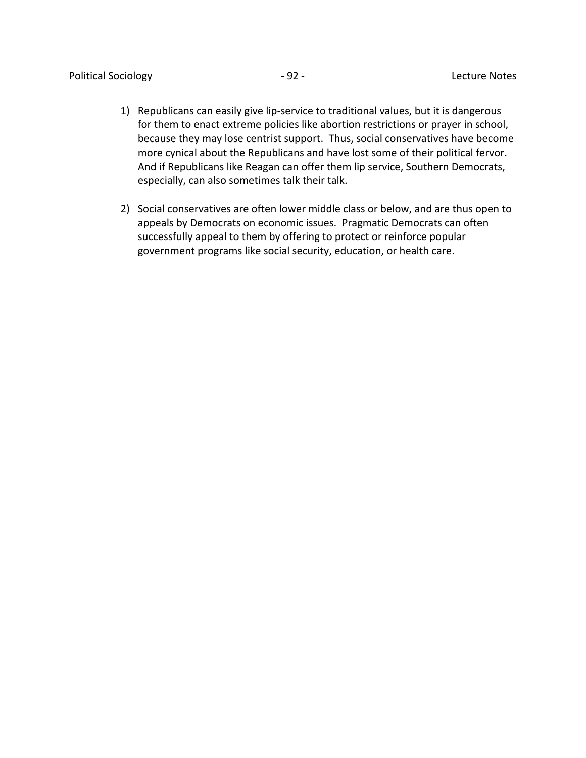1) Republicans can easily give lip-service to traditional values, but it is dangerous for them to enact extreme policies like abortion restrictions or prayer in school, because they may lose centrist support. Thus, social conservatives have become more cynical about the Republicans and have lost some of their political fervor. And if Republicans like Reagan can offer them lip service, Southern Democrats, especially, can also sometimes talk their talk.

2) Social conservatives are often lower middle class or below, and are thus open to appeals by Democrats on economic issues. Pragmatic Democrats can often successfully appeal to them by offering to protect or reinforce popular government programs like social security, education, or health care.